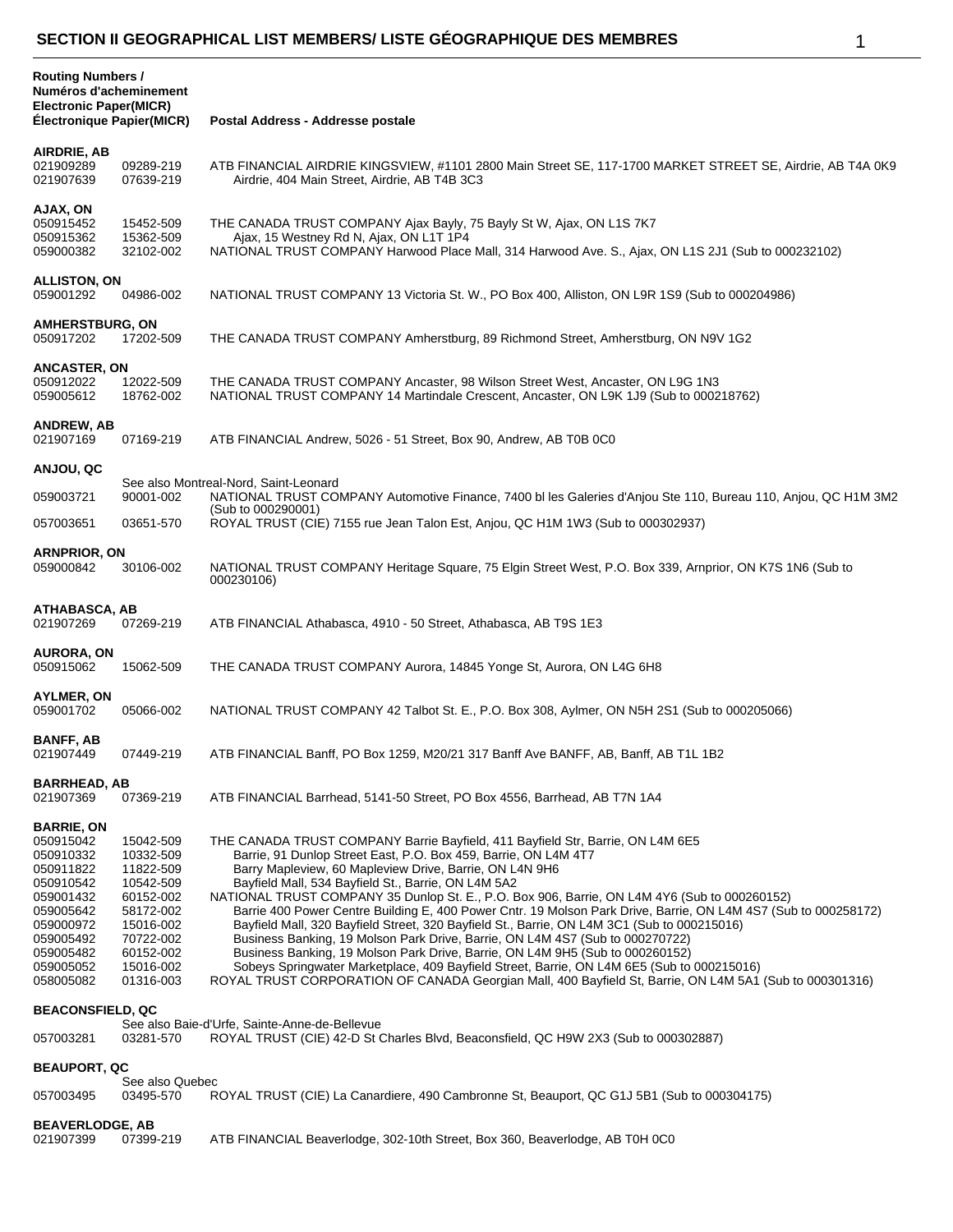## SECTION II GEOGRAPHICAL LIST MEMBERS/ LISTE GÉOGRAPHIQUE DES MEMBRES

| Routing Numbers / Numéros d'acheminement Electronic Paper(MICR) Électronique Papier(MICR) | | Postal Address - Addresse postale |
|---|---|---|
| **AIRDRIE, AB** | | |
| 021909289 | 09289-219 | ATB FINANCIAL AIRDRIE KINGSVIEW, #1101 2800 Main Street SE, 117-1700 MARKET STREET SE, Airdrie, AB T4A 0K9 |
| 021907639 | 07639-219 | Airdrie, 404 Main Street, Airdrie, AB T4B 3C3 |
| **AJAX, ON** | | |
| 050915452 | 15452-509 | THE CANADA TRUST COMPANY Ajax Bayly, 75 Bayly St W, Ajax, ON L1S 7K7 |
| 050915362 | 15362-509 | Ajax, 15 Westney Rd N, Ajax, ON L1T 1P4 |
| 059000382 | 32102-002 | NATIONAL TRUST COMPANY Harwood Place Mall, 314 Harwood Ave. S., Ajax, ON L1S 2J1 (Sub to 000232102) |
| **ALLISTON, ON** | | |
| 059001292 | 04986-002 | NATIONAL TRUST COMPANY 13 Victoria St. W., PO Box 400, Alliston, ON L9R 1S9 (Sub to 000204986) |
| **AMHERSTBURG, ON** | | |
| 050917202 | 17202-509 | THE CANADA TRUST COMPANY Amherstburg, 89 Richmond Street, Amherstburg, ON N9V 1G2 |
| **ANCASTER, ON** | | |
| 050912022 | 12022-509 | THE CANADA TRUST COMPANY Ancaster, 98 Wilson Street West, Ancaster, ON L9G 1N3 |
| 059005612 | 18762-002 | NATIONAL TRUST COMPANY 14 Martindale Crescent, Ancaster, ON L9K 1J9 (Sub to 000218762) |
| **ANDREW, AB** | | |
| 021907169 | 07169-219 | ATB FINANCIAL Andrew, 5026 - 51 Street, Box 90, Andrew, AB T0B 0C0 |
| **ANJOU, QC** | | |
| | | See also Montreal-Nord, Saint-Leonard |
| 059003721 | 90001-002 | NATIONAL TRUST COMPANY Automotive Finance, 7400 bl les Galeries d'Anjou Ste 110, Bureau 110, Anjou, QC H1M 3M2 (Sub to 000290001) |
| 057003651 | 03651-570 | ROYAL TRUST (CIE) 7155 rue Jean Talon Est, Anjou, QC H1M 1W3 (Sub to 000302937) |
| **ARNPRIOR, ON** | | |
| 059000842 | 30106-002 | NATIONAL TRUST COMPANY Heritage Square, 75 Elgin Street West, P.O. Box 339, Arnprior, ON K7S 1N6 (Sub to 000230106) |
| **ATHABASCA, AB** | | |
| 021907269 | 07269-219 | ATB FINANCIAL Athabasca, 4910 - 50 Street, Athabasca, AB T9S 1E3 |
| **AURORA, ON** | | |
| 050915062 | 15062-509 | THE CANADA TRUST COMPANY Aurora, 14845 Yonge St, Aurora, ON L4G 6H8 |
| **AYLMER, ON** | | |
| 059001702 | 05066-002 | NATIONAL TRUST COMPANY 42 Talbot St. E., P.O. Box 308, Aylmer, ON N5H 2S1 (Sub to 000205066) |
| **BANFF, AB** | | |
| 021907449 | 07449-219 | ATB FINANCIAL Banff, PO Box 1259, M20/21 317 Banff Ave BANFF, AB, Banff, AB T1L 1B2 |
| **BARRHEAD, AB** | | |
| 021907369 | 07369-219 | ATB FINANCIAL Barrhead, 5141-50 Street, PO Box 4556, Barrhead, AB T7N 1A4 |
| **BARRIE, ON** | | |
| 050915042 | 15042-509 | THE CANADA TRUST COMPANY Barrie Bayfield, 411 Bayfield Str, Barrie, ON L4M 6E5 |
| 050910332 | 10332-509 | Barrie, 91 Dunlop Street East, P.O. Box 459, Barrie, ON L4M 4T7 |
| 050911822 | 11822-509 | Barry Mapleview, 60 Mapleview Drive, Barrie, ON L4N 9H6 |
| 050910542 | 10542-509 | Bayfield Mall, 534 Bayfield St., Barrie, ON L4M 5A2 |
| 059001432 | 60152-002 | NATIONAL TRUST COMPANY 35 Dunlop St. E., P.O. Box 906, Barrie, ON L4M 4Y6 (Sub to 000260152) |
| 059005642 | 58172-002 | Barrie 400 Power Centre Building E, 400 Power Cntr. 19 Molson Park Drive, Barrie, ON L4M 4S7 (Sub to 000258172) |
| 059000972 | 15016-002 | Bayfield Mall, 320 Bayfield Street, 320 Bayfield St., Barrie, ON L4M 3C1 (Sub to 000215016) |
| 059005492 | 70722-002 | Business Banking, 19 Molson Park Drive, Barrie, ON L4M 4S7 (Sub to 000270722) |
| 059005482 | 60152-002 | Business Banking, 19 Molson Park Drive, Barrie, ON L4M 9H5 (Sub to 000260152) |
| 059005052 | 15016-002 | Sobeys Springwater Marketplace, 409 Bayfield Street, Barrie, ON L4M 6E5 (Sub to 000215016) |
| 058005082 | 01316-003 | ROYAL TRUST CORPORATION OF CANADA Georgian Mall, 400 Bayfield St, Barrie, ON L4M 5A1 (Sub to 000301316) |
| **BEACONSFIELD, QC** | | |
| | | See also Baie-d'Urfe, Sainte-Anne-de-Bellevue |
| 057003281 | 03281-570 | ROYAL TRUST (CIE) 42-D St Charles Blvd, Beaconsfield, QC H9W 2X3 (Sub to 000302887) |
| **BEAUPORT, QC** | | |
| | See also Quebec | |
| 057003495 | 03495-570 | ROYAL TRUST (CIE) La Canardiere, 490 Cambronne St, Beauport, QC G1J 5B1 (Sub to 000304175) |
| **BEAVERLODGE, AB** | | |
| 021907399 | 07399-219 | ATB FINANCIAL Beaverlodge, 302-10th Street, Box 360, Beaverlodge, AB T0H 0C0 |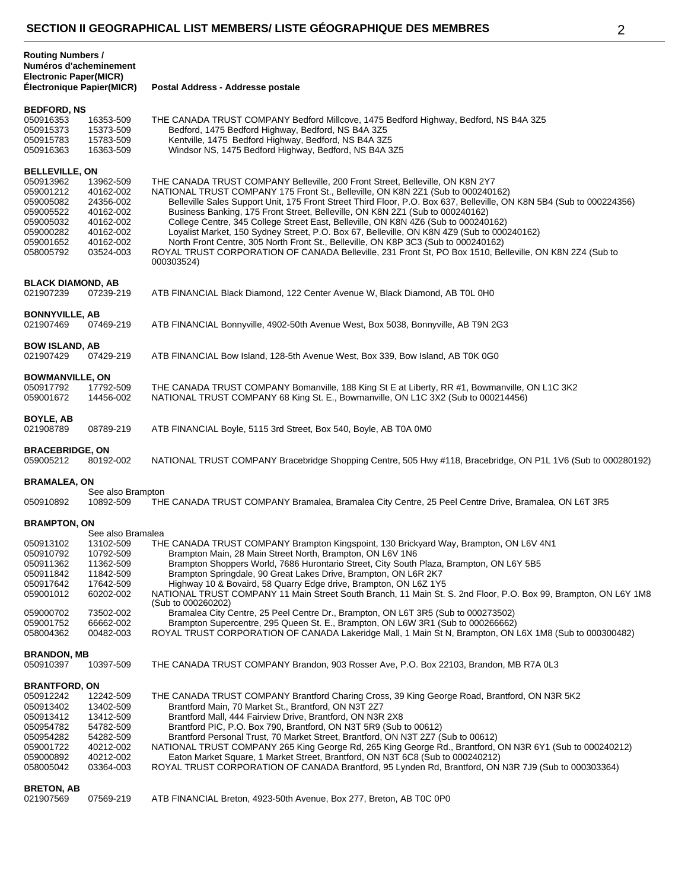## SECTION II GEOGRAPHICAL LIST MEMBERS/ LISTE GÉOGRAPHIQUE DES MEMBRES

| Routing Numbers / Numéros d'acheminement Electronic Paper(MICR) | Électronique Papier(MICR) | Postal Address - Addresse postale |
|---|---|---|
| **BEDFORD, NS** | | |
| 050916353 | 16353-509 | THE CANADA TRUST COMPANY Bedford Millcove, 1475 Bedford Highway, Bedford, NS B4A 3Z5 |
| 050915373 | 15373-509 | Bedford, 1475 Bedford Highway, Bedford, NS B4A 3Z5 |
| 050915783 | 15783-509 | Kentville, 1475 Bedford Highway, Bedford, NS B4A 3Z5 |
| 050916363 | 16363-509 | Windsor NS, 1475 Bedford Highway, Bedford, NS B4A 3Z5 |
| **BELLEVILLE, ON** | | |
| 050913962 | 13962-509 | THE CANADA TRUST COMPANY Belleville, 200 Front Street, Belleville, ON K8N 2Y7 |
| 059001212 | 40162-002 | NATIONAL TRUST COMPANY 175 Front St., Belleville, ON K8N 2Z1 (Sub to 000240162) |
| 059005082 | 24356-002 | Belleville Sales Support Unit, 175 Front Street Third Floor, P.O. Box 637, Belleville, ON K8N 5B4 (Sub to 000224356) |
| 059005522 | 40162-002 | Business Banking, 175 Front Street, Belleville, ON K8N 2Z1 (Sub to 000240162) |
| 059005032 | 40162-002 | College Centre, 345 College Street East, Belleville, ON K8N 4Z6 (Sub to 000240162) |
| 059000282 | 40162-002 | Loyalist Market, 150 Sydney Street, P.O. Box 67, Belleville, ON K8N 4Z9 (Sub to 000240162) |
| 059001652 | 40162-002 | North Front Centre, 305 North Front St., Belleville, ON K8P 3C3 (Sub to 000240162) |
| 058005792 | 03524-003 | ROYAL TRUST CORPORATION OF CANADA Belleville, 231 Front St, PO Box 1510, Belleville, ON K8N 2Z4 (Sub to 000303524) |
| **BLACK DIAMOND, AB** | | |
| 021907239 | 07239-219 | ATB FINANCIAL Black Diamond, 122 Center Avenue W, Black Diamond, AB T0L 0H0 |
| **BONNYVILLE, AB** | | |
| 021907469 | 07469-219 | ATB FINANCIAL Bonnyville, 4902-50th Avenue West, Box 5038, Bonnyville, AB T9N 2G3 |
| **BOW ISLAND, AB** | | |
| 021907429 | 07429-219 | ATB FINANCIAL Bow Island, 128-5th Avenue West, Box 339, Bow Island, AB T0K 0G0 |
| **BOWMANVILLE, ON** | | |
| 050917792 | 17792-509 | THE CANADA TRUST COMPANY Bomanville, 188 King St E at Liberty, RR #1, Bowmanville, ON L1C 3K2 |
| 059001672 | 14456-002 | NATIONAL TRUST COMPANY 68 King St. E., Bowmanville, ON L1C 3X2 (Sub to 000214456) |
| **BOYLE, AB** | | |
| 021908789 | 08789-219 | ATB FINANCIAL Boyle, 5115 3rd Street, Box 540, Boyle, AB T0A 0M0 |
| **BRACEBRIDGE, ON** | | |
| 059005212 | 80192-002 | NATIONAL TRUST COMPANY Bracebridge Shopping Centre, 505 Hwy #118, Bracebridge, ON P1L 1V6 (Sub to 000280192) |
| **BRAMALEA, ON** | | |
| | See also Brampton | |
| 050910892 | 10892-509 | THE CANADA TRUST COMPANY Bramalea, Bramalea City Centre, 25 Peel Centre Drive, Bramalea, ON L6T 3R5 |
| **BRAMPTON, ON** | | |
| | See also Bramalea | |
| 050913102 | 13102-509 | THE CANADA TRUST COMPANY Brampton Kingspoint, 130 Brickyard Way, Brampton, ON L6V 4N1 |
| 050910792 | 10792-509 | Brampton Main, 28 Main Street North, Brampton, ON L6V 1N6 |
| 050911362 | 11362-509 | Brampton Shoppers World, 7686 Hurontario Street, City South Plaza, Brampton, ON L6Y 5B5 |
| 050911842 | 11842-509 | Brampton Springdale, 90 Great Lakes Drive, Brampton, ON L6R 2K7 |
| 050917642 | 17642-509 | Highway 10 & Bovaird, 58 Quarry Edge drive, Brampton, ON L6Z 1Y5 |
| 059001012 | 60202-002 | NATIONAL TRUST COMPANY 11 Main Street South Branch, 11 Main St. S. 2nd Floor, P.O. Box 99, Brampton, ON L6Y 1M8 (Sub to 000260202) |
| 059000702 | 73502-002 | Bramalea City Centre, 25 Peel Centre Dr., Brampton, ON L6T 3R5 (Sub to 000273502) |
| 059001752 | 66662-002 | Brampton Supercentre, 295 Queen St. E., Brampton, ON L6W 3R1 (Sub to 000266662) |
| 058004362 | 00482-003 | ROYAL TRUST CORPORATION OF CANADA Lakeridge Mall, 1 Main St N, Brampton, ON L6X 1M8 (Sub to 000300482) |
| **BRANDON, MB** | | |
| 050910397 | 10397-509 | THE CANADA TRUST COMPANY Brandon, 903 Rosser Ave, P.O. Box 22103, Brandon, MB R7A 0L3 |
| **BRANTFORD, ON** | | |
| 050912242 | 12242-509 | THE CANADA TRUST COMPANY Brantford Charing Cross, 39 King George Road, Brantford, ON N3R 5K2 |
| 050913402 | 13402-509 | Brantford Main, 70 Market St., Brantford, ON N3T 2Z7 |
| 050913412 | 13412-509 | Brantford Mall, 444 Fairview Drive, Brantford, ON N3R 2X8 |
| 050954782 | 54782-509 | Brantford PIC, P.O. Box 790, Brantford, ON N3T 5R9 (Sub to 00612) |
| 050954282 | 54282-509 | Brantford Personal Trust, 70 Market Street, Brantford, ON N3T 2Z7 (Sub to 00612) |
| 059001722 | 40212-002 | NATIONAL TRUST COMPANY 265 King George Rd, 265 King George Rd., Brantford, ON N3R 6Y1 (Sub to 000240212) |
| 059000892 | 40212-002 | Eaton Market Square, 1 Market Street, Brantford, ON N3T 6C8 (Sub to 000240212) |
| 058005042 | 03364-003 | ROYAL TRUST CORPORATION OF CANADA Brantford, 95 Lynden Rd, Brantford, ON N3R 7J9 (Sub to 000303364) |
| **BRETON, AB** | | |
| 021907569 | 07569-219 | ATB FINANCIAL Breton, 4923-50th Avenue, Box 277, Breton, AB T0C 0P0 |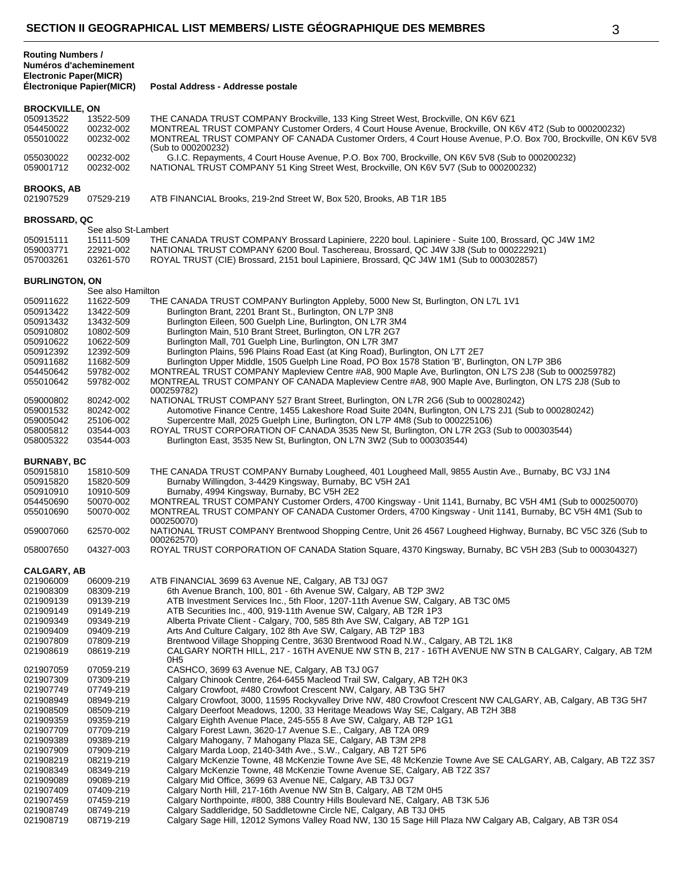## SECTION II GEOGRAPHICAL LIST MEMBERS/ LISTE GÉOGRAPHIQUE DES MEMBRES

| Routing Numbers / Numéros d'acheminement Electronic Paper(MICR) Électronique Papier(MICR) | | Postal Address - Addresse postale |
|---|---|---|
| **BROCKVILLE, ON** | | |
| 050913522 | 13522-509 | THE CANADA TRUST COMPANY Brockville, 133 King Street West, Brockville, ON K6V 6Z1 |
| 054450022 | 00232-002 | MONTREAL TRUST COMPANY Customer Orders, 4 Court House Avenue, Brockville, ON K6V 4T2 (Sub to 000200232) |
| 055010022 | 00232-002 | MONTREAL TRUST COMPANY OF CANADA Customer Orders, 4 Court House Avenue, P.O. Box 700, Brockville, ON K6V 5V8 (Sub to 000200232) |
| 055030022 | 00232-002 | G.I.C. Repayments, 4 Court House Avenue, P.O. Box 700, Brockville, ON K6V 5V8 (Sub to 000200232) |
| 059001712 | 00232-002 | NATIONAL TRUST COMPANY 51 King Street West, Brockville, ON K6V 5V7 (Sub to 000200232) |
| **BROOKS, AB** | | |
| 021907529 | 07529-219 | ATB FINANCIAL Brooks, 219-2nd Street W, Box 520, Brooks, AB T1R 1B5 |
| **BROSSARD, QC** | | |
| | See also St-Lambert | |
| 050915111 | 15111-509 | THE CANADA TRUST COMPANY Brossard Lapiniere, 2220 boul. Lapiniere - Suite 100, Brossard, QC J4W 1M2 |
| 059003771 | 22921-002 | NATIONAL TRUST COMPANY 6200 Boul. Taschereau, Brossard, QC J4W 3J8 (Sub to 000222921) |
| 057003261 | 03261-570 | ROYAL TRUST (CIE) Brossard, 2151 boul Lapiniere, Brossard, QC J4W 1M1 (Sub to 000302857) |
| **BURLINGTON, ON** | | |
| | See also Hamilton | |
| 050911622 | 11622-509 | THE CANADA TRUST COMPANY Burlington Appleby, 5000 New St, Burlington, ON L7L 1V1 |
| 050913422 | 13422-509 | Burlington Brant, 2201 Brant St., Burlington, ON L7P 3N8 |
| 050913432 | 13432-509 | Burlington Eileen, 500 Guelph Line, Burlington, ON L7R 3M4 |
| 050910802 | 10802-509 | Burlington Main, 510 Brant Street, Burlington, ON L7R 2G7 |
| 050910622 | 10622-509 | Burlington Mall, 701 Guelph Line, Burlington, ON L7R 3M7 |
| 050912392 | 12392-509 | Burlington Plains, 596 Plains Road East (at King Road), Burlington, ON L7T 2E7 |
| 050911682 | 11682-509 | Burlington Upper Middle, 1505 Guelph Line Road, PO Box 1578 Station 'B', Burlington, ON L7P 3B6 |
| 054450642 | 59782-002 | MONTREAL TRUST COMPANY Mapleview Centre #A8, 900 Maple Ave, Burlington, ON L7S 2J8 (Sub to 000259782) |
| 055010642 | 59782-002 | MONTREAL TRUST COMPANY OF CANADA Mapleview Centre #A8, 900 Maple Ave, Burlington, ON L7S 2J8 (Sub to 000259782) |
| 059000802 | 80242-002 | NATIONAL TRUST COMPANY 527 Brant Street, Burlington, ON L7R 2G6 (Sub to 000280242) |
| 059001532 | 80242-002 | Automotive Finance Centre, 1455 Lakeshore Road Suite 204N, Burlington, ON L7S 2J1 (Sub to 000280242) |
| 059005042 | 25106-002 | Supercentre Mall, 2025 Guelph Line, Burlington, ON L7P 4M8 (Sub to 000225106) |
| 058005812 | 03544-003 | ROYAL TRUST CORPORATION OF CANADA 3535 New St, Burlington, ON L7R 2G3 (Sub to 000303544) |
| 058005322 | 03544-003 | Burlington East, 3535 New St, Burlington, ON L7N 3W2 (Sub to 000303544) |
| **BURNABY, BC** | | |
| 050915810 | 15810-509 | THE CANADA TRUST COMPANY Burnaby Lougheed, 401 Lougheed Mall, 9855 Austin Ave., Burnaby, BC V3J 1N4 |
| 050915820 | 15820-509 | Burnaby Willingdon, 3-4429 Kingsway, Burnaby, BC V5H 2A1 |
| 050910910 | 10910-509 | Burnaby, 4994 Kingsway, Burnaby, BC V5H 2E2 |
| 054450690 | 50070-002 | MONTREAL TRUST COMPANY Customer Orders, 4700 Kingsway - Unit 1141, Burnaby, BC V5H 4M1 (Sub to 000250070) |
| 055010690 | 50070-002 | MONTREAL TRUST COMPANY OF CANADA Customer Orders, 4700 Kingsway - Unit 1141, Burnaby, BC V5H 4M1 (Sub to 000250070) |
| 059007060 | 62570-002 | NATIONAL TRUST COMPANY Brentwood Shopping Centre, Unit 26 4567 Lougheed Highway, Burnaby, BC V5C 3Z6 (Sub to 000262570) |
| 058007650 | 04327-003 | ROYAL TRUST CORPORATION OF CANADA Station Square, 4370 Kingsway, Burnaby, BC V5H 2B3 (Sub to 000304327) |
| **CALGARY, AB** | | |
| 021906009 | 06009-219 | ATB FINANCIAL 3699 63 Avenue NE, Calgary, AB T3J 0G7 |
| 021908309 | 08309-219 | 6th Avenue Branch, 100, 801 - 6th Avenue SW, Calgary, AB T2P 3W2 |
| 021909139 | 09139-219 | ATB Investment Services Inc., 5th Floor, 1207-11th Avenue SW, Calgary, AB T3C 0M5 |
| 021909149 | 09149-219 | ATB Securities Inc., 400, 919-11th Avenue SW, Calgary, AB T2R 1P3 |
| 021909349 | 09349-219 | Alberta Private Client - Calgary, 700, 585 8th Ave SW, Calgary, AB T2P 1G1 |
| 021909409 | 09409-219 | Arts And Culture Calgary, 102 8th Ave SW, Calgary, AB T2P 1B3 |
| 021907809 | 07809-219 | Brentwood Village Shopping Centre, 3630 Brentwood Road N.W., Calgary, AB T2L 1K8 |
| 021908619 | 08619-219 | CALGARY NORTH HILL, 217 - 16TH AVENUE NW STN B, 217 - 16TH AVENUE NW STN B CALGARY, Calgary, AB T2M 0H5 |
| 021907059 | 07059-219 | CASHCO, 3699 63 Avenue NE, Calgary, AB T3J 0G7 |
| 021907309 | 07309-219 | Calgary Chinook Centre, 264-6455 Macleod Trail SW, Calgary, AB T2H 0K3 |
| 021907749 | 07749-219 | Calgary Crowfoot, #480 Crowfoot Crescent NW, Calgary, AB T3G 5H7 |
| 021908949 | 08949-219 | Calgary Crowfoot, 3000, 11595 Rockyvalley Drive NW, 480 Crowfoot Crescent NW CALGARY, AB, Calgary, AB T3G 5H7 |
| 021908509 | 08509-219 | Calgary Deerfoot Meadows, 1200, 33 Heritage Meadows Way SE, Calgary, AB T2H 3B8 |
| 021909359 | 09359-219 | Calgary Eighth Avenue Place, 245-555 8 Ave SW, Calgary, AB T2P 1G1 |
| 021907709 | 07709-219 | Calgary Forest Lawn, 3620-17 Avenue S.E., Calgary, AB T2A 0R9 |
| 021909389 | 09389-219 | Calgary Mahogany, 7 Mahogany Plaza SE, Calgary, AB T3M 2P8 |
| 021907909 | 07909-219 | Calgary Marda Loop, 2140-34th Ave., S.W., Calgary, AB T2T 5P6 |
| 021908219 | 08219-219 | Calgary McKenzie Towne, 48 McKenzie Towne Ave SE, 48 McKenzie Towne Ave SE CALGARY, AB, Calgary, AB T2Z 3S7 |
| 021908349 | 08349-219 | Calgary McKenzie Towne, 48 McKenzie Towne Avenue SE, Calgary, AB T2Z 3S7 |
| 021909089 | 09089-219 | Calgary Mid Office, 3699 63 Avenue NE, Calgary, AB T3J 0G7 |
| 021907409 | 07409-219 | Calgary North Hill, 217-16th Avenue NW Stn B, Calgary, AB T2M 0H5 |
| 021907459 | 07459-219 | Calgary Northpointe, #800, 388 Country Hills Boulevard NE, Calgary, AB T3K 5J6 |
| 021908749 | 08749-219 | Calgary Saddleridge, 50 Saddletowne Circle NE, Calgary, AB T3J 0H5 |
| 021908719 | 08719-219 | Calgary Sage Hill, 12012 Symons Valley Road NW, 130 15 Sage Hill Plaza NW Calgary AB, Calgary, AB T3R 0S4 |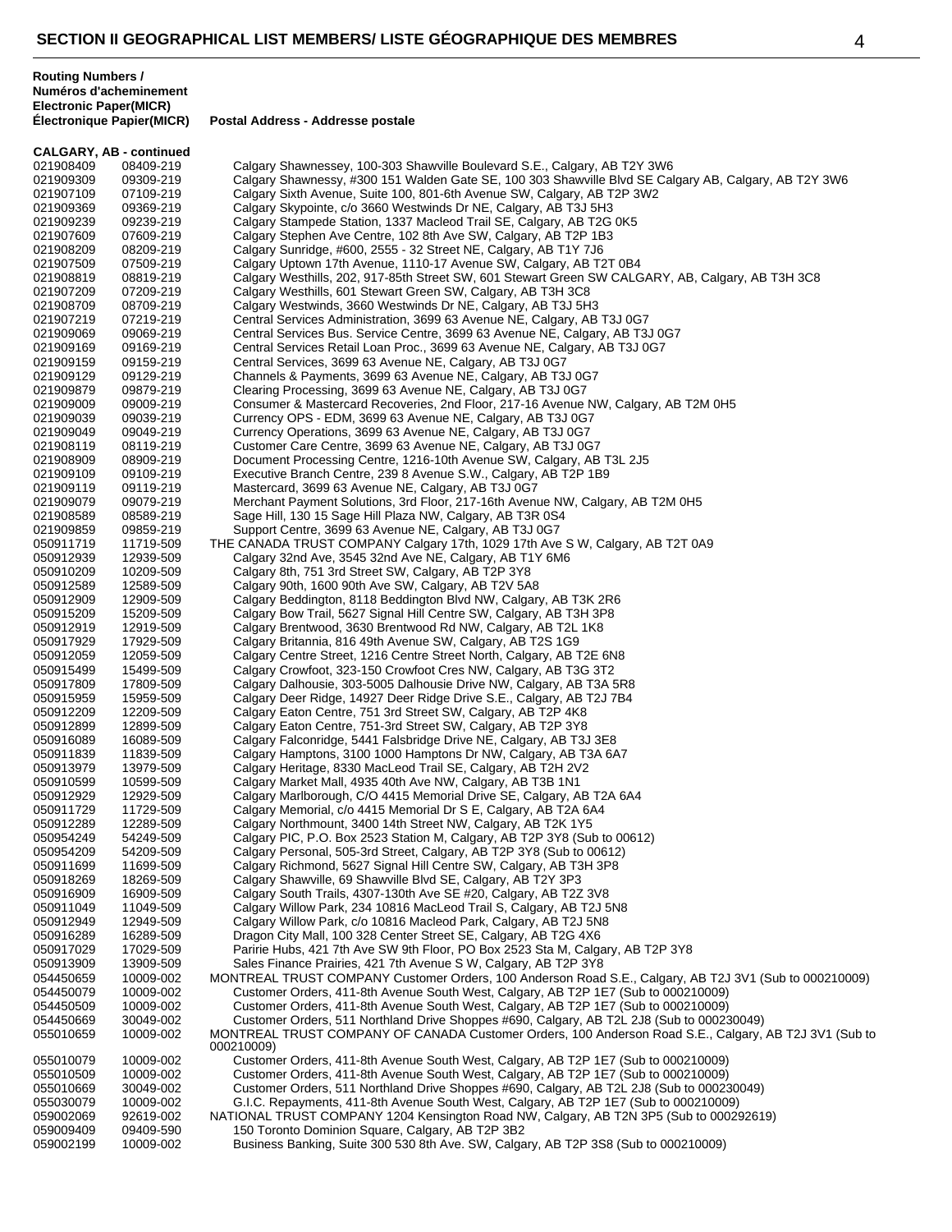## SECTION II GEOGRAPHICAL LIST MEMBERS/ LISTE GÉOGRAPHIQUE DES MEMBRES

| Routing Numbers / Numéros d'acheminement Electronic Paper(MICR) | Électronique Papier(MICR) | Postal Address - Addresse postale |
|---|---|---|
| **CALGARY, AB - continued** | | |
| 021908409 | 08409-219 | Calgary Shawnessey, 100-303 Shawville Boulevard S.E., Calgary, AB T2Y 3W6 |
| 021909309 | 09309-219 | Calgary Shawnessy, #300 151 Walden Gate SE, 100 303 Shawville Blvd SE Calgary AB, Calgary, AB T2Y 3W6 |
| 021907109 | 07109-219 | Calgary Sixth Avenue, Suite 100, 801-6th Avenue SW, Calgary, AB T2P 3W2 |
| 021909369 | 09369-219 | Calgary Skypointe, c/o 3660 Westwinds Dr NE, Calgary, AB T3J 5H3 |
| 021909239 | 09239-219 | Calgary Stampede Station, 1337 Macleod Trail SE, Calgary, AB T2G 0K5 |
| 021907609 | 07609-219 | Calgary Stephen Ave Centre, 102 8th Ave SW, Calgary, AB T2P 1B3 |
| 021908209 | 08209-219 | Calgary Sunridge, #600, 2555 - 32 Street NE, Calgary, AB T1Y 7J6 |
| 021907509 | 07509-219 | Calgary Uptown 17th Avenue, 1110-17 Avenue SW, Calgary, AB T2T 0B4 |
| 021908819 | 08819-219 | Calgary Westhills, 202, 917-85th Street SW, 601 Stewart Green SW CALGARY, AB, Calgary, AB T3H 3C8 |
| 021907209 | 07209-219 | Calgary Westhills, 601 Stewart Green SW, Calgary, AB T3H 3C8 |
| 021908709 | 08709-219 | Calgary Westwinds, 3660 Westwinds Dr NE, Calgary, AB T3J 5H3 |
| 021907219 | 07219-219 | Central Services Administration, 3699 63 Avenue NE, Calgary, AB T3J 0G7 |
| 021909069 | 09069-219 | Central Services Bus. Service Centre, 3699 63 Avenue NE, Calgary, AB T3J 0G7 |
| 021909169 | 09169-219 | Central Services Retail Loan Proc., 3699 63 Avenue NE, Calgary, AB T3J 0G7 |
| 021909159 | 09159-219 | Central Services, 3699 63 Avenue NE, Calgary, AB T3J 0G7 |
| 021909129 | 09129-219 | Channels & Payments, 3699 63 Avenue NE, Calgary, AB T3J 0G7 |
| 021909879 | 09879-219 | Clearing Processing, 3699 63 Avenue NE, Calgary, AB T3J 0G7 |
| 021909009 | 09009-219 | Consumer & Mastercard Recoveries, 2nd Floor, 217-16 Avenue NW, Calgary, AB T2M 0H5 |
| 021909039 | 09039-219 | Currency OPS - EDM, 3699 63 Avenue NE, Calgary, AB T3J 0G7 |
| 021909049 | 09049-219 | Currency Operations, 3699 63 Avenue NE, Calgary, AB T3J 0G7 |
| 021908119 | 08119-219 | Customer Care Centre, 3699 63 Avenue NE, Calgary, AB T3J 0G7 |
| 021908909 | 08909-219 | Document Processing Centre, 1216-10th Avenue SW, Calgary, AB T3L 2J5 |
| 021909109 | 09109-219 | Executive Branch Centre, 239 8 Avenue S.W., Calgary, AB T2P 1B9 |
| 021909119 | 09119-219 | Mastercard, 3699 63 Avenue NE, Calgary, AB T3J 0G7 |
| 021909079 | 09079-219 | Merchant Payment Solutions, 3rd Floor, 217-16th Avenue NW, Calgary, AB T2M 0H5 |
| 021908589 | 08589-219 | Sage Hill, 130 15 Sage Hill Plaza NW, Calgary, AB T3R 0S4 |
| 021909859 | 09859-219 | Support Centre, 3699 63 Avenue NE, Calgary, AB T3J 0G7 |
| 050911719 | 11719-509 | THE CANADA TRUST COMPANY Calgary 17th, 1029 17th Ave S W, Calgary, AB T2T 0A9 |
| 050912939 | 12939-509 | Calgary 32nd Ave, 3545 32nd Ave NE, Calgary, AB T1Y 6M6 |
| 050910209 | 10209-509 | Calgary 8th, 751 3rd Street SW, Calgary, AB T2P 3Y8 |
| 050912589 | 12589-509 | Calgary 90th, 1600 90th Ave SW, Calgary, AB T2V 5A8 |
| 050912909 | 12909-509 | Calgary Beddington, 8118 Beddington Blvd NW, Calgary, AB T3K 2R6 |
| 050915209 | 15209-509 | Calgary Bow Trail, 5627 Signal Hill Centre SW, Calgary, AB T3H 3P8 |
| 050912919 | 12919-509 | Calgary Brentwood, 3630 Brentwood Rd NW, Calgary, AB T2L 1K8 |
| 050917929 | 17929-509 | Calgary Britannia, 816 49th Avenue SW, Calgary, AB T2S 1G9 |
| 050912059 | 12059-509 | Calgary Centre Street, 1216 Centre Street North, Calgary, AB T2E 6N8 |
| 050915499 | 15499-509 | Calgary Crowfoot, 323-150 Crowfoot Cres NW, Calgary, AB T3G 3T2 |
| 050917809 | 17809-509 | Calgary Dalhousie, 303-5005 Dalhousie Drive NW, Calgary, AB T3A 5R8 |
| 050915959 | 15959-509 | Calgary Deer Ridge, 14927 Deer Ridge Drive S.E., Calgary, AB T2J 7B4 |
| 050912209 | 12209-509 | Calgary Eaton Centre, 751 3rd Street SW, Calgary, AB T2P 4K8 |
| 050912899 | 12899-509 | Calgary Eaton Centre, 751-3rd Street SW, Calgary, AB T2P 3Y8 |
| 050916089 | 16089-509 | Calgary Falconridge, 5441 Falsbridge Drive NE, Calgary, AB T3J 3E8 |
| 050911839 | 11839-509 | Calgary Hamptons, 3100 1000 Hamptons Dr NW, Calgary, AB T3A 6A7 |
| 050913979 | 13979-509 | Calgary Heritage, 8330 MacLeod Trail SE, Calgary, AB T2H 2V2 |
| 050910599 | 10599-509 | Calgary Market Mall, 4935 40th Ave NW, Calgary, AB T3B 1N1 |
| 050912929 | 12929-509 | Calgary Marlborough, C/O 4415 Memorial Drive SE, Calgary, AB T2A 6A4 |
| 050911729 | 11729-509 | Calgary Memorial, c/o 4415 Memorial Dr S E, Calgary, AB T2A 6A4 |
| 050912289 | 12289-509 | Calgary Northmount, 3400 14th Street NW, Calgary, AB T2K 1Y5 |
| 050954249 | 54249-509 | Calgary PIC, P.O. Box 2523 Station M, Calgary, AB T2P 3Y8 (Sub to 00612) |
| 050954209 | 54209-509 | Calgary Personal, 505-3rd Street, Calgary, AB T2P 3Y8 (Sub to 00612) |
| 050911699 | 11699-509 | Calgary Richmond, 5627 Signal Hill Centre SW, Calgary, AB T3H 3P8 |
| 050918269 | 18269-509 | Calgary Shawville, 69 Shawville Blvd SE, Calgary, AB T2Y 3P3 |
| 050916909 | 16909-509 | Calgary South Trails, 4307-130th Ave SE #20, Calgary, AB T2Z 3V8 |
| 050911049 | 11049-509 | Calgary Willow Park, 234 10816 MacLeod Trail S, Calgary, AB T2J 5N8 |
| 050912949 | 12949-509 | Calgary Willow Park, c/o 10816 Macleod Park, Calgary, AB T2J 5N8 |
| 050916289 | 16289-509 | Dragon City Mall, 100 328 Center Street SE, Calgary, AB T2G 4X6 |
| 050917029 | 17029-509 | Paririe Hubs, 421 7th Ave SW 9th Floor, PO Box 2523 Sta M, Calgary, AB T2P 3Y8 |
| 050913909 | 13909-509 | Sales Finance Prairies, 421 7th Avenue S W, Calgary, AB T2P 3Y8 |
| 054450659 | 10009-002 | MONTREAL TRUST COMPANY Customer Orders, 100 Anderson Road S.E., Calgary, AB T2J 3V1 (Sub to 000210009) |
| 054450079 | 10009-002 | Customer Orders, 411-8th Avenue South West, Calgary, AB T2P 1E7 (Sub to 000210009) |
| 054450509 | 10009-002 | Customer Orders, 411-8th Avenue South West, Calgary, AB T2P 1E7 (Sub to 000210009) |
| 054450669 | 30049-002 | Customer Orders, 511 Northland Drive Shoppes #690, Calgary, AB T2L 2J8 (Sub to 000230049) |
| 055010659 | 10009-002 | MONTREAL TRUST COMPANY OF CANADA Customer Orders, 100 Anderson Road S.E., Calgary, AB T2J 3V1 (Sub to 000210009) |
| 055010079 | 10009-002 | Customer Orders, 411-8th Avenue South West, Calgary, AB T2P 1E7 (Sub to 000210009) |
| 055010509 | 10009-002 | Customer Orders, 411-8th Avenue South West, Calgary, AB T2P 1E7 (Sub to 000210009) |
| 055010669 | 30049-002 | Customer Orders, 511 Northland Drive Shoppes #690, Calgary, AB T2L 2J8 (Sub to 000230049) |
| 055030079 | 10009-002 | G.I.C. Repayments, 411-8th Avenue South West, Calgary, AB T2P 1E7 (Sub to 000210009) |
| 059002069 | 92619-002 | NATIONAL TRUST COMPANY 1204 Kensington Road NW, Calgary, AB T2N 3P5 (Sub to 000292619) |
| 059009409 | 09409-590 | 150 Toronto Dominion Square, Calgary, AB T2P 3B2 |
| 059002199 | 10009-002 | Business Banking, Suite 300 530 8th Ave. SW, Calgary, AB T2P 3S8 (Sub to 000210009) |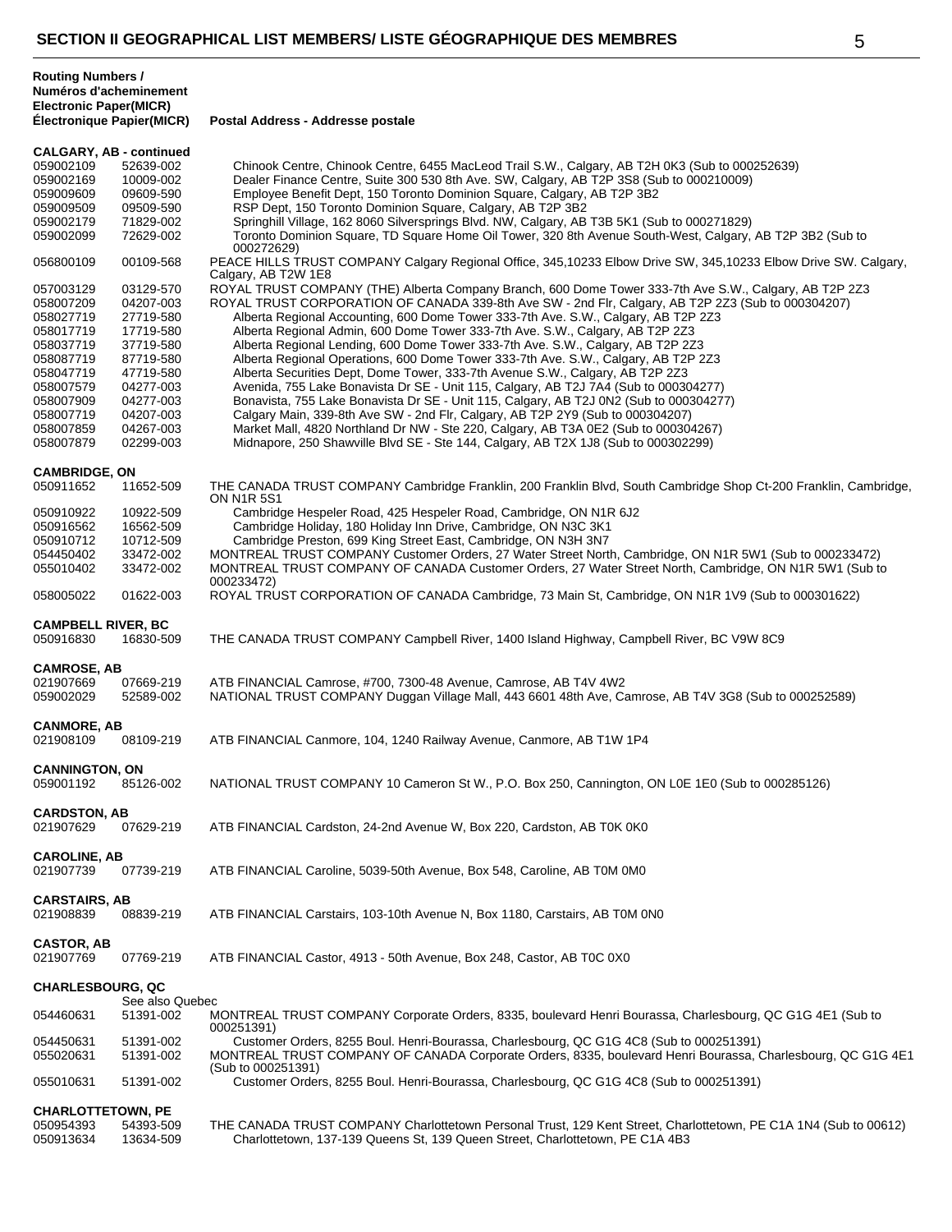**Routing Numbers / Numéros d'acheminement**

| Electronic Paper(MICR) | Électronique Papier(MICR) | Postal Address - Addresse postale |
|---|---|---|
| **CALGARY, AB - continued** | | |
| 059002109 | 52639-002 | Chinook Centre, Chinook Centre, 6455 MacLeod Trail S.W., Calgary, AB T2H 0K3 (Sub to 000252639) |
| 059002169 | 10009-002 | Dealer Finance Centre, Suite 300 530 8th Ave. SW, Calgary, AB T2P 3S8 (Sub to 000210009) |
| 059009609 | 09609-590 | Employee Benefit Dept, 150 Toronto Dominion Square, Calgary, AB T2P 3B2 |
| 059009509 | 09509-590 | RSP Dept, 150 Toronto Dominion Square, Calgary, AB T2P 3B2 |
| 059002179 | 71829-002 | Springhill Village, 162 8060 Silversprings Blvd. NW, Calgary, AB T3B 5K1 (Sub to 000271829) |
| 059002099 | 72629-002 | Toronto Dominion Square, TD Square Home Oil Tower, 320 8th Avenue South-West, Calgary, AB T2P 3B2 (Sub to 000272629) |
| 056800109 | 00109-568 | PEACE HILLS TRUST COMPANY Calgary Regional Office, 345,10233 Elbow Drive SW, 345,10233 Elbow Drive SW. Calgary, Calgary, AB T2W 1E8 |
| 057003129 | 03129-570 | ROYAL TRUST COMPANY (THE) Alberta Company Branch, 600 Dome Tower 333-7th Ave S.W., Calgary, AB T2P 2Z3 |
| 058007209 | 04207-003 | ROYAL TRUST CORPORATION OF CANADA 339-8th Ave SW - 2nd Flr, Calgary, AB T2P 2Z3 (Sub to 000304207) |
| 058027719 | 27719-580 | Alberta Regional Accounting, 600 Dome Tower 333-7th Ave. S.W., Calgary, AB T2P 2Z3 |
| 058017719 | 17719-580 | Alberta Regional Admin, 600 Dome Tower 333-7th Ave. S.W., Calgary, AB T2P 2Z3 |
| 058037719 | 37719-580 | Alberta Regional Lending, 600 Dome Tower 333-7th Ave. S.W., Calgary, AB T2P 2Z3 |
| 058087719 | 87719-580 | Alberta Regional Operations, 600 Dome Tower 333-7th Ave. S.W., Calgary, AB T2P 2Z3 |
| 058047719 | 47719-580 | Alberta Securities Dept, Dome Tower, 333-7th Avenue S.W., Calgary, AB T2P 2Z3 |
| 058007579 | 04277-003 | Avenida, 755 Lake Bonavista Dr SE - Unit 115, Calgary, AB T2J 7A4 (Sub to 000304277) |
| 058007909 | 04277-003 | Bonavista, 755 Lake Bonavista Dr SE - Unit 115, Calgary, AB T2J 0N2 (Sub to 000304277) |
| 058007719 | 04207-003 | Calgary Main, 339-8th Ave SW - 2nd Flr, Calgary, AB T2P 2Y9 (Sub to 000304207) |
| 058007859 | 04267-003 | Market Mall, 4820 Northland Dr NW - Ste 220, Calgary, AB T3A 0E2 (Sub to 000304267) |
| 058007879 | 02299-003 | Midnapore, 250 Shawville Blvd SE - Ste 144, Calgary, AB T2X 1J8 (Sub to 000302299) |
| **CAMBRIDGE, ON** | | |
| 050911652 | 11652-509 | THE CANADA TRUST COMPANY Cambridge Franklin, 200 Franklin Blvd, South Cambridge Shop Ct-200 Franklin, Cambridge, ON N1R 5S1 |
| 050910922 | 10922-509 | Cambridge Hespeler Road, 425 Hespeler Road, Cambridge, ON N1R 6J2 |
| 050916562 | 16562-509 | Cambridge Holiday, 180 Holiday Inn Drive, Cambridge, ON N3C 3K1 |
| 050910712 | 10712-509 | Cambridge Preston, 699 King Street East, Cambridge, ON N3H 3N7 |
| 054450402 | 33472-002 | MONTREAL TRUST COMPANY Customer Orders, 27 Water Street North, Cambridge, ON N1R 5W1 (Sub to 000233472) |
| 055010402 | 33472-002 | MONTREAL TRUST COMPANY OF CANADA Customer Orders, 27 Water Street North, Cambridge, ON N1R 5W1 (Sub to 000233472) |
| 058005022 | 01622-003 | ROYAL TRUST CORPORATION OF CANADA Cambridge, 73 Main St, Cambridge, ON N1R 1V9 (Sub to 000301622) |
| **CAMPBELL RIVER, BC** | | |
| 050916830 | 16830-509 | THE CANADA TRUST COMPANY Campbell River, 1400 Island Highway, Campbell River, BC V9W 8C9 |
| **CAMROSE, AB** | | |
| 021907669 | 07669-219 | ATB FINANCIAL Camrose, #700, 7300-48 Avenue, Camrose, AB T4V 4W2 |
| 059002029 | 52589-002 | NATIONAL TRUST COMPANY Duggan Village Mall, 443 6601 48th Ave, Camrose, AB T4V 3G8 (Sub to 000252589) |
| **CANMORE, AB** | | |
| 021908109 | 08109-219 | ATB FINANCIAL Canmore, 104, 1240 Railway Avenue, Canmore, AB T1W 1P4 |
| **CANNINGTON, ON** | | |
| 059001192 | 85126-002 | NATIONAL TRUST COMPANY 10 Cameron St W., P.O. Box 250, Cannington, ON L0E 1E0 (Sub to 000285126) |
| **CARDSTON, AB** | | |
| 021907629 | 07629-219 | ATB FINANCIAL Cardston, 24-2nd Avenue W, Box 220, Cardston, AB T0K 0K0 |
| **CAROLINE, AB** | | |
| 021907739 | 07739-219 | ATB FINANCIAL Caroline, 5039-50th Avenue, Box 548, Caroline, AB T0M 0M0 |
| **CARSTAIRS, AB** | | |
| 021908839 | 08839-219 | ATB FINANCIAL Carstairs, 103-10th Avenue N, Box 1180, Carstairs, AB T0M 0N0 |
| **CASTOR, AB** | | |
| 021907769 | 07769-219 | ATB FINANCIAL Castor, 4913 - 50th Avenue, Box 248, Castor, AB T0C 0X0 |
| **CHARLESBOURG, QC** | | |
| | See also Quebec | |
| 054460631 | 51391-002 | MONTREAL TRUST COMPANY Corporate Orders, 8335, boulevard Henri Bourassa, Charlesbourg, QC G1G 4E1 (Sub to 000251391) |
| 054450631 | 51391-002 | Customer Orders, 8255 Boul. Henri-Bourassa, Charlesbourg, QC G1G 4C8 (Sub to 000251391) |
| 055020631 | 51391-002 | MONTREAL TRUST COMPANY OF CANADA Corporate Orders, 8335, boulevard Henri Bourassa, Charlesbourg, QC G1G 4E1 (Sub to 000251391) |
| 055010631 | 51391-002 | Customer Orders, 8255 Boul. Henri-Bourassa, Charlesbourg, QC G1G 4C8 (Sub to 000251391) |
| **CHARLOTTETOWN, PE** | | |
| 050954393 | 54393-509 | THE CANADA TRUST COMPANY Charlottetown Personal Trust, 129 Kent Street, Charlottetown, PE C1A 1N4 (Sub to 00612) |
| 050913634 | 13634-509 | Charlottetown, 137-139 Queens St, 139 Queen Street, Charlottetown, PE C1A 4B3 |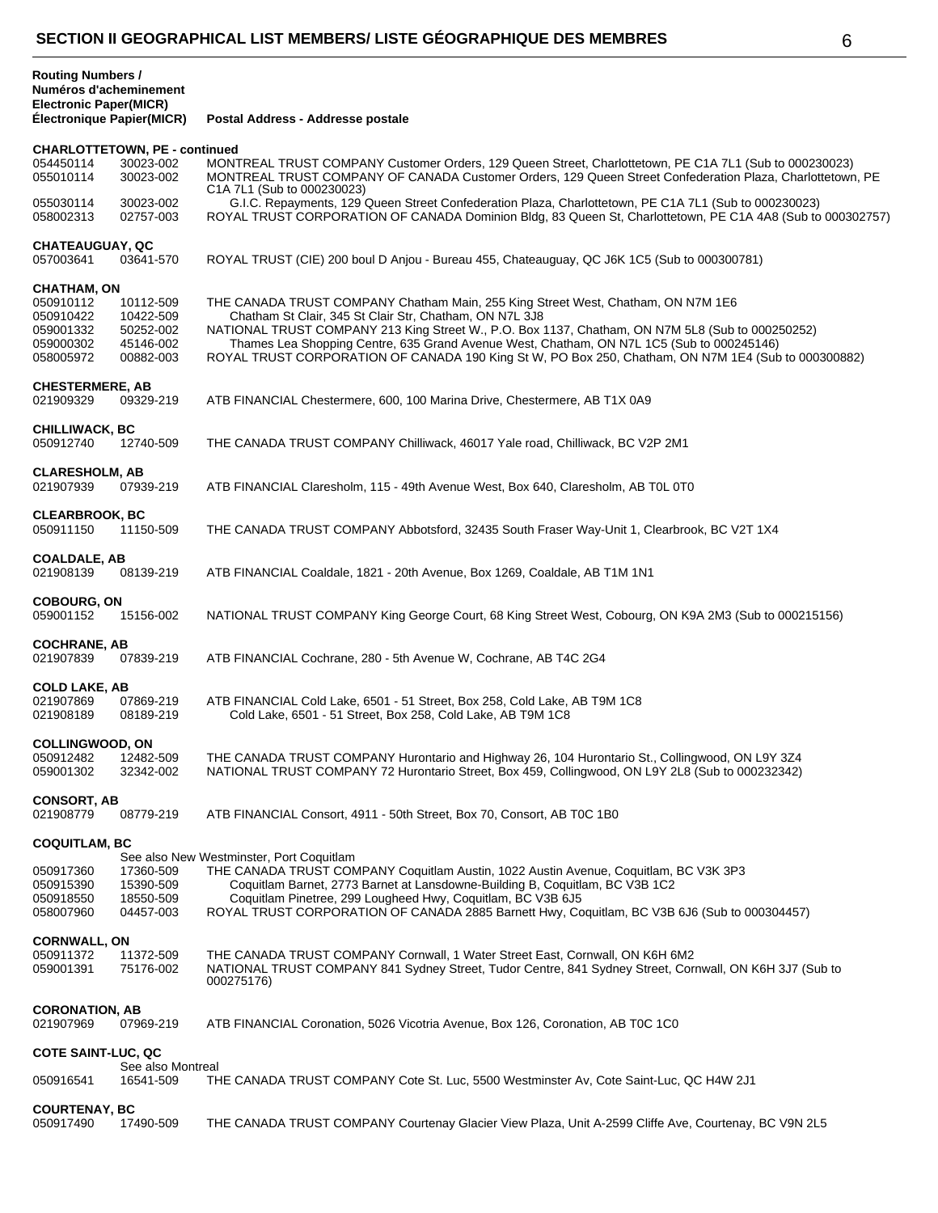## SECTION II GEOGRAPHICAL LIST MEMBERS/ LISTE GÉOGRAPHIQUE DES MEMBRES

| Routing Numbers / Numéros d'acheminement Electronic Paper(MICR) Électronique Papier(MICR) | | Postal Address - Addresse postale |
|---|---|---|
| **CHARLOTTETOWN, PE - continued** | | |
| 054450114 | 30023-002 | MONTREAL TRUST COMPANY Customer Orders, 129 Queen Street, Charlottetown, PE C1A 7L1 (Sub to 000230023) |
| 055010114 | 30023-002 | MONTREAL TRUST COMPANY OF CANADA Customer Orders, 129 Queen Street Confederation Plaza, Charlottetown, PE C1A 7L1 (Sub to 000230023) |
| 055030114 | 30023-002 | G.I.C. Repayments, 129 Queen Street Confederation Plaza, Charlottetown, PE C1A 7L1 (Sub to 000230023) |
| 058002313 | 02757-003 | ROYAL TRUST CORPORATION OF CANADA Dominion Bldg, 83 Queen St, Charlottetown, PE C1A 4A8 (Sub to 000302757) |
| **CHATEAUGUAY, QC** | | |
| 057003641 | 03641-570 | ROYAL TRUST (CIE) 200 boul D Anjou - Bureau 455, Chateauguay, QC J6K 1C5 (Sub to 000300781) |
| **CHATHAM, ON** | | |
| 050910112 | 10112-509 | THE CANADA TRUST COMPANY Chatham Main, 255 King Street West, Chatham, ON N7M 1E6 |
| 050910422 | 10422-509 | Chatham St Clair, 345 St Clair Str, Chatham, ON N7L 3J8 |
| 059001332 | 50252-002 | NATIONAL TRUST COMPANY 213 King Street W., P.O. Box 1137, Chatham, ON N7M 5L8 (Sub to 000250252) |
| 059000302 | 45146-002 | Thames Lea Shopping Centre, 635 Grand Avenue West, Chatham, ON N7L 1C5 (Sub to 000245146) |
| 058005972 | 00882-003 | ROYAL TRUST CORPORATION OF CANADA 190 King St W, PO Box 250, Chatham, ON N7M 1E4 (Sub to 000300882) |
| **CHESTERMERE, AB** | | |
| 021909329 | 09329-219 | ATB FINANCIAL Chestermere, 600, 100 Marina Drive, Chestermere, AB T1X 0A9 |
| **CHILLIWACK, BC** | | |
| 050912740 | 12740-509 | THE CANADA TRUST COMPANY Chilliwack, 46017 Yale road, Chilliwack, BC V2P 2M1 |
| **CLARESHOLM, AB** | | |
| 021907939 | 07939-219 | ATB FINANCIAL Claresholm, 115 - 49th Avenue West, Box 640, Claresholm, AB T0L 0T0 |
| **CLEARBROOK, BC** | | |
| 050911150 | 11150-509 | THE CANADA TRUST COMPANY Abbotsford, 32435 South Fraser Way-Unit 1, Clearbrook, BC V2T 1X4 |
| **COALDALE, AB** | | |
| 021908139 | 08139-219 | ATB FINANCIAL Coaldale, 1821 - 20th Avenue, Box 1269, Coaldale, AB T1M 1N1 |
| **COBOURG, ON** | | |
| 059001152 | 15156-002 | NATIONAL TRUST COMPANY King George Court, 68 King Street West, Cobourg, ON K9A 2M3 (Sub to 000215156) |
| **COCHRANE, AB** | | |
| 021907839 | 07839-219 | ATB FINANCIAL Cochrane, 280 - 5th Avenue W, Cochrane, AB T4C 2G4 |
| **COLD LAKE, AB** | | |
| 021907869 | 07869-219 | ATB FINANCIAL Cold Lake, 6501 - 51 Street, Box 258, Cold Lake, AB T9M 1C8 |
| 021908189 | 08189-219 | Cold Lake, 6501 - 51 Street, Box 258, Cold Lake, AB T9M 1C8 |
| **COLLINGWOOD, ON** | | |
| 050912482 | 12482-509 | THE CANADA TRUST COMPANY Hurontario and Highway 26, 104 Hurontario St., Collingwood, ON L9Y 3Z4 |
| 059001302 | 32342-002 | NATIONAL TRUST COMPANY 72 Hurontario Street, Box 459, Collingwood, ON L9Y 2L8 (Sub to 000232342) |
| **CONSORT, AB** | | |
| 021908779 | 08779-219 | ATB FINANCIAL Consort, 4911 - 50th Street, Box 70, Consort, AB T0C 1B0 |
| **COQUITLAM, BC** | | |
| | | See also New Westminster, Port Coquitlam |
| 050917360 | 17360-509 | THE CANADA TRUST COMPANY Coquitlam Austin, 1022 Austin Avenue, Coquitlam, BC V3K 3P3 |
| 050915390 | 15390-509 | Coquitlam Barnet, 2773 Barnet at Lansdowne-Building B, Coquitlam, BC V3B 1C2 |
| 050918550 | 18550-509 | Coquitlam Pinetree, 299 Lougheed Hwy, Coquitlam, BC V3B 6J5 |
| 058007960 | 04457-003 | ROYAL TRUST CORPORATION OF CANADA 2885 Barnett Hwy, Coquitlam, BC V3B 6J6 (Sub to 000304457) |
| **CORNWALL, ON** | | |
| 050911372 | 11372-509 | THE CANADA TRUST COMPANY Cornwall, 1 Water Street East, Cornwall, ON K6H 6M2 |
| 059001391 | 75176-002 | NATIONAL TRUST COMPANY 841 Sydney Street, Tudor Centre, 841 Sydney Street, Cornwall, ON K6H 3J7 (Sub to 000275176) |
| **CORONATION, AB** | | |
| 021907969 | 07969-219 | ATB FINANCIAL Coronation, 5026 Vicotria Avenue, Box 126, Coronation, AB T0C 1C0 |
| **COTE SAINT-LUC, QC** | | |
| | See also Montreal | |
| 050916541 | 16541-509 | THE CANADA TRUST COMPANY Cote St. Luc, 5500 Westminster Av, Cote Saint-Luc, QC H4W 2J1 |
| **COURTENAY, BC** | | |
| 050917490 | 17490-509 | THE CANADA TRUST COMPANY Courtenay Glacier View Plaza, Unit A-2599 Cliffe Ave, Courtenay, BC V9N 2L5 |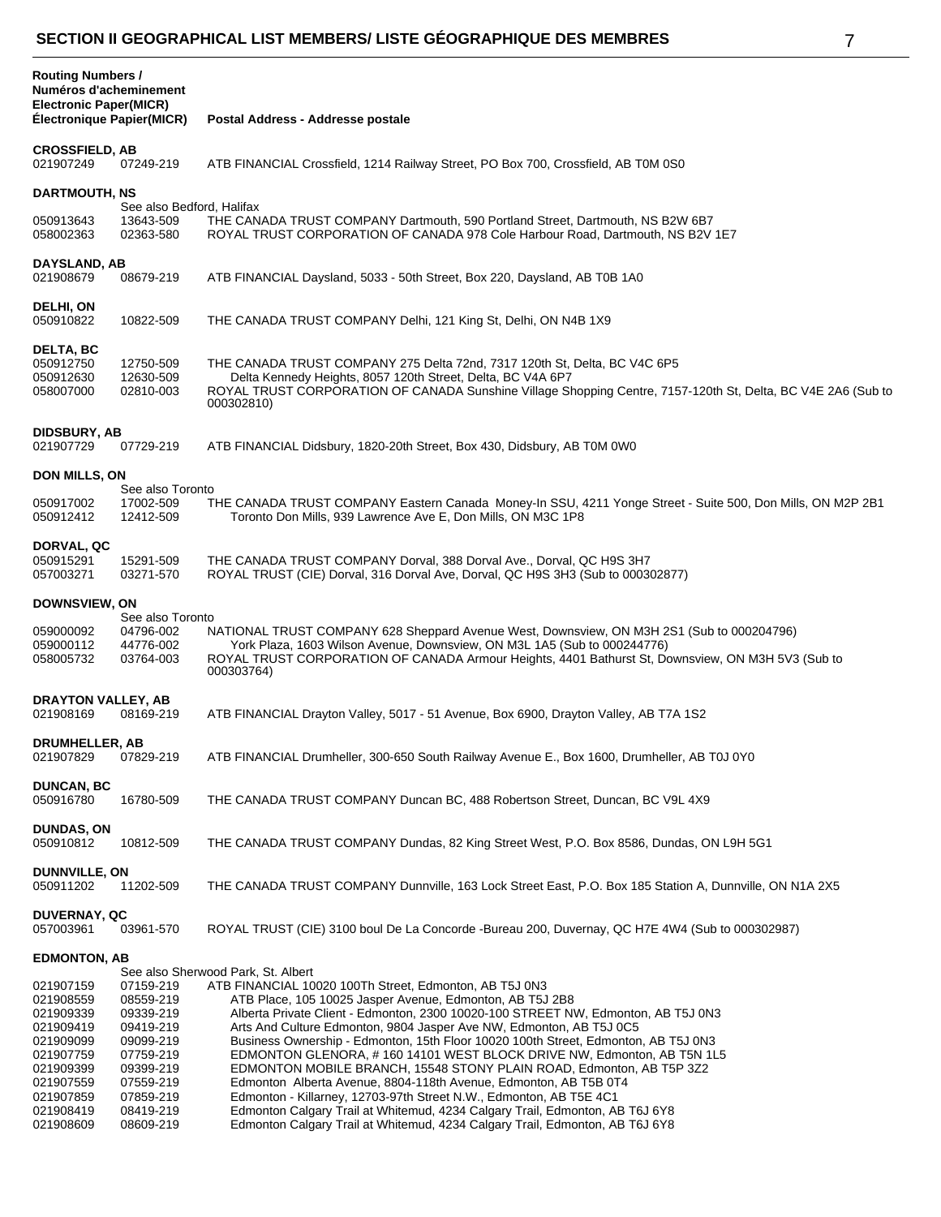# SECTION II GEOGRAPHICAL LIST MEMBERS/ LISTE GÉOGRAPHIQUE DES MEMBRES

| Routing Numbers / Numéros d'acheminement Electronic Paper(MICR) Électronique Papier(MICR) | | Postal Address - Addresse postale |
|---|---|---|
| **CROSSFIELD, AB** | | |
| 021907249 | 07249-219 | ATB FINANCIAL Crossfield, 1214 Railway Street, PO Box 700, Crossfield, AB T0M 0S0 |
| **DARTMOUTH, NS** | | |
| | See also Bedford, Halifax | |
| 050913643 | 13643-509 | THE CANADA TRUST COMPANY Dartmouth, 590 Portland Street, Dartmouth, NS B2W 6B7 |
| 058002363 | 02363-580 | ROYAL TRUST CORPORATION OF CANADA 978 Cole Harbour Road, Dartmouth, NS B2V 1E7 |
| **DAYSLAND, AB** | | |
| 021908679 | 08679-219 | ATB FINANCIAL Daysland, 5033 - 50th Street, Box 220, Daysland, AB T0B 1A0 |
| **DELHI, ON** | | |
| 050910822 | 10822-509 | THE CANADA TRUST COMPANY Delhi, 121 King St, Delhi, ON N4B 1X9 |
| **DELTA, BC** | | |
| 050912750 | 12750-509 | THE CANADA TRUST COMPANY 275 Delta 72nd, 7317 120th St, Delta, BC V4C 6P5 |
| 050912630 | 12630-509 | Delta Kennedy Heights, 8057 120th Street, Delta, BC V4A 6P7 |
| 058007000 | 02810-003 | ROYAL TRUST CORPORATION OF CANADA Sunshine Village Shopping Centre, 7157-120th St, Delta, BC V4E 2A6 (Sub to 000302810) |
| **DIDSBURY, AB** | | |
| 021907729 | 07729-219 | ATB FINANCIAL Didsbury, 1820-20th Street, Box 430, Didsbury, AB T0M 0W0 |
| **DON MILLS, ON** | | |
| | See also Toronto | |
| 050917002 | 17002-509 | THE CANADA TRUST COMPANY Eastern Canada Money-In SSU, 4211 Yonge Street - Suite 500, Don Mills, ON M2P 2B1 |
| 050912412 | 12412-509 | Toronto Don Mills, 939 Lawrence Ave E, Don Mills, ON M3C 1P8 |
| **DORVAL, QC** | | |
| 050915291 | 15291-509 | THE CANADA TRUST COMPANY Dorval, 388 Dorval Ave., Dorval, QC H9S 3H7 |
| 057003271 | 03271-570 | ROYAL TRUST (CIE) Dorval, 316 Dorval Ave, Dorval, QC H9S 3H3 (Sub to 000302877) |
| **DOWNSVIEW, ON** | | |
| | See also Toronto | |
| 059000092 | 04796-002 | NATIONAL TRUST COMPANY 628 Sheppard Avenue West, Downsview, ON M3H 2S1 (Sub to 000204796) |
| 059000112 | 44776-002 | York Plaza, 1603 Wilson Avenue, Downsview, ON M3L 1A5 (Sub to 000244776) |
| 058005732 | 03764-003 | ROYAL TRUST CORPORATION OF CANADA Armour Heights, 4401 Bathurst St, Downsview, ON M3H 5V3 (Sub to 000303764) |
| **DRAYTON VALLEY, AB** | | |
| 021908169 | 08169-219 | ATB FINANCIAL Drayton Valley, 5017 - 51 Avenue, Box 6900, Drayton Valley, AB T7A 1S2 |
| **DRUMHELLER, AB** | | |
| 021907829 | 07829-219 | ATB FINANCIAL Drumheller, 300-650 South Railway Avenue E., Box 1600, Drumheller, AB T0J 0Y0 |
| **DUNCAN, BC** | | |
| 050916780 | 16780-509 | THE CANADA TRUST COMPANY Duncan BC, 488 Robertson Street, Duncan, BC V9L 4X9 |
| **DUNDAS, ON** | | |
| 050910812 | 10812-509 | THE CANADA TRUST COMPANY Dundas, 82 King Street West, P.O. Box 8586, Dundas, ON L9H 5G1 |
| **DUNNVILLE, ON** | | |
| 050911202 | 11202-509 | THE CANADA TRUST COMPANY Dunnville, 163 Lock Street East, P.O. Box 185 Station A, Dunnville, ON N1A 2X5 |
| **DUVERNAY, QC** | | |
| 057003961 | 03961-570 | ROYAL TRUST (CIE) 3100 boul De La Concorde -Bureau 200, Duvernay, QC H7E 4W4 (Sub to 000302987) |
| **EDMONTON, AB** | | |
| | | See also Sherwood Park, St. Albert |
| 021907159 | 07159-219 | ATB FINANCIAL 10020 100Th Street, Edmonton, AB T5J 0N3 |
| 021908559 | 08559-219 | ATB Place, 105 10025 Jasper Avenue, Edmonton, AB T5J 2B8 |
| 021909339 | 09339-219 | Alberta Private Client - Edmonton, 2300 10020-100 STREET NW, Edmonton, AB T5J 0N3 |
| 021909419 | 09419-219 | Arts And Culture Edmonton, 9804 Jasper Ave NW, Edmonton, AB T5J 0C5 |
| 021909099 | 09099-219 | Business Ownership - Edmonton, 15th Floor 10020 100th Street, Edmonton, AB T5J 0N3 |
| 021907759 | 07759-219 | EDMONTON GLENORA, # 160 14101 WEST BLOCK DRIVE NW, Edmonton, AB T5N 1L5 |
| 021909399 | 09399-219 | EDMONTON MOBILE BRANCH, 15548 STONY PLAIN ROAD, Edmonton, AB T5P 3Z2 |
| 021907559 | 07559-219 | Edmonton Alberta Avenue, 8804-118th Avenue, Edmonton, AB T5B 0T4 |
| 021907859 | 07859-219 | Edmonton - Killarney, 12703-97th Street N.W., Edmonton, AB T5E 4C1 |
| 021908419 | 08419-219 | Edmonton Calgary Trail at Whitemud, 4234 Calgary Trail, Edmonton, AB T6J 6Y8 |
| 021908609 | 08609-219 | Edmonton Calgary Trail at Whitemud, 4234 Calgary Trail, Edmonton, AB T6J 6Y8 |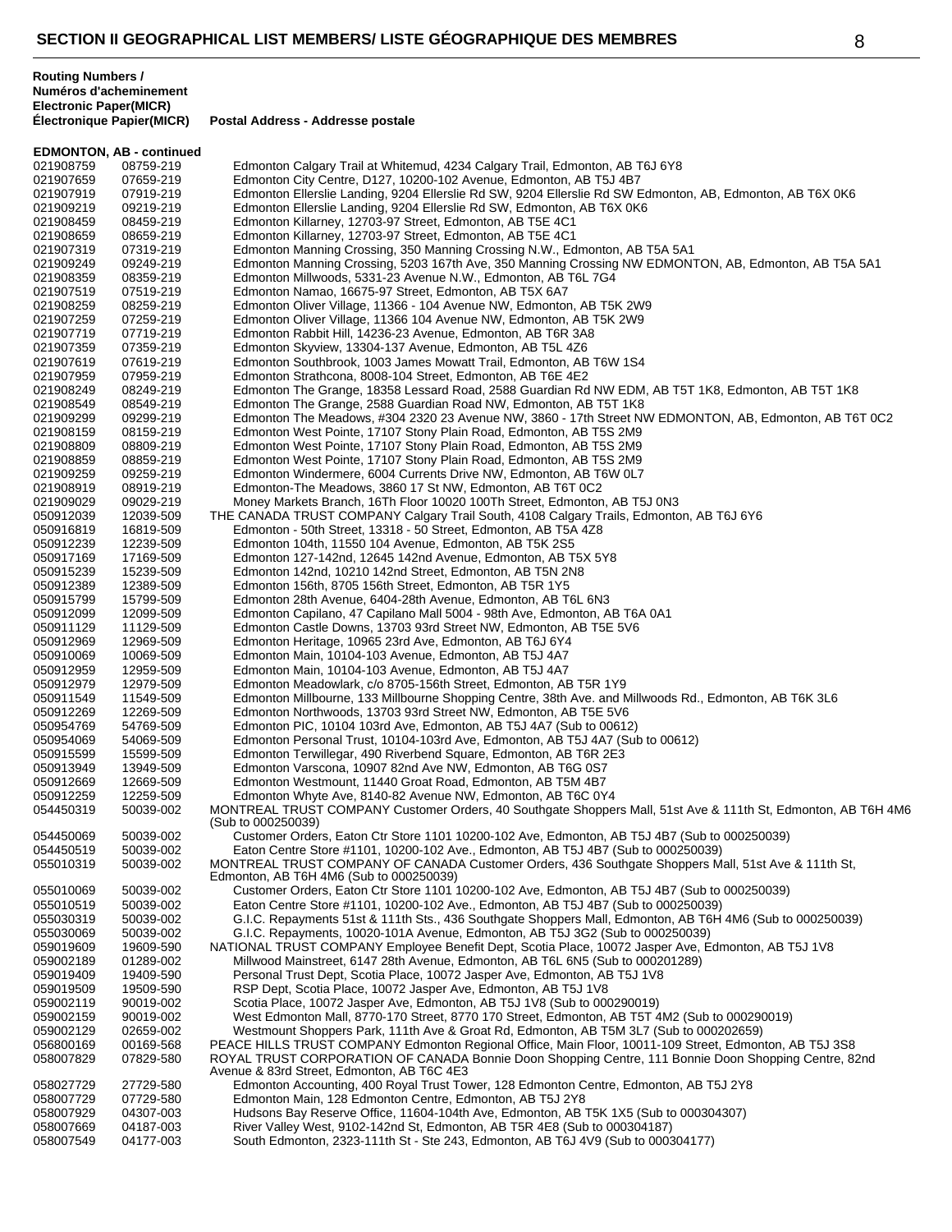# SECTION II GEOGRAPHICAL LIST MEMBERS/ LISTE GÉOGRAPHIQUE DES MEMBRES

| Routing Numbers / Numéros d'acheminement Electronic Paper(MICR) | Électronique Papier(MICR) | Postal Address - Addresse postale |
|---|---|---|
| **EDMONTON, AB - continued** | | |
| 021908759 | 08759-219 | Edmonton Calgary Trail at Whitemud, 4234 Calgary Trail, Edmonton, AB T6J 6Y8 |
| 021907659 | 07659-219 | Edmonton City Centre, D127, 10200-102 Avenue, Edmonton, AB T5J 4B7 |
| 021907919 | 07919-219 | Edmonton Ellerslie Landing, 9204 Ellerslie Rd SW, 9204 Ellerslie Rd SW Edmonton, AB, Edmonton, AB T6X 0K6 |
| 021909219 | 09219-219 | Edmonton Ellerslie Landing, 9204 Ellerslie Rd SW, Edmonton, AB T6X 0K6 |
| 021908459 | 08459-219 | Edmonton Killarney, 12703-97 Street, Edmonton, AB T5E 4C1 |
| 021908659 | 08659-219 | Edmonton Killarney, 12703-97 Street, Edmonton, AB T5E 4C1 |
| 021907319 | 07319-219 | Edmonton Manning Crossing, 350 Manning Crossing N.W., Edmonton, AB T5A 5A1 |
| 021909249 | 09249-219 | Edmonton Manning Crossing, 5203 167th Ave, 350 Manning Crossing NW EDMONTON, AB, Edmonton, AB T5A 5A1 |
| 021908359 | 08359-219 | Edmonton Millwoods, 5331-23 Avenue N.W., Edmonton, AB T6L 7G4 |
| 021907519 | 07519-219 | Edmonton Namao, 16675-97 Street, Edmonton, AB T5X 6A7 |
| 021908259 | 08259-219 | Edmonton Oliver Village, 11366 - 104 Avenue NW, Edmonton, AB T5K 2W9 |
| 021907259 | 07259-219 | Edmonton Oliver Village, 11366 104 Avenue NW, Edmonton, AB T5K 2W9 |
| 021907719 | 07719-219 | Edmonton Rabbit Hill, 14236-23 Avenue, Edmonton, AB T6R 3A8 |
| 021907359 | 07359-219 | Edmonton Skyview, 13304-137 Avenue, Edmonton, AB T5L 4Z6 |
| 021907619 | 07619-219 | Edmonton Southbrook, 1003 James Mowatt Trail, Edmonton, AB T6W 1S4 |
| 021907959 | 07959-219 | Edmonton Strathcona, 8008-104 Street, Edmonton, AB T6E 4E2 |
| 021908249 | 08249-219 | Edmonton The Grange, 18358 Lessard Road, 2588 Guardian Rd NW EDM, AB T5T 1K8, Edmonton, AB T5T 1K8 |
| 021908549 | 08549-219 | Edmonton The Grange, 2588 Guardian Road NW, Edmonton, AB T5T 1K8 |
| 021909299 | 09299-219 | Edmonton The Meadows, #304 2320 23 Avenue NW, 3860 - 17th Street NW EDMONTON, AB, Edmonton, AB T6T 0C2 |
| 021908159 | 08159-219 | Edmonton West Pointe, 17107 Stony Plain Road, Edmonton, AB T5S 2M9 |
| 021908809 | 08809-219 | Edmonton West Pointe, 17107 Stony Plain Road, Edmonton, AB T5S 2M9 |
| 021908859 | 08859-219 | Edmonton West Pointe, 17107 Stony Plain Road, Edmonton, AB T5S 2M9 |
| 021909259 | 09259-219 | Edmonton Windermere, 6004 Currents Drive NW, Edmonton, AB T6W 0L7 |
| 021908919 | 08919-219 | Edmonton-The Meadows, 3860 17 St NW, Edmonton, AB T6T 0C2 |
| 021909029 | 09029-219 | Money Markets Branch, 16Th Floor 10020 100Th Street, Edmonton, AB T5J 0N3 |
| 050912039 | 12039-509 | THE CANADA TRUST COMPANY Calgary Trail South, 4108 Calgary Trails, Edmonton, AB T6J 6Y6 |
| 050916819 | 16819-509 | Edmonton - 50th Street, 13318 - 50 Street, Edmonton, AB T5A 4Z8 |
| 050912239 | 12239-509 | Edmonton 104th, 11550 104 Avenue, Edmonton, AB T5K 2S5 |
| 050917169 | 17169-509 | Edmonton 127-142nd, 12645 142nd Avenue, Edmonton, AB T5X 5Y8 |
| 050915239 | 15239-509 | Edmonton 142nd, 10210 142nd Street, Edmonton, AB T5N 2N8 |
| 050912389 | 12389-509 | Edmonton 156th, 8705 156th Street, Edmonton, AB T5R 1Y5 |
| 050915799 | 15799-509 | Edmonton 28th Avenue, 6404-28th Avenue, Edmonton, AB T6L 6N3 |
| 050912099 | 12099-509 | Edmonton Capilano, 47 Capilano Mall 5004 - 98th Ave, Edmonton, AB T6A 0A1 |
| 050911129 | 11129-509 | Edmonton Castle Downs, 13703 93rd Street NW, Edmonton, AB T5E 5V6 |
| 050912969 | 12969-509 | Edmonton Heritage, 10965 23rd Ave, Edmonton, AB T6J 6Y4 |
| 050910069 | 10069-509 | Edmonton Main, 10104-103 Avenue, Edmonton, AB T5J 4A7 |
| 050912959 | 12959-509 | Edmonton Main, 10104-103 Avenue, Edmonton, AB T5J 4A7 |
| 050912979 | 12979-509 | Edmonton Meadowlark, c/o 8705-156th Street, Edmonton, AB T5R 1Y9 |
| 050911549 | 11549-509 | Edmonton Millbourne, 133 Millbourne Shopping Centre, 38th Ave. and Millwoods Rd., Edmonton, AB T6K 3L6 |
| 050912269 | 12269-509 | Edmonton Northwoods, 13703 93rd Street NW, Edmonton, AB T5E 5V6 |
| 050954769 | 54769-509 | Edmonton PIC, 10104 103rd Ave, Edmonton, AB T5J 4A7 (Sub to 00612) |
| 050954069 | 54069-509 | Edmonton Personal Trust, 10104-103rd Ave, Edmonton, AB T5J 4A7 (Sub to 00612) |
| 050915599 | 15599-509 | Edmonton Terwillegar, 490 Riverbend Square, Edmonton, AB T6R 2E3 |
| 050913949 | 13949-509 | Edmonton Varscona, 10907 82nd Ave NW, Edmonton, AB T6G 0S7 |
| 050912669 | 12669-509 | Edmonton Westmount, 11440 Groat Road, Edmonton, AB T5M 4B7 |
| 050912259 | 12259-509 | Edmonton Whyte Ave, 8140-82 Avenue NW, Edmonton, AB T6C 0Y4 |
| 054450319 | 50039-002 | MONTREAL TRUST COMPANY Customer Orders, 40 Southgate Shoppers Mall, 51st Ave & 111th St, Edmonton, AB T6H 4M6 (Sub to 000250039) |
| 054450069 | 50039-002 | Customer Orders, Eaton Ctr Store 1101 10200-102 Ave, Edmonton, AB T5J 4B7 (Sub to 000250039) |
| 054450519 | 50039-002 | Eaton Centre Store #1101, 10200-102 Ave., Edmonton, AB T5J 4B7 (Sub to 000250039) |
| 055010319 | 50039-002 | MONTREAL TRUST COMPANY OF CANADA Customer Orders, 436 Southgate Shoppers Mall, 51st Ave & 111th St, Edmonton, AB T6H 4M6 (Sub to 000250039) |
| 055010069 | 50039-002 | Customer Orders, Eaton Ctr Store 1101 10200-102 Ave, Edmonton, AB T5J 4B7 (Sub to 000250039) |
| 055010519 | 50039-002 | Eaton Centre Store #1101, 10200-102 Ave., Edmonton, AB T5J 4B7 (Sub to 000250039) |
| 055030319 | 50039-002 | G.I.C. Repayments 51st & 111th Sts., 436 Southgate Shoppers Mall, Edmonton, AB T6H 4M6 (Sub to 000250039) |
| 055030069 | 50039-002 | G.I.C. Repayments, 10020-101A Avenue, Edmonton, AB T5J 3G2 (Sub to 000250039) |
| 059019609 | 19609-590 | NATIONAL TRUST COMPANY Employee Benefit Dept, Scotia Place, 10072 Jasper Ave, Edmonton, AB T5J 1V8 |
| 059002189 | 01289-002 | Millwood Mainstreet, 6147 28th Avenue, Edmonton, AB T6L 6N5 (Sub to 000201289) |
| 059019409 | 19409-590 | Personal Trust Dept, Scotia Place, 10072 Jasper Ave, Edmonton, AB T5J 1V8 |
| 059019509 | 19509-590 | RSP Dept, Scotia Place, 10072 Jasper Ave, Edmonton, AB T5J 1V8 |
| 059002119 | 90019-002 | Scotia Place, 10072 Jasper Ave, Edmonton, AB T5J 1V8 (Sub to 000290019) |
| 059002159 | 90019-002 | West Edmonton Mall, 8770-170 Street, 8770 170 Street, Edmonton, AB T5T 4M2 (Sub to 000290019) |
| 059002129 | 02659-002 | Westmount Shoppers Park, 111th Ave & Groat Rd, Edmonton, AB T5M 3L7 (Sub to 000202659) |
| 056800169 | 00169-568 | PEACE HILLS TRUST COMPANY Edmonton Regional Office, Main Floor, 10011-109 Street, Edmonton, AB T5J 3S8 |
| 058007829 | 07829-580 | ROYAL TRUST CORPORATION OF CANADA Bonnie Doon Shopping Centre, 111 Bonnie Doon Shopping Centre, 82nd Avenue & 83rd Street, Edmonton, AB T6C 4E3 |
| 058027729 | 27729-580 | Edmonton Accounting, 400 Royal Trust Tower, 128 Edmonton Centre, Edmonton, AB T5J 2Y8 |
| 058007729 | 07729-580 | Edmonton Main, 128 Edmonton Centre, Edmonton, AB T5J 2Y8 |
| 058007929 | 04307-003 | Hudsons Bay Reserve Office, 11604-104th Ave, Edmonton, AB T5K 1X5 (Sub to 000304307) |
| 058007669 | 04187-003 | River Valley West, 9102-142nd St, Edmonton, AB T5R 4E8 (Sub to 000304187) |
| 058007549 | 04177-003 | South Edmonton, 2323-111th St - Ste 243, Edmonton, AB T6J 4V9 (Sub to 000304177) |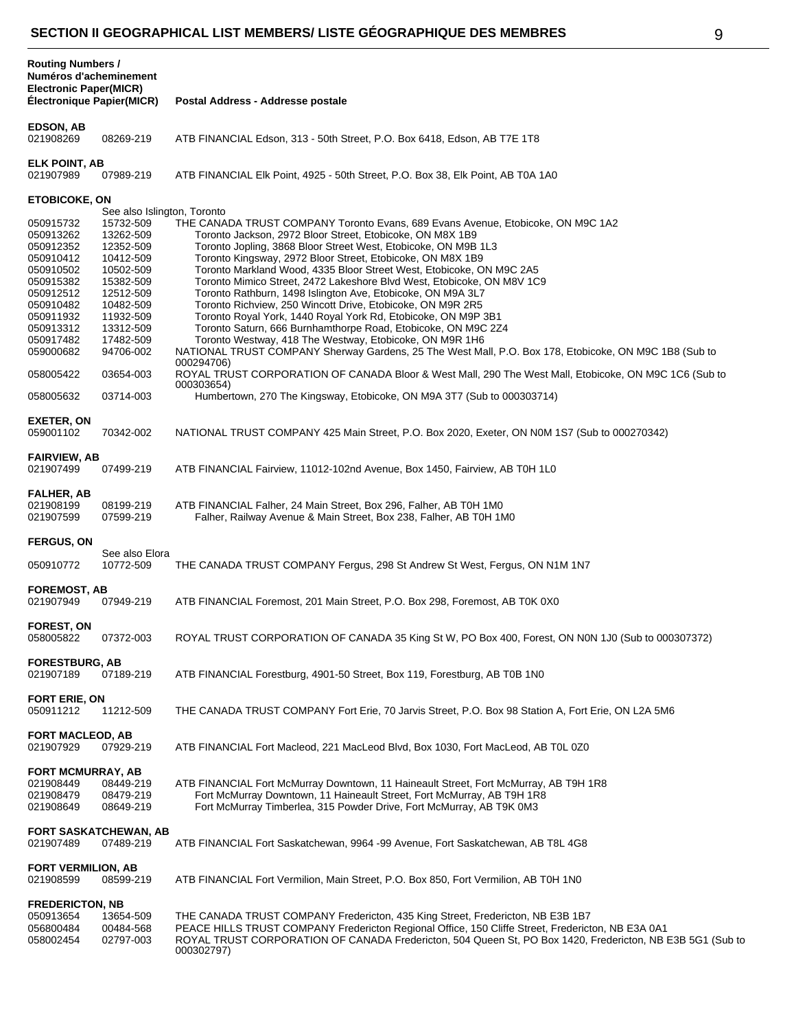## SECTION II GEOGRAPHICAL LIST MEMBERS/ LISTE GÉOGRAPHIQUE DES MEMBRES

| Routing Numbers / Numéros d'acheminement Electronic Paper(MICR) Électronique Papier(MICR) | | Postal Address - Addresse postale |
|---|---|---|
| **EDSON, AB** | | |
| 021908269 | 08269-219 | ATB FINANCIAL Edson, 313 - 50th Street, P.O. Box 6418, Edson, AB T7E 1T8 |
| **ELK POINT, AB** | | |
| 021907989 | 07989-219 | ATB FINANCIAL Elk Point, 4925 - 50th Street, P.O. Box 38, Elk Point, AB T0A 1A0 |
| **ETOBICOKE, ON** | | |
| | See also Islington, Toronto | |
| 050915732 | 15732-509 | THE CANADA TRUST COMPANY Toronto Evans, 689 Evans Avenue, Etobicoke, ON M9C 1A2 |
| 050913262 | 13262-509 | Toronto Jackson, 2972 Bloor Street West, Etobicoke, ON M8X 1B9 |
| 050912352 | 12352-509 | Toronto Jopling, 3868 Bloor Street West, Etobicoke, ON M9B 1L3 |
| 050910412 | 10412-509 | Toronto Kingsway, 2972 Bloor Street, Etobicoke, ON M8X 1B9 |
| 050910502 | 10502-509 | Toronto Markland Wood, 4335 Bloor Street West, Etobicoke, ON M9C 2A5 |
| 050915382 | 15382-509 | Toronto Mimico Street, 2472 Lakeshore Blvd West, Etobicoke, ON M8V 1C9 |
| 050912512 | 12512-509 | Toronto Rathburn, 1498 Islington Ave, Etobicoke, ON M9A 3L7 |
| 050910482 | 10482-509 | Toronto Richview, 250 Wincott Drive, Etobicoke, ON M9R 2R5 |
| 050911932 | 11932-509 | Toronto Royal York, 1440 Royal York Rd, Etobicoke, ON M9P 3B1 |
| 050913312 | 13312-509 | Toronto Saturn, 666 Burnhamthorpe Road, Etobicoke, ON M9C 2Z4 |
| 050917482 | 17482-509 | Toronto Westway, 418 The Westway, Etobicoke, ON M9R 1H6 |
| 059000682 | 94706-002 | NATIONAL TRUST COMPANY Sherway Gardens, 25 The West Mall, P.O. Box 178, Etobicoke, ON M9C 1B8 (Sub to 000294706) |
| 058005422 | 03654-003 | ROYAL TRUST CORPORATION OF CANADA Bloor & West Mall, 290 The West Mall, Etobicoke, ON M9C 1C6 (Sub to 000303654) |
| 058005632 | 03714-003 | Humbertown, 270 The Kingsway, Etobicoke, ON M9A 3T7 (Sub to 000303714) |
| **EXETER, ON** | | |
| 059001102 | 70342-002 | NATIONAL TRUST COMPANY 425 Main Street, P.O. Box 2020, Exeter, ON N0M 1S7 (Sub to 000270342) |
| **FAIRVIEW, AB** | | |
| 021907499 | 07499-219 | ATB FINANCIAL Fairview, 11012-102nd Avenue, Box 1450, Fairview, AB T0H 1L0 |
| **FALHER, AB** | | |
| 021908199 | 08199-219 | ATB FINANCIAL Falher, 24 Main Street, Box 296, Falher, AB T0H 1M0 |
| 021907599 | 07599-219 | Falher, Railway Avenue & Main Street, Box 238, Falher, AB T0H 1M0 |
| **FERGUS, ON** | | |
| | See also Elora | |
| 050910772 | 10772-509 | THE CANADA TRUST COMPANY Fergus, 298 St Andrew St West, Fergus, ON N1M 1N7 |
| **FOREMOST, AB** | | |
| 021907949 | 07949-219 | ATB FINANCIAL Foremost, 201 Main Street, P.O. Box 298, Foremost, AB T0K 0X0 |
| **FOREST, ON** | | |
| 058005822 | 07372-003 | ROYAL TRUST CORPORATION OF CANADA 35 King St W, PO Box 400, Forest, ON N0N 1J0 (Sub to 000307372) |
| **FORESTBURG, AB** | | |
| 021907189 | 07189-219 | ATB FINANCIAL Forestburg, 4901-50 Street, Box 119, Forestburg, AB T0B 1N0 |
| **FORT ERIE, ON** | | |
| 050911212 | 11212-509 | THE CANADA TRUST COMPANY Fort Erie, 70 Jarvis Street, P.O. Box 98 Station A, Fort Erie, ON L2A 5M6 |
| **FORT MACLEOD, AB** | | |
| 021907929 | 07929-219 | ATB FINANCIAL Fort Macleod, 221 MacLeod Blvd, Box 1030, Fort MacLeod, AB T0L 0Z0 |
| **FORT MCMURRAY, AB** | | |
| 021908449 | 08449-219 | ATB FINANCIAL Fort McMurray Downtown, 11 Haineault Street, Fort McMurray, AB T9H 1R8 |
| 021908479 | 08479-219 | Fort McMurray Downtown, 11 Haineault Street, Fort McMurray, AB T9H 1R8 |
| 021908649 | 08649-219 | Fort McMurray Timberlea, 315 Powder Drive, Fort McMurray, AB T9K 0M3 |
| **FORT SASKATCHEWAN, AB** | | |
| 021907489 | 07489-219 | ATB FINANCIAL Fort Saskatchewan, 9964 -99 Avenue, Fort Saskatchewan, AB T8L 4G8 |
| **FORT VERMILION, AB** | | |
| 021908599 | 08599-219 | ATB FINANCIAL Fort Vermilion, Main Street, P.O. Box 850, Fort Vermilion, AB T0H 1N0 |
| **FREDERICTON, NB** | | |
| 050913654 | 13654-509 | THE CANADA TRUST COMPANY Fredericton, 435 King Street, Fredericton, NB E3B 1B7 |
| 056800484 | 00484-568 | PEACE HILLS TRUST COMPANY Fredericton Regional Office, 150 Cliffe Street, Fredericton, NB E3A 0A1 |
| 058002454 | 02797-003 | ROYAL TRUST CORPORATION OF CANADA Fredericton, 504 Queen St, PO Box 1420, Fredericton, NB E3B 5G1 (Sub to 000302797) |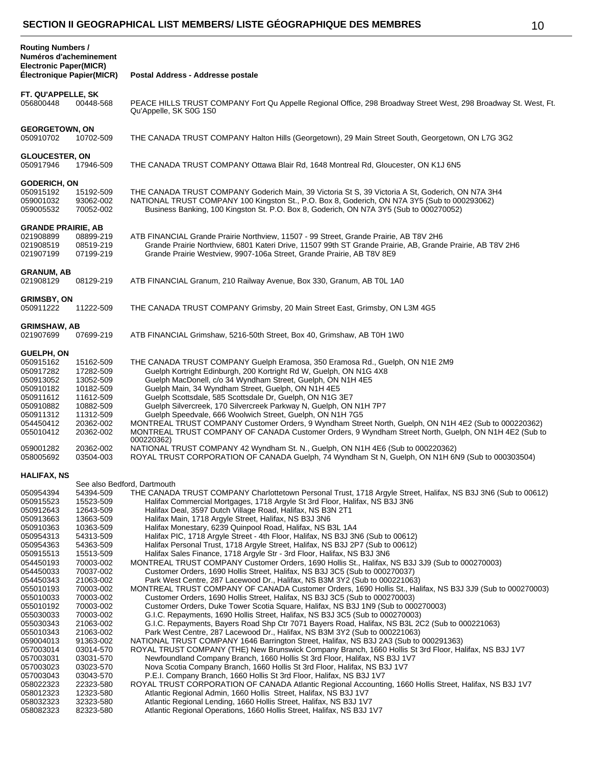## SECTION II GEOGRAPHICAL LIST MEMBERS/ LISTE GÉOGRAPHIQUE DES MEMBRES

| Routing Numbers / Numéros d'acheminement Electronic Paper(MICR) Électronique Papier(MICR) | | Postal Address - Addresse postale |
|---|---|---|
| **FT. QU'APPELLE, SK** | | |
| 056800448 | 00448-568 | PEACE HILLS TRUST COMPANY Fort Qu Appelle Regional Office, 298 Broadway Street West, 298 Broadway St. West, Ft. Qu'Appelle, SK S0G 1S0 |
| **GEORGETOWN, ON** | | |
| 050910702 | 10702-509 | THE CANADA TRUST COMPANY Halton Hills (Georgetown), 29 Main Street South, Georgetown, ON L7G 3G2 |
| **GLOUCESTER, ON** | | |
| 050917946 | 17946-509 | THE CANADA TRUST COMPANY Ottawa Blair Rd, 1648 Montreal Rd, Gloucester, ON K1J 6N5 |
| **GODERICH, ON** | | |
| 050915192 | 15192-509 | THE CANADA TRUST COMPANY Goderich Main, 39 Victoria St S, 39 Victoria A St, Goderich, ON N7A 3H4 |
| 059001032 | 93062-002 | NATIONAL TRUST COMPANY 100 Kingston St., P.O. Box 8, Goderich, ON N7A 3Y5 (Sub to 000293062) |
| 059005532 | 70052-002 | Business Banking, 100 Kingston St. P.O. Box 8, Goderich, ON N7A 3Y5 (Sub to 000270052) |
| **GRANDE PRAIRIE, AB** | | |
| 021908899 | 08899-219 | ATB FINANCIAL Grande Prairie Northview, 11507 - 99 Street, Grande Prairie, AB T8V 2H6 |
| 021908519 | 08519-219 | Grande Prairie Northview, 6801 Kateri Drive, 11507 99th ST Grande Prairie, AB, Grande Prairie, AB T8V 2H6 |
| 021907199 | 07199-219 | Grande Prairie Westview, 9907-106a Street, Grande Prairie, AB T8V 8E9 |
| **GRANUM, AB** | | |
| 021908129 | 08129-219 | ATB FINANCIAL Granum, 210 Railway Avenue, Box 330, Granum, AB T0L 1A0 |
| **GRIMSBY, ON** | | |
| 050911222 | 11222-509 | THE CANADA TRUST COMPANY Grimsby, 20 Main Street East, Grimsby, ON L3M 4G5 |
| **GRIMSHAW, AB** | | |
| 021907699 | 07699-219 | ATB FINANCIAL Grimshaw, 5216-50th Street, Box 40, Grimshaw, AB T0H 1W0 |
| **GUELPH, ON** | | |
| 050915162 | 15162-509 | THE CANADA TRUST COMPANY Guelph Eramosa, 350 Eramosa Rd., Guelph, ON N1E 2M9 |
| 050917282 | 17282-509 | Guelph Kortright Edinburgh, 200 Kortright Rd W, Guelph, ON N1G 4X8 |
| 050913052 | 13052-509 | Guelph MacDonell, c/o 34 Wyndham Street, Guelph, ON N1H 4E5 |
| 050910182 | 10182-509 | Guelph Main, 34 Wyndham Street, Guelph, ON N1H 4E5 |
| 050911612 | 11612-509 | Guelph Scottsdale, 585 Scottsdale Dr, Guelph, ON N1G 3E7 |
| 050910882 | 10882-509 | Guelph Silvercreek, 170 Silvercreek Parkway N, Guelph, ON N1H 7P7 |
| 050911312 | 11312-509 | Guelph Speedvale, 666 Woolwich Street, Guelph, ON N1H 7G5 |
| 054450412 | 20362-002 | MONTREAL TRUST COMPANY Customer Orders, 9 Wyndham Street North, Guelph, ON N1H 4E2 (Sub to 000220362) |
| 055010412 | 20362-002 | MONTREAL TRUST COMPANY OF CANADA Customer Orders, 9 Wyndham Street North, Guelph, ON N1H 4E2 (Sub to 000220362) |
| 059001282 | 20362-002 | NATIONAL TRUST COMPANY 42 Wyndham St. N., Guelph, ON N1H 4E6 (Sub to 000220362) |
| 058005692 | 03504-003 | ROYAL TRUST CORPORATION OF CANADA Guelph, 74 Wyndham St N, Guelph, ON N1H 6N9 (Sub to 000303504) |
| **HALIFAX, NS** | | |
| | See also Bedford, Dartmouth | |
| 050954394 | 54394-509 | THE CANADA TRUST COMPANY Charlottetown Personal Trust, 1718 Argyle Street, Halifax, NS B3J 3N6 (Sub to 00612) |
| 050915523 | 15523-509 | Halifax Commercial Mortgages, 1718 Argyle St 3rd Floor, Halifax, NS B3J 3N6 |
| 050912643 | 12643-509 | Halifax Deal, 3597 Dutch Village Road, Halifax, NS B3N 2T1 |
| 050913663 | 13663-509 | Halifax Main, 1718 Argyle Street, Halifax, NS B3J 3N6 |
| 050910363 | 10363-509 | Halifax Monestary, 6239 Quinpool Road, Halifax, NS B3L 1A4 |
| 050954313 | 54313-509 | Halifax PIC, 1718 Argyle Street - 4th Floor, Halifax, NS B3J 3N6 (Sub to 00612) |
| 050954363 | 54363-509 | Halifax Personal Trust, 1718 Argyle Street, Halifax, NS B3J 2P7 (Sub to 00612) |
| 050915513 | 15513-509 | Halifax Sales Finance, 1718 Argyle Str - 3rd Floor, Halifax, NS B3J 3N6 |
| 054450193 | 70003-002 | MONTREAL TRUST COMPANY Customer Orders, 1690 Hollis St., Halifax, NS B3J 3J9 (Sub to 000270003) |
| 054450033 | 70037-002 | Customer Orders, 1690 Hollis Street, Halifax, NS B3J 3C5 (Sub to 000270037) |
| 054450343 | 21063-002 | Park West Centre, 287 Lacewood Dr., Halifax, NS B3M 3Y2 (Sub to 000221063) |
| 055010193 | 70003-002 | MONTREAL TRUST COMPANY OF CANADA Customer Orders, 1690 Hollis St., Halifax, NS B3J 3J9 (Sub to 000270003) |
| 055010033 | 70003-002 | Customer Orders, 1690 Hollis Street, Halifax, NS B3J 3C5 (Sub to 000270003) |
| 055010192 | 70003-002 | Customer Orders, Duke Tower Scotia Square, Halifax, NS B3J 1N9 (Sub to 000270003) |
| 055030033 | 70003-002 | G.I.C. Repayments, 1690 Hollis Street, Halifax, NS B3J 3C5 (Sub to 000270003) |
| 055030343 | 21063-002 | G.I.C. Repayments, Bayers Road Shp Ctr 7071 Bayers Road, Halifax, NS B3L 2C2 (Sub to 000221063) |
| 055010343 | 21063-002 | Park West Centre, 287 Lacewood Dr., Halifax, NS B3M 3Y2 (Sub to 000221063) |
| 059004013 | 91363-002 | NATIONAL TRUST COMPANY 1646 Barrington Street, Halifax, NS B3J 2A3 (Sub to 000291363) |
| 057003014 | 03014-570 | ROYAL TRUST COMPANY (THE) New Brunswick Company Branch, 1660 Hollis St 3rd Floor, Halifax, NS B3J 1V7 |
| 057003031 | 03031-570 | Newfoundland Company Branch, 1660 Hollis St 3rd Floor, Halifax, NS B3J 1V7 |
| 057003023 | 03023-570 | Nova Scotia Company Branch, 1660 Hollis St 3rd Floor, Halifax, NS B3J 1V7 |
| 057003043 | 03043-570 | P.E.I. Company Branch, 1660 Hollis St 3rd Floor, Halifax, NS B3J 1V7 |
| 058022323 | 22323-580 | ROYAL TRUST CORPORATION OF CANADA Atlantic Regional Accounting, 1660 Hollis Street, Halifax, NS B3J 1V7 |
| 058012323 | 12323-580 | Atlantic Regional Admin, 1660 Hollis Street, Halifax, NS B3J 1V7 |
| 058032323 | 32323-580 | Atlantic Regional Lending, 1660 Hollis Street, Halifax, NS B3J 1V7 |
| 058082323 | 82323-580 | Atlantic Regional Operations, 1660 Hollis Street, Halifax, NS B3J 1V7 |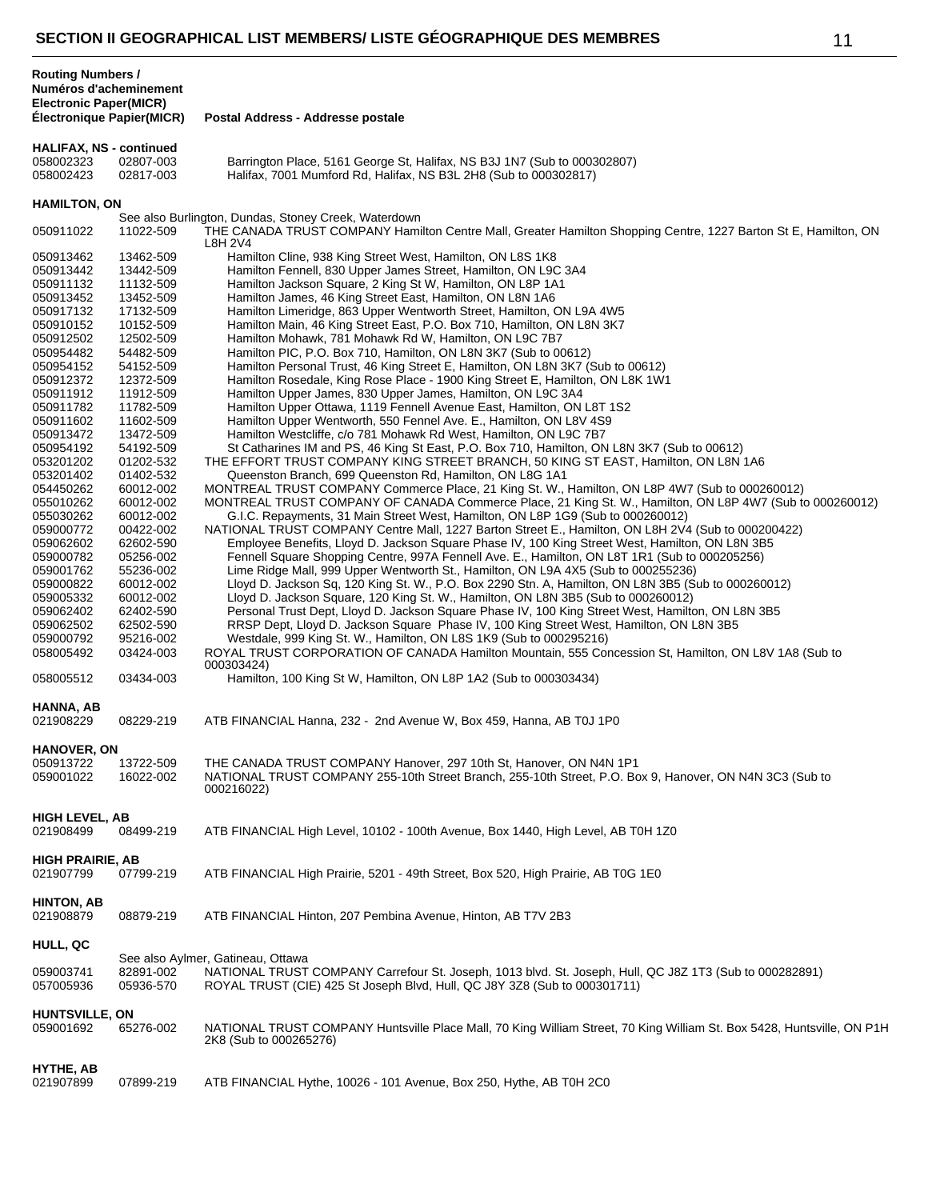# SECTION II GEOGRAPHICAL LIST MEMBERS/ LISTE GÉOGRAPHIQUE DES MEMBRES

| Routing Numbers / Numéros d'acheminement Electronic Paper(MICR) Électronique Papier(MICR) | | Postal Address - Addresse postale |
|---|---|---|
| **HALIFAX, NS - continued** | | |
| 058002323 | 02807-003 | Barrington Place, 5161 George St, Halifax, NS B3J 1N7 (Sub to 000302807) |
| 058002423 | 02817-003 | Halifax, 7001 Mumford Rd, Halifax, NS B3L 2H8 (Sub to 000302817) |
| **HAMILTON, ON** | | |
| | | See also Burlington, Dundas, Stoney Creek, Waterdown |
| 050911022 | 11022-509 | THE CANADA TRUST COMPANY Hamilton Centre Mall, Greater Hamilton Shopping Centre, 1227 Barton St E, Hamilton, ON L8H 2V4 |
| 050913462 | 13462-509 | Hamilton Cline, 938 King Street West, Hamilton, ON L8S 1K8 |
| 050913442 | 13442-509 | Hamilton Fennell, 830 Upper James Street, Hamilton, ON L9C 3A4 |
| 050911132 | 11132-509 | Hamilton Jackson Square, 2 King St W, Hamilton, ON L8P 1A1 |
| 050913452 | 13452-509 | Hamilton James, 46 King Street East, Hamilton, ON L8N 1A6 |
| 050917132 | 17132-509 | Hamilton Limeridge, 863 Upper Wentworth Street, Hamilton, ON L9A 4W5 |
| 050910152 | 10152-509 | Hamilton Main, 46 King Street East, P.O. Box 710, Hamilton, ON L8N 3K7 |
| 050912502 | 12502-509 | Hamilton Mohawk, 781 Mohawk Rd W, Hamilton, ON L9C 7B7 |
| 050954482 | 54482-509 | Hamilton PIC, P.O. Box 710, Hamilton, ON L8N 3K7 (Sub to 00612) |
| 050954152 | 54152-509 | Hamilton Personal Trust, 46 King St E, Hamilton, ON L8N 3K7 (Sub to 00612) |
| 050912372 | 12372-509 | Hamilton Rosedale, King Rose Place - 1900 King Street E, Hamilton, ON L8K 1W1 |
| 050911912 | 11912-509 | Hamilton Upper James, 830 Upper James, Hamilton, ON L9C 3A4 |
| 050911782 | 11782-509 | Hamilton Upper Ottawa, 1119 Fennell Avenue East, Hamilton, ON L8T 1S2 |
| 050911602 | 11602-509 | Hamilton Upper Wentworth, 550 Fennel Ave. E., Hamilton, ON L8V 4S9 |
| 050913472 | 13472-509 | Hamilton Westcliffe, c/o 781 Mohawk Rd West, Hamilton, ON L9C 7B7 |
| 050954192 | 54192-509 | St Catharines IM and PS, 46 King St East, P.O. Box 710, Hamilton, ON L8N 3K7 (Sub to 00612) |
| 053201202 | 01202-532 | THE EFFORT TRUST COMPANY KING STREET BRANCH, 50 KING ST EAST, Hamilton, ON L8N 1A6 |
| 053201402 | 01402-532 | Queenston Branch, 699 Queenston Rd, Hamilton, ON L8G 1A1 |
| 054450262 | 60012-002 | MONTREAL TRUST COMPANY Commerce Place, 21 King St. W., Hamilton, ON L8P 4W7 (Sub to 000260012) |
| 055010262 | 60012-002 | MONTREAL TRUST COMPANY OF CANADA Commerce Place, 21 King St. W., Hamilton, ON L8P 4W7 (Sub to 000260012) |
| 055030262 | 60012-002 | G.I.C. Repayments, 31 Main Street West, Hamilton, ON L8P 1G9 (Sub to 000260012) |
| 059000772 | 00422-002 | NATIONAL TRUST COMPANY Centre Mall, 1227 Barton Street E., Hamilton, ON L8H 2V4 (Sub to 000200422) |
| 059062602 | 62602-590 | Employee Benefits, Lloyd D. Jackson Square Phase IV, 100 King Street West, Hamilton, ON L8N 3B5 |
| 059000782 | 05256-002 | Fennell Square Shopping Centre, 997A Fennell Ave. E., Hamilton, ON L8T 1R1 (Sub to 000205256) |
| 059001762 | 55236-002 | Lime Ridge Mall, 999 Upper Wentworth St., Hamilton, ON L9A 4X5 (Sub to 000255236) |
| 059000822 | 60012-002 | Lloyd D. Jackson Sq, 120 King St. W., P.O. Box 2290 Stn. A, Hamilton, ON L8N 3B5 (Sub to 000260012) |
| 059005332 | 60012-002 | Lloyd D. Jackson Square, 120 King St. W., Hamilton, ON L8N 3B5 (Sub to 000260012) |
| 059062402 | 62402-590 | Personal Trust Dept, Lloyd D. Jackson Square Phase IV, 100 King Street West, Hamilton, ON L8N 3B5 |
| 059062502 | 62502-590 | RRSP Dept, Lloyd D. Jackson Square Phase IV, 100 King Street West, Hamilton, ON L8N 3B5 |
| 059000792 | 95216-002 | Westdale, 999 King St. W., Hamilton, ON L8S 1K9 (Sub to 000295216) |
| 058005492 | 03424-003 | ROYAL TRUST CORPORATION OF CANADA Hamilton Mountain, 555 Concession St, Hamilton, ON L8V 1A8 (Sub to 000303424) |
| 058005512 | 03434-003 | Hamilton, 100 King St W, Hamilton, ON L8P 1A2 (Sub to 000303434) |
| **HANNA, AB** | | |
| 021908229 | 08229-219 | ATB FINANCIAL Hanna, 232 - 2nd Avenue W, Box 459, Hanna, AB T0J 1P0 |
| **HANOVER, ON** | | |
| 050913722 | 13722-509 | THE CANADA TRUST COMPANY Hanover, 297 10th St, Hanover, ON N4N 1P1 |
| 059001022 | 16022-002 | NATIONAL TRUST COMPANY 255-10th Street Branch, 255-10th Street, P.O. Box 9, Hanover, ON N4N 3C3 (Sub to 000216022) |
| **HIGH LEVEL, AB** | | |
| 021908499 | 08499-219 | ATB FINANCIAL High Level, 10102 - 100th Avenue, Box 1440, High Level, AB T0H 1Z0 |
| **HIGH PRAIRIE, AB** | | |
| 021907799 | 07799-219 | ATB FINANCIAL High Prairie, 5201 - 49th Street, Box 520, High Prairie, AB T0G 1E0 |
| **HINTON, AB** | | |
| 021908879 | 08879-219 | ATB FINANCIAL Hinton, 207 Pembina Avenue, Hinton, AB T7V 2B3 |
| **HULL, QC** | | |
| | | See also Aylmer, Gatineau, Ottawa |
| 059003741 | 82891-002 | NATIONAL TRUST COMPANY Carrefour St. Joseph, 1013 blvd. St. Joseph, Hull, QC J8Z 1T3 (Sub to 000282891) |
| 057005936 | 05936-570 | ROYAL TRUST (CIE) 425 St Joseph Blvd, Hull, QC J8Y 3Z8 (Sub to 000301711) |
| **HUNTSVILLE, ON** | | |
| 059001692 | 65276-002 | NATIONAL TRUST COMPANY Huntsville Place Mall, 70 King William Street, 70 King William St. Box 5428, Huntsville, ON P1H 2K8 (Sub to 000265276) |
| **HYTHE, AB** | | |
| 021907899 | 07899-219 | ATB FINANCIAL Hythe, 10026 - 101 Avenue, Box 250, Hythe, AB T0H 2C0 |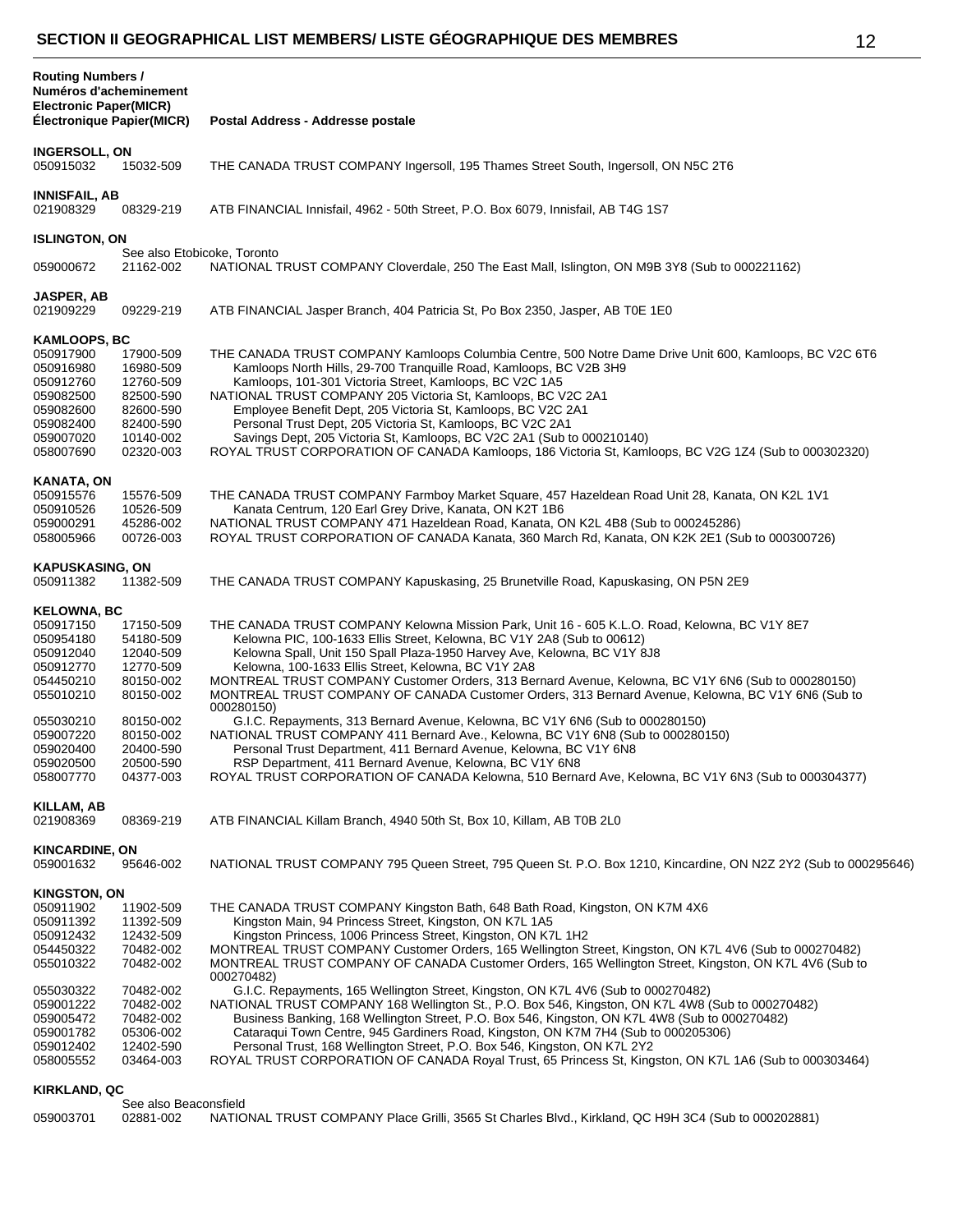# SECTION II GEOGRAPHICAL LIST MEMBERS/ LISTE GÉOGRAPHIQUE DES MEMBRES

| Routing Numbers / Numéros d'acheminement Electronic Paper(MICR) Électronique Papier(MICR) | | Postal Address - Addresse postale |
|---|---|---|
| **INGERSOLL, ON** | | |
| 050915032 | 15032-509 | THE CANADA TRUST COMPANY Ingersoll, 195 Thames Street South, Ingersoll, ON N5C 2T6 |
| **INNISFAIL, AB** | | |
| 021908329 | 08329-219 | ATB FINANCIAL Innisfail, 4962 - 50th Street, P.O. Box 6079, Innisfail, AB T4G 1S7 |
| **ISLINGTON, ON** | | |
| | See also Etobicoke, Toronto | |
| 059000672 | 21162-002 | NATIONAL TRUST COMPANY Cloverdale, 250 The East Mall, Islington, ON M9B 3Y8 (Sub to 000221162) |
| **JASPER, AB** | | |
| 021909229 | 09229-219 | ATB FINANCIAL Jasper Branch, 404 Patricia St, Po Box 2350, Jasper, AB T0E 1E0 |
| **KAMLOOPS, BC** | | |
| 050917900 | 17900-509 | THE CANADA TRUST COMPANY Kamloops Columbia Centre, 500 Notre Dame Drive Unit 600, Kamloops, BC V2C 6T6 |
| 050916980 | 16980-509 | Kamloops North Hills, 29-700 Tranquille Road, Kamloops, BC V2B 3H9 |
| 050912760 | 12760-509 | Kamloops, 101-301 Victoria Street, Kamloops, BC V2C 1A5 |
| 059082500 | 82500-590 | NATIONAL TRUST COMPANY 205 Victoria St, Kamloops, BC V2C 2A1 |
| 059082600 | 82600-590 | Employee Benefit Dept, 205 Victoria St, Kamloops, BC V2C 2A1 |
| 059082400 | 82400-590 | Personal Trust Dept, 205 Victoria St, Kamloops, BC V2C 2A1 |
| 059007020 | 10140-002 | Savings Dept, 205 Victoria St, Kamloops, BC V2C 2A1 (Sub to 000210140) |
| 058007690 | 02320-003 | ROYAL TRUST CORPORATION OF CANADA Kamloops, 186 Victoria St, Kamloops, BC V2G 1Z4 (Sub to 000302320) |
| **KANATA, ON** | | |
| 050915576 | 15576-509 | THE CANADA TRUST COMPANY Farmboy Market Square, 457 Hazeldean Road Unit 28, Kanata, ON K2L 1V1 |
| 050910526 | 10526-509 | Kanata Centrum, 120 Earl Grey Drive, Kanata, ON K2T 1B6 |
| 059000291 | 45286-002 | NATIONAL TRUST COMPANY 471 Hazeldean Road, Kanata, ON K2L 4B8 (Sub to 000245286) |
| 058005966 | 00726-003 | ROYAL TRUST CORPORATION OF CANADA Kanata, 360 March Rd, Kanata, ON K2K 2E1 (Sub to 000300726) |
| **KAPUSKASING, ON** | | |
| 050911382 | 11382-509 | THE CANADA TRUST COMPANY Kapuskasing, 25 Brunetville Road, Kapuskasing, ON P5N 2E9 |
| **KELOWNA, BC** | | |
| 050917150 | 17150-509 | THE CANADA TRUST COMPANY Kelowna Mission Park, Unit 16 - 605 K.L.O. Road, Kelowna, BC V1Y 8E7 |
| 050954180 | 54180-509 | Kelowna PIC, 100-1633 Ellis Street, Kelowna, BC V1Y 2A8 (Sub to 00612) |
| 050912040 | 12040-509 | Kelowna Spall, Unit 150 Spall Plaza-1950 Harvey Ave, Kelowna, BC V1Y 8J8 |
| 050912770 | 12770-509 | Kelowna, 100-1633 Ellis Street, Kelowna, BC V1Y 2A8 |
| 054450210 | 80150-002 | MONTREAL TRUST COMPANY Customer Orders, 313 Bernard Avenue, Kelowna, BC V1Y 6N6 (Sub to 000280150) |
| 055010210 | 80150-002 | MONTREAL TRUST COMPANY OF CANADA Customer Orders, 313 Bernard Avenue, Kelowna, BC V1Y 6N6 (Sub to 000280150) |
| 055030210 | 80150-002 | G.I.C. Repayments, 313 Bernard Avenue, Kelowna, BC V1Y 6N6 (Sub to 000280150) |
| 059007220 | 80150-002 | NATIONAL TRUST COMPANY 411 Bernard Ave., Kelowna, BC V1Y 6N8 (Sub to 000280150) |
| 059020400 | 20400-590 | Personal Trust Department, 411 Bernard Avenue, Kelowna, BC V1Y 6N8 |
| 059020500 | 20500-590 | RSP Department, 411 Bernard Avenue, Kelowna, BC V1Y 6N8 |
| 058007770 | 04377-003 | ROYAL TRUST CORPORATION OF CANADA Kelowna, 510 Bernard Ave, Kelowna, BC V1Y 6N3 (Sub to 000304377) |
| **KILLAM, AB** | | |
| 021908369 | 08369-219 | ATB FINANCIAL Killam Branch, 4940 50th St, Box 10, Killam, AB T0B 2L0 |
| **KINCARDINE, ON** | | |
| 059001632 | 95646-002 | NATIONAL TRUST COMPANY 795 Queen Street, 795 Queen St. P.O. Box 1210, Kincardine, ON N2Z 2Y2 (Sub to 000295646) |
| **KINGSTON, ON** | | |
| 050911902 | 11902-509 | THE CANADA TRUST COMPANY Kingston Bath, 648 Bath Road, Kingston, ON K7M 4X6 |
| 050911392 | 11392-509 | Kingston Main, 94 Princess Street, Kingston, ON K7L 1A5 |
| 050912432 | 12432-509 | Kingston Princess, 1006 Princess Street, Kingston, ON K7L 1H2 |
| 054450322 | 70482-002 | MONTREAL TRUST COMPANY Customer Orders, 165 Wellington Street, Kingston, ON K7L 4V6 (Sub to 000270482) |
| 055010322 | 70482-002 | MONTREAL TRUST COMPANY OF CANADA Customer Orders, 165 Wellington Street, Kingston, ON K7L 4V6 (Sub to 000270482) |
| 055030322 | 70482-002 | G.I.C. Repayments, 165 Wellington Street, Kingston, ON K7L 4V6 (Sub to 000270482) |
| 059001222 | 70482-002 | NATIONAL TRUST COMPANY 168 Wellington St., P.O. Box 546, Kingston, ON K7L 4W8 (Sub to 000270482) |
| 059005472 | 70482-002 | Business Banking, 168 Wellington Street, P.O. Box 546, Kingston, ON K7L 4W8 (Sub to 000270482) |
| 059001782 | 05306-002 | Cataraqui Town Centre, 945 Gardiners Road, Kingston, ON K7M 7H4 (Sub to 000205306) |
| 059012402 | 12402-590 | Personal Trust, 168 Wellington Street, P.O. Box 546, Kingston, ON K7L 2Y2 |
| 058005552 | 03464-003 | ROYAL TRUST CORPORATION OF CANADA Royal Trust, 65 Princess St, Kingston, ON K7L 1A6 (Sub to 000303464) |
| **KIRKLAND, QC** | | |
| | See also Beaconsfield | |
| 059003701 | 02881-002 | NATIONAL TRUST COMPANY Place Grilli, 3565 St Charles Blvd., Kirkland, QC H9H 3C4 (Sub to 000202881) |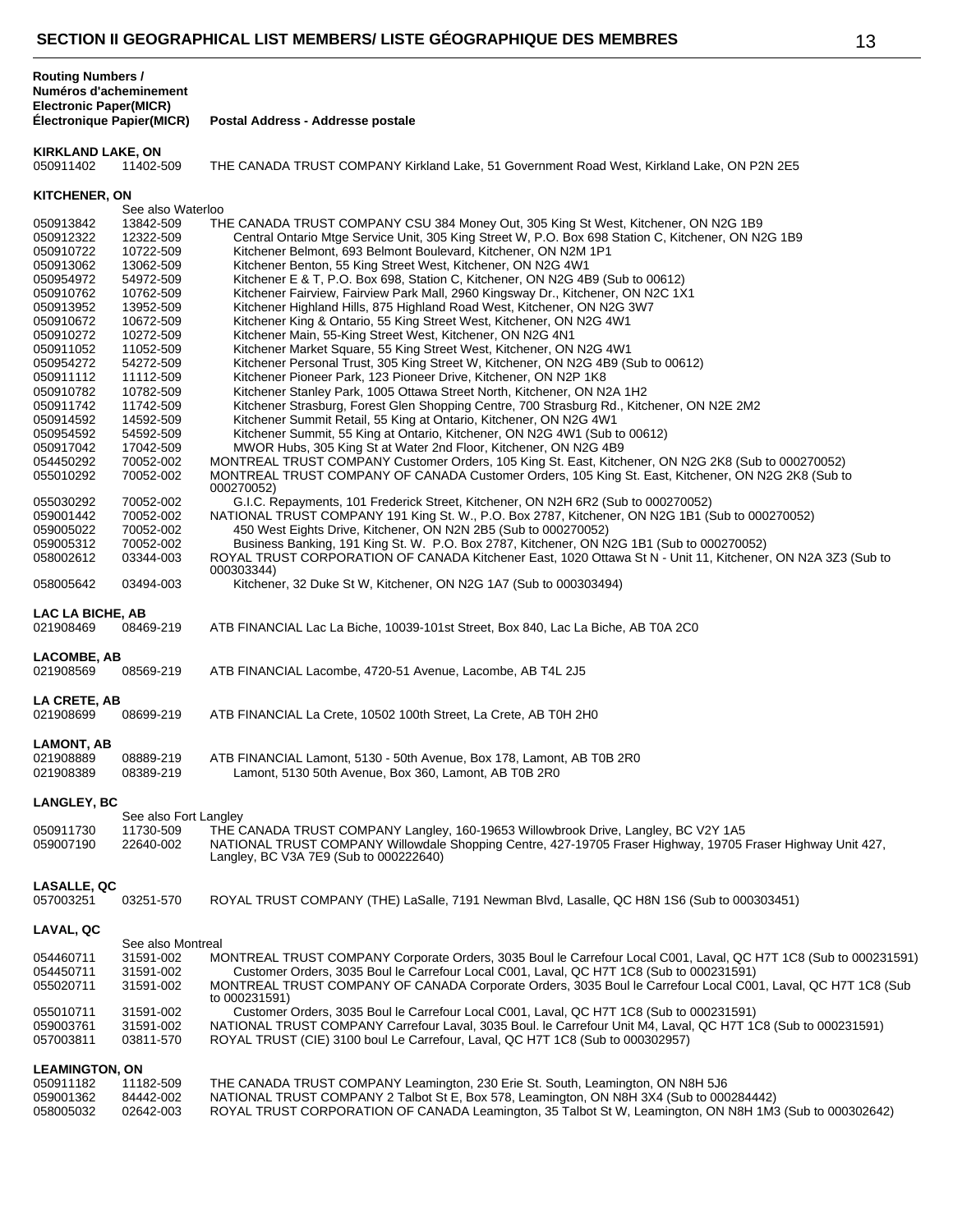## SECTION II GEOGRAPHICAL LIST MEMBERS/ LISTE GÉOGRAPHIQUE DES MEMBRES

| Routing Numbers / Numéros d'acheminement Electronic Paper(MICR) Électronique Papier(MICR) | | Postal Address - Addresse postale |
|---|---|---|
| **KIRKLAND LAKE, ON** | | |
| 050911402 | 11402-509 | THE CANADA TRUST COMPANY Kirkland Lake, 51 Government Road West, Kirkland Lake, ON P2N 2E5 |
| **KITCHENER, ON** | | |
| | See also Waterloo | |
| 050913842 | 13842-509 | THE CANADA TRUST COMPANY CSU 384 Money Out, 305 King St West, Kitchener, ON N2G 1B9 |
| 050912322 | 12322-509 | Central Ontario Mtge Service Unit, 305 King Street W, P.O. Box 698 Station C, Kitchener, ON N2G 1B9 |
| 050910722 | 10722-509 | Kitchener Belmont, 693 Belmont Boulevard, Kitchener, ON N2M 1P1 |
| 050913062 | 13062-509 | Kitchener Benton, 55 King Street West, Kitchener, ON N2G 4W1 |
| 050954972 | 54972-509 | Kitchener E & T, P.O. Box 698, Station C, Kitchener, ON N2G 4B9 (Sub to 00612) |
| 050910762 | 10762-509 | Kitchener Fairview, Fairview Park Mall, 2960 Kingsway Dr., Kitchener, ON N2C 1X1 |
| 050913952 | 13952-509 | Kitchener Highland Hills, 875 Highland Road West, Kitchener, ON N2G 3W7 |
| 050910672 | 10672-509 | Kitchener King & Ontario, 55 King Street West, Kitchener, ON N2G 4W1 |
| 050910272 | 10272-509 | Kitchener Main, 55-King Street West, Kitchener, ON N2G 4N1 |
| 050911052 | 11052-509 | Kitchener Market Square, 55 King Street West, Kitchener, ON N2G 4W1 |
| 050954272 | 54272-509 | Kitchener Personal Trust, 305 King Street W, Kitchener, ON N2G 4B9 (Sub to 00612) |
| 050911112 | 11112-509 | Kitchener Pioneer Park, 123 Pioneer Drive, Kitchener, ON N2P 1K8 |
| 050910782 | 10782-509 | Kitchener Stanley Park, 1005 Ottawa Street North, Kitchener, ON N2A 1H2 |
| 050911742 | 11742-509 | Kitchener Strasburg, Forest Glen Shopping Centre, 700 Strasburg Rd., Kitchener, ON N2E 2M2 |
| 050914592 | 14592-509 | Kitchener Summit Retail, 55 King at Ontario, Kitchener, ON N2G 4W1 |
| 050954592 | 54592-509 | Kitchener Summit, 55 King at Ontario, Kitchener, ON N2G 4W1 (Sub to 00612) |
| 050917042 | 17042-509 | MWOR Hubs, 305 King St at Water 2nd Floor, Kitchener, ON N2G 4B9 |
| 054450292 | 70052-002 | MONTREAL TRUST COMPANY Customer Orders, 105 King St. East, Kitchener, ON N2G 2K8 (Sub to 000270052) |
| 055010292 | 70052-002 | MONTREAL TRUST COMPANY OF CANADA Customer Orders, 105 King St. East, Kitchener, ON N2G 2K8 (Sub to 000270052) |
| 055030292 | 70052-002 | G.I.C. Repayments, 101 Frederick Street, Kitchener, ON N2H 6R2 (Sub to 000270052) |
| 059001442 | 70052-002 | NATIONAL TRUST COMPANY 191 King St. W., P.O. Box 2787, Kitchener, ON N2G 1B1 (Sub to 000270052) |
| 059005022 | 70052-002 | 450 West Eights Drive, Kitchener, ON N2N 2B5 (Sub to 000270052) |
| 059005312 | 70052-002 | Business Banking, 191 King St. W. P.O. Box 2787, Kitchener, ON N2G 1B1 (Sub to 000270052) |
| 058002612 | 03344-003 | ROYAL TRUST CORPORATION OF CANADA Kitchener East, 1020 Ottawa St N - Unit 11, Kitchener, ON N2A 3Z3 (Sub to 000303344) |
| 058005642 | 03494-003 | Kitchener, 32 Duke St W, Kitchener, ON N2G 1A7 (Sub to 000303494) |
| **LAC LA BICHE, AB** | | |
| 021908469 | 08469-219 | ATB FINANCIAL Lac La Biche, 10039-101st Street, Box 840, Lac La Biche, AB T0A 2C0 |
| **LACOMBE, AB** | | |
| 021908569 | 08569-219 | ATB FINANCIAL Lacombe, 4720-51 Avenue, Lacombe, AB T4L 2J5 |
| **LA CRETE, AB** | | |
| 021908699 | 08699-219 | ATB FINANCIAL La Crete, 10502 100th Street, La Crete, AB T0H 2H0 |
| **LAMONT, AB** | | |
| 021908889 | 08889-219 | ATB FINANCIAL Lamont, 5130 - 50th Avenue, Box 178, Lamont, AB T0B 2R0 |
| 021908389 | 08389-219 | Lamont, 5130 50th Avenue, Box 360, Lamont, AB T0B 2R0 |
| **LANGLEY, BC** | | |
| | See also Fort Langley | |
| 050911730 | 11730-509 | THE CANADA TRUST COMPANY Langley, 160-19653 Willowbrook Drive, Langley, BC V2Y 1A5 |
| 059007190 | 22640-002 | NATIONAL TRUST COMPANY Willowdale Shopping Centre, 427-19705 Fraser Highway, 19705 Fraser Highway Unit 427, Langley, BC V3A 7E9 (Sub to 000222640) |
| **LASALLE, QC** | | |
| 057003251 | 03251-570 | ROYAL TRUST COMPANY (THE) LaSalle, 7191 Newman Blvd, Lasalle, QC H8N 1S6 (Sub to 000303451) |
| **LAVAL, QC** | | |
| | See also Montreal | |
| 054460711 | 31591-002 | MONTREAL TRUST COMPANY Corporate Orders, 3035 Boul le Carrefour Local C001, Laval, QC H7T 1C8 (Sub to 000231591) |
| 054450711 | 31591-002 | Customer Orders, 3035 Boul le Carrefour Local C001, Laval, QC H7T 1C8 (Sub to 000231591) |
| 055020711 | 31591-002 | MONTREAL TRUST COMPANY OF CANADA Corporate Orders, 3035 Boul le Carrefour Local C001, Laval, QC H7T 1C8 (Sub to 000231591) |
| 055010711 | 31591-002 | Customer Orders, 3035 Boul le Carrefour Local C001, Laval, QC H7T 1C8 (Sub to 000231591) |
| 059003761 | 31591-002 | NATIONAL TRUST COMPANY Carrefour Laval, 3035 Boul. le Carrefour Unit M4, Laval, QC H7T 1C8 (Sub to 000231591) |
| 057003811 | 03811-570 | ROYAL TRUST (CIE) 3100 boul Le Carrefour, Laval, QC H7T 1C8 (Sub to 000302957) |
| **LEAMINGTON, ON** | | |
| 050911182 | 11182-509 | THE CANADA TRUST COMPANY Leamington, 230 Erie St. South, Leamington, ON N8H 5J6 |
| 059001362 | 84442-002 | NATIONAL TRUST COMPANY 2 Talbot St E, Box 578, Leamington, ON N8H 3X4 (Sub to 000284442) |
| 058005032 | 02642-003 | ROYAL TRUST CORPORATION OF CANADA Leamington, 35 Talbot St W, Leamington, ON N8H 1M3 (Sub to 000302642) |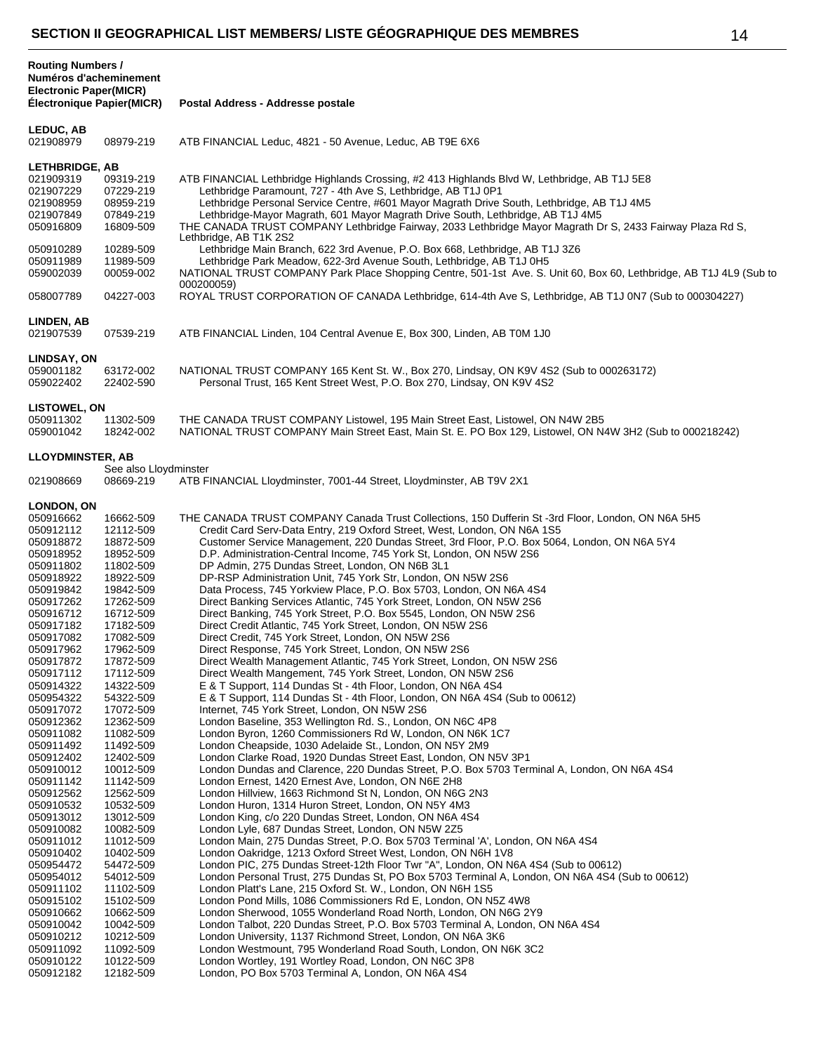## SECTION II GEOGRAPHICAL LIST MEMBERS/ LISTE GÉOGRAPHIQUE DES MEMBRES

| Routing Numbers / Numéros d'acheminement Electronic Paper(MICR) Électronique Papier(MICR) | | Postal Address - Addresse postale |
|---|---|---|
| **LEDUC, AB** | | |
| 021908979 | 08979-219 | ATB FINANCIAL Leduc, 4821 - 50 Avenue, Leduc, AB T9E 6X6 |
| **LETHBRIDGE, AB** | | |
| 021909319 | 09319-219 | ATB FINANCIAL Lethbridge Highlands Crossing, #2 413 Highlands Blvd W, Lethbridge, AB T1J 5E8 |
| 021907229 | 07229-219 | Lethbridge Paramount, 727 - 4th Ave S, Lethbridge, AB T1J 0P1 |
| 021908959 | 08959-219 | Lethbridge Personal Service Centre, #601 Mayor Magrath Drive South, Lethbridge, AB T1J 4M5 |
| 021907849 | 07849-219 | Lethbridge-Mayor Magrath, 601 Mayor Magrath Drive South, Lethbridge, AB T1J 4M5 |
| 050916809 | 16809-509 | THE CANADA TRUST COMPANY Lethbridge Fairway, 2033 Lethbridge Mayor Magrath Dr S, 2433 Fairway Plaza Rd S, Lethbridge, AB T1K 2S2 |
| 050910289 | 10289-509 | Lethbridge Main Branch, 622 3rd Avenue, P.O. Box 668, Lethbridge, AB T1J 3Z6 |
| 050911989 | 11989-509 | Lethbridge Park Meadow, 622-3rd Avenue South, Lethbridge, AB T1J 0H5 |
| 059002039 | 00059-002 | NATIONAL TRUST COMPANY Park Place Shopping Centre, 501-1st Ave. S. Unit 60, Box 60, Lethbridge, AB T1J 4L9 (Sub to 000200059) |
| 058007789 | 04227-003 | ROYAL TRUST CORPORATION OF CANADA Lethbridge, 614-4th Ave S, Lethbridge, AB T1J 0N7 (Sub to 000304227) |
| **LINDEN, AB** | | |
| 021907539 | 07539-219 | ATB FINANCIAL Linden, 104 Central Avenue E, Box 300, Linden, AB T0M 1J0 |
| **LINDSAY, ON** | | |
| 059001182 | 63172-002 | NATIONAL TRUST COMPANY 165 Kent St. W., Box 270, Lindsay, ON K9V 4S2 (Sub to 000263172) |
| 059022402 | 22402-590 | Personal Trust, 165 Kent Street West, P.O. Box 270, Lindsay, ON K9V 4S2 |
| **LISTOWEL, ON** | | |
| 050911302 | 11302-509 | THE CANADA TRUST COMPANY Listowel, 195 Main Street East, Listowel, ON N4W 2B5 |
| 059001042 | 18242-002 | NATIONAL TRUST COMPANY Main Street East, Main St. E. PO Box 129, Listowel, ON N4W 3H2 (Sub to 000218242) |
| **LLOYDMINSTER, AB** | | |
| | See also Lloydminster | |
| 021908669 | 08669-219 | ATB FINANCIAL Lloydminster, 7001-44 Street, Lloydminster, AB T9V 2X1 |
| **LONDON, ON** | | |
| 050916662 | 16662-509 | THE CANADA TRUST COMPANY Canada Trust Collections, 150 Dufferin St -3rd Floor, London, ON N6A 5H5 |
| 050912112 | 12112-509 | Credit Card Serv-Data Entry, 219 Oxford Street, West, London, ON N6A 1S5 |
| 050918872 | 18872-509 | Customer Service Management, 220 Dundas Street, 3rd Floor, P.O. Box 5064, London, ON N6A 5Y4 |
| 050918952 | 18952-509 | D.P. Administration-Central Income, 745 York St, London, ON N5W 2S6 |
| 050911802 | 11802-509 | DP Admin, 275 Dundas Street, London, ON N6B 3L1 |
| 050918922 | 18922-509 | DP-RSP Administration Unit, 745 York Str, London, ON N5W 2S6 |
| 050919842 | 19842-509 | Data Process, 745 Yorkview Place, P.O. Box 5703, London, ON N6A 4S4 |
| 050917262 | 17262-509 | Direct Banking Services Atlantic, 745 York Street, London, ON N5W 2S6 |
| 050916712 | 16712-509 | Direct Banking, 745 York Street, P.O. Box 5545, London, ON N5W 2S6 |
| 050917182 | 17182-509 | Direct Credit Atlantic, 745 York Street, London, ON N5W 2S6 |
| 050917082 | 17082-509 | Direct Credit, 745 York Street, London, ON N5W 2S6 |
| 050917962 | 17962-509 | Direct Response, 745 York Street, London, ON N5W 2S6 |
| 050917872 | 17872-509 | Direct Wealth Management Atlantic, 745 York Street, London, ON N5W 2S6 |
| 050917112 | 17112-509 | Direct Wealth Mangement, 745 York Street, London, ON N5W 2S6 |
| 050914322 | 14322-509 | E & T Support, 114 Dundas St - 4th Floor, London, ON N6A 4S4 |
| 050954322 | 54322-509 | E & T Support, 114 Dundas St - 4th Floor, London, ON N6A 4S4 (Sub to 00612) |
| 050917072 | 17072-509 | Internet, 745 York Street, London, ON N5W 2S6 |
| 050912362 | 12362-509 | London Baseline, 353 Wellington Rd. S., London, ON N6C 4P8 |
| 050911082 | 11082-509 | London Byron, 1260 Commissioners Rd W, London, ON N6K 1C7 |
| 050911492 | 11492-509 | London Cheapside, 1030 Adelaide St., London, ON N5Y 2M9 |
| 050912402 | 12402-509 | London Clarke Road, 1920 Dundas Street East, London, ON N5V 3P1 |
| 050910012 | 10012-509 | London Dundas and Clarence, 220 Dundas Street, P.O. Box 5703 Terminal A, London, ON N6A 4S4 |
| 050911142 | 11142-509 | London Ernest, 1420 Ernest Ave, London, ON N6E 2H8 |
| 050912562 | 12562-509 | London Hillview, 1663 Richmond St N, London, ON N6G 2N3 |
| 050910532 | 10532-509 | London Huron, 1314 Huron Street, London, ON N5Y 4M3 |
| 050913012 | 13012-509 | London King, c/o 220 Dundas Street, London, ON N6A 4S4 |
| 050910082 | 10082-509 | London Lyle, 687 Dundas Street, London, ON N5W 2Z5 |
| 050911012 | 11012-509 | London Main, 275 Dundas Street, P.O. Box 5703 Terminal 'A', London, ON N6A 4S4 |
| 050910402 | 10402-509 | London Oakridge, 1213 Oxford Street West, London, ON N6H 1V8 |
| 050954472 | 54472-509 | London PIC, 275 Dundas Street-12th Floor Twr "A", London, ON N6A 4S4 (Sub to 00612) |
| 050954012 | 54012-509 | London Personal Trust, 275 Dundas St, PO Box 5703 Terminal A, London, ON N6A 4S4 (Sub to 00612) |
| 050911102 | 11102-509 | London Platt's Lane, 215 Oxford St. W., London, ON N6H 1S5 |
| 050915102 | 15102-509 | London Pond Mills, 1086 Commissioners Rd E, London, ON N5Z 4W8 |
| 050910662 | 10662-509 | London Sherwood, 1055 Wonderland Road North, London, ON N6G 2Y9 |
| 050910042 | 10042-509 | London Talbot, 220 Dundas Street, P.O. Box 5703 Terminal A, London, ON N6A 4S4 |
| 050910212 | 10212-509 | London University, 1137 Richmond Street, London, ON N6A 3K6 |
| 050911092 | 11092-509 | London Westmount, 795 Wonderland Road South, London, ON N6K 3C2 |
| 050910122 | 10122-509 | London Wortley, 191 Wortley Road, London, ON N6C 3P8 |
| 050912182 | 12182-509 | London, PO Box 5703 Terminal A, London, ON N6A 4S4 |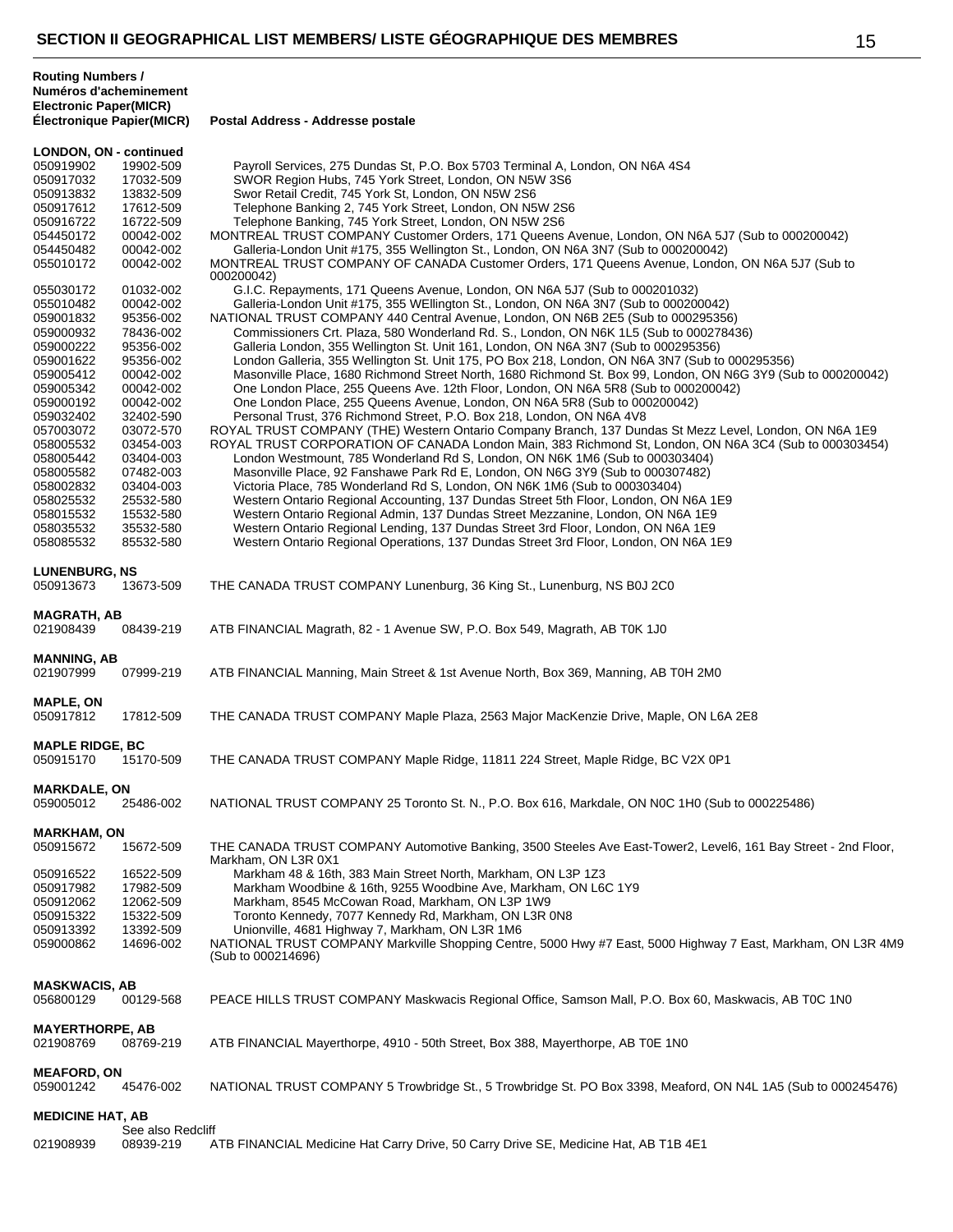## SECTION II GEOGRAPHICAL LIST MEMBERS/ LISTE GÉOGRAPHIQUE DES MEMBRES

| Routing Numbers / Numéros d'acheminement Electronic Paper(MICR) Électronique Papier(MICR) | | Postal Address - Addresse postale |
|---|---|---|
| **LONDON, ON - continued** | | |
| 050919902 | 19902-509 | Payroll Services, 275 Dundas St, P.O. Box 5703 Terminal A, London, ON N6A 4S4 |
| 050917032 | 17032-509 | SWOR Region Hubs, 745 York Street, London, ON N5W 3S6 |
| 050913832 | 13832-509 | Swor Retail Credit, 745 York St, London, ON N5W 2S6 |
| 050917612 | 17612-509 | Telephone Banking 2, 745 York Street, London, ON N5W 2S6 |
| 050916722 | 16722-509 | Telephone Banking, 745 York Street, London, ON N5W 2S6 |
| 054450172 | 00042-002 | MONTREAL TRUST COMPANY Customer Orders, 171 Queens Avenue, London, ON N6A 5J7 (Sub to 000200042) |
| 054450482 | 00042-002 | Galleria-London Unit #175, 355 Wellington St., London, ON N6A 3N7 (Sub to 000200042) |
| 055010172 | 00042-002 | MONTREAL TRUST COMPANY OF CANADA Customer Orders, 171 Queens Avenue, London, ON N6A 5J7 (Sub to 000200042) |
| 055030172 | 01032-002 | G.I.C. Repayments, 171 Queens Avenue, London, ON N6A 5J7 (Sub to 000201032) |
| 055010482 | 00042-002 | Galleria-London Unit #175, 355 WEllington St., London, ON N6A 3N7 (Sub to 000200042) |
| 059001832 | 95356-002 | NATIONAL TRUST COMPANY 440 Central Avenue, London, ON N6B 2E5 (Sub to 000295356) |
| 059000932 | 78436-002 | Commissioners Crt. Plaza, 580 Wonderland Rd. S., London, ON N6K 1L5 (Sub to 000278436) |
| 059000222 | 95356-002 | Galleria London, 355 Wellington St. Unit 161, London, ON N6A 3N7 (Sub to 000295356) |
| 059001622 | 95356-002 | London Galleria, 355 Wellington St. Unit 175, PO Box 218, London, ON N6A 3N7 (Sub to 000295356) |
| 059005412 | 00042-002 | Masonville Place, 1680 Richmond Street North, 1680 Richmond St. Box 99, London, ON N6G 3Y9 (Sub to 000200042) |
| 059005342 | 00042-002 | One London Place, 255 Queens Ave. 12th Floor, London, ON N6A 5R8 (Sub to 000200042) |
| 059000192 | 00042-002 | One London Place, 255 Queens Avenue, London, ON N6A 5R8 (Sub to 000200042) |
| 059032402 | 32402-590 | Personal Trust, 376 Richmond Street, P.O. Box 218, London, ON N6A 4V8 |
| 057003072 | 03072-570 | ROYAL TRUST COMPANY (THE) Western Ontario Company Branch, 137 Dundas St Mezz Level, London, ON N6A 1E9 |
| 058005532 | 03454-003 | ROYAL TRUST CORPORATION OF CANADA London Main, 383 Richmond St, London, ON N6A 3C4 (Sub to 000303454) |
| 058005442 | 03404-003 | London Westmount, 785 Wonderland Rd S, London, ON N6K 1M6 (Sub to 000303404) |
| 058005582 | 07482-003 | Masonville Place, 92 Fanshawe Park Rd E, London, ON N6G 3Y9 (Sub to 000307482) |
| 058002832 | 03404-003 | Victoria Place, 785 Wonderland Rd S, London, ON N6K 1M6 (Sub to 000303404) |
| 058025532 | 25532-580 | Western Ontario Regional Accounting, 137 Dundas Street 5th Floor, London, ON N6A 1E9 |
| 058015532 | 15532-580 | Western Ontario Regional Admin, 137 Dundas Street Mezzanine, London, ON N6A 1E9 |
| 058035532 | 35532-580 | Western Ontario Regional Lending, 137 Dundas Street 3rd Floor, London, ON N6A 1E9 |
| 058085532 | 85532-580 | Western Ontario Regional Operations, 137 Dundas Street 3rd Floor, London, ON N6A 1E9 |
| **LUNENBURG, NS** | | |
| 050913673 | 13673-509 | THE CANADA TRUST COMPANY Lunenburg, 36 King St., Lunenburg, NS B0J 2C0 |
| **MAGRATH, AB** | | |
| 021908439 | 08439-219 | ATB FINANCIAL Magrath, 82 - 1 Avenue SW, P.O. Box 549, Magrath, AB T0K 1J0 |
| **MANNING, AB** | | |
| 021907999 | 07999-219 | ATB FINANCIAL Manning, Main Street & 1st Avenue North, Box 369, Manning, AB T0H 2M0 |
| **MAPLE, ON** | | |
| 050917812 | 17812-509 | THE CANADA TRUST COMPANY Maple Plaza, 2563 Major MacKenzie Drive, Maple, ON L6A 2E8 |
| **MAPLE RIDGE, BC** | | |
| 050915170 | 15170-509 | THE CANADA TRUST COMPANY Maple Ridge, 11811 224 Street, Maple Ridge, BC V2X 0P1 |
| **MARKDALE, ON** | | |
| 059005012 | 25486-002 | NATIONAL TRUST COMPANY 25 Toronto St. N., P.O. Box 616, Markdale, ON N0C 1H0 (Sub to 000225486) |
| **MARKHAM, ON** | | |
| 050915672 | 15672-509 | THE CANADA TRUST COMPANY Automotive Banking, 3500 Steeles Ave East-Tower2, Level6, 161 Bay Street - 2nd Floor, Markham, ON L3R 0X1 |
| 050916522 | 16522-509 | Markham 48 & 16th, 383 Main Street North, Markham, ON L3P 1Z3 |
| 050917982 | 17982-509 | Markham Woodbine & 16th, 9255 Woodbine Ave, Markham, ON L6C 1Y9 |
| 050912062 | 12062-509 | Markham, 8545 McCowan Road, Markham, ON L3P 1W9 |
| 050915322 | 15322-509 | Toronto Kennedy, 7077 Kennedy Rd, Markham, ON L3R 0N8 |
| 050913392 | 13392-509 | Unionville, 4681 Highway 7, Markham, ON L3R 1M6 |
| 059000862 | 14696-002 | NATIONAL TRUST COMPANY Markville Shopping Centre, 5000 Hwy #7 East, 5000 Highway 7 East, Markham, ON L3R 4M9 (Sub to 000214696) |
| **MASKWACIS, AB** | | |
| 056800129 | 00129-568 | PEACE HILLS TRUST COMPANY Maskwacis Regional Office, Samson Mall, P.O. Box 60, Maskwacis, AB T0C 1N0 |
| **MAYERTHORPE, AB** | | |
| 021908769 | 08769-219 | ATB FINANCIAL Mayerthorpe, 4910 - 50th Street, Box 388, Mayerthorpe, AB T0E 1N0 |
| **MEAFORD, ON** | | |
| 059001242 | 45476-002 | NATIONAL TRUST COMPANY 5 Trowbridge St., 5 Trowbridge St. PO Box 3398, Meaford, ON N4L 1A5 (Sub to 000245476) |
| **MEDICINE HAT, AB** | | |
| | See also Redcliff | |
| 021908939 | 08939-219 | ATB FINANCIAL Medicine Hat Carry Drive, 50 Carry Drive SE, Medicine Hat, AB T1B 4E1 |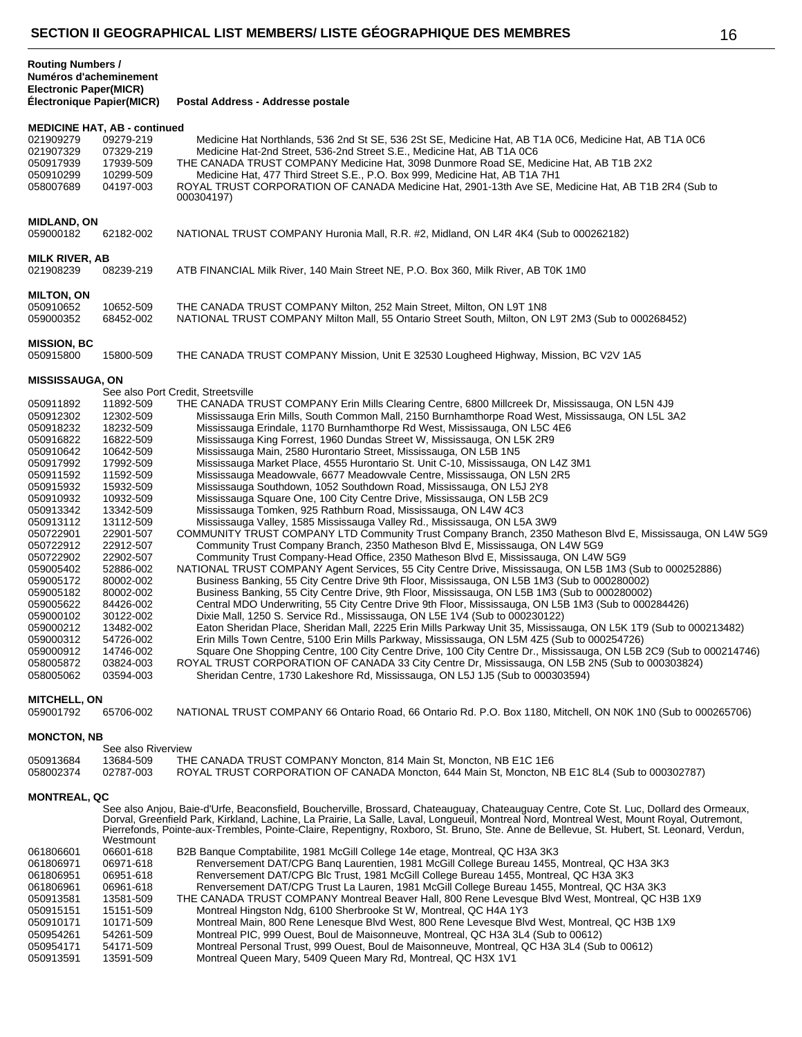## SECTION II GEOGRAPHICAL LIST MEMBERS/ LISTE GÉOGRAPHIQUE DES MEMBRES

**Routing Numbers / Numéros d'acheminement Electronic Paper(MICR) Électronique Papier(MICR)** | **Postal Address - Addresse postale**

### MEDICINE HAT, AB - continued

| | | |
|---|---|---|
| 021909279 | 09279-219 | Medicine Hat Northlands, 536 2nd St SE, 536 2St SE, Medicine Hat, AB T1A 0C6, Medicine Hat, AB T1A 0C6 |
| 021907329 | 07329-219 | Medicine Hat-2nd Street, 536-2nd Street S.E., Medicine Hat, AB T1A 0C6 |
| 050917939 | 17939-509 | THE CANADA TRUST COMPANY Medicine Hat, 3098 Dunmore Road SE, Medicine Hat, AB T1B 2X2 |
| 050910299 | 10299-509 | Medicine Hat, 477 Third Street S.E., P.O. Box 999, Medicine Hat, AB T1A 7H1 |
| 058007689 | 04197-003 | ROYAL TRUST CORPORATION OF CANADA Medicine Hat, 2901-13th Ave SE, Medicine Hat, AB T1B 2R4 (Sub to 000304197) |

### MIDLAND, ON

| | | |
|---|---|---|
| 059000182 | 62182-002 | NATIONAL TRUST COMPANY Huronia Mall, R.R. #2, Midland, ON L4R 4K4 (Sub to 000262182) |

### MILK RIVER, AB

| | | |
|---|---|---|
| 021908239 | 08239-219 | ATB FINANCIAL Milk River, 140 Main Street NE, P.O. Box 360, Milk River, AB T0K 1M0 |

### MILTON, ON

| | | |
|---|---|---|
| 050910652 | 10652-509 | THE CANADA TRUST COMPANY Milton, 252 Main Street, Milton, ON L9T 1N8 |
| 059000352 | 68452-002 | NATIONAL TRUST COMPANY Milton Mall, 55 Ontario Street South, Milton, ON L9T 2M3 (Sub to 000268452) |

### MISSION, BC

| | | |
|---|---|---|
| 050915800 | 15800-509 | THE CANADA TRUST COMPANY Mission, Unit E 32530 Lougheed Highway, Mission, BC V2V 1A5 |

### MISSISSAUGA, ON

See also Port Credit, Streetsville

| | | |
|---|---|---|
| 050911892 | 11892-509 | THE CANADA TRUST COMPANY Erin Mills Clearing Centre, 6800 Millcreek Dr, Mississauga, ON L5N 4J9 |
| 050912302 | 12302-509 | Mississauga Erin Mills, South Common Mall, 2150 Burnhamthorpe Road West, Mississauga, ON L5L 3A2 |
| 050918232 | 18232-509 | Mississauga Erindale, 1170 Burnhamthorpe Rd West, Mississauga, ON L5C 4E6 |
| 050916822 | 16822-509 | Mississauga King Forrest, 1960 Dundas Street W, Mississauga, ON L5K 2R9 |
| 050910642 | 10642-509 | Mississauga Main, 2580 Hurontario Street, Mississauga, ON L5B 1N5 |
| 050917992 | 17992-509 | Mississauga Market Place, 4555 Hurontario St. Unit C-10, Mississauga, ON L4Z 3M1 |
| 050911592 | 11592-509 | Mississauga Meadowvale, 6677 Meadowvale Centre, Mississauga, ON L5N 2R5 |
| 050915932 | 15932-509 | Mississauga Southdown, 1052 Southdown Road, Mississauga, ON L5J 2Y8 |
| 050910932 | 10932-509 | Mississauga Square One, 100 City Centre Drive, Mississauga, ON L5B 2C9 |
| 050913342 | 13342-509 | Mississauga Tomken, 925 Rathburn Road, Mississauga, ON L4W 4C3 |
| 050913112 | 13112-509 | Mississauga Valley, 1585 Mississauga Valley Rd., Mississauga, ON L5A 3W9 |
| 050722901 | 22901-507 | COMMUNITY TRUST COMPANY LTD Community Trust Company Branch, 2350 Matheson Blvd E, Mississauga, ON L4W 5G9 |
| 050722912 | 22912-507 | Community Trust Company Branch, 2350 Matheson Blvd E, Mississauga, ON L4W 5G9 |
| 050722902 | 22902-507 | Community Trust Company-Head Office, 2350 Matheson Blvd E, Mississauga, ON L4W 5G9 |
| 059005402 | 52886-002 | NATIONAL TRUST COMPANY Agent Services, 55 City Centre Drive, Mississauga, ON L5B 1M3 (Sub to 000252886) |
| 059005172 | 80002-002 | Business Banking, 55 City Centre Drive 9th Floor, Mississauga, ON L5B 1M3 (Sub to 000280002) |
| 059005182 | 80002-002 | Business Banking, 55 City Centre Drive, 9th Floor, Mississauga, ON L5B 1M3 (Sub to 000280002) |
| 059005622 | 84426-002 | Central MDO Underwriting, 55 City Centre Drive 9th Floor, Mississauga, ON L5B 1M3 (Sub to 000284426) |
| 059000102 | 30122-002 | Dixie Mall, 1250 S. Service Rd., Mississauga, ON L5E 1V4 (Sub to 000230122) |
| 059000212 | 13482-002 | Eaton Sheridan Place, Sheridan Mall, 2225 Erin Mills Parkway Unit 35, Mississauga, ON L5K 1T9 (Sub to 000213482) |
| 059000312 | 54726-002 | Erin Mills Town Centre, 5100 Erin Mills Parkway, Mississauga, ON L5M 4Z5 (Sub to 000254726) |
| 059000912 | 14746-002 | Square One Shopping Centre, 100 City Centre Drive, 100 City Centre Dr., Mississauga, ON L5B 2C9 (Sub to 000214746) |
| 058005872 | 03824-003 | ROYAL TRUST CORPORATION OF CANADA 33 City Centre Dr, Mississauga, ON L5B 2N5 (Sub to 000303824) |
| 058005062 | 03594-003 | Sheridan Centre, 1730 Lakeshore Rd, Mississauga, ON L5J 1J5 (Sub to 000303594) |

### MITCHELL, ON

| | | |
|---|---|---|
| 059001792 | 65706-002 | NATIONAL TRUST COMPANY 66 Ontario Road, 66 Ontario Rd. P.O. Box 1180, Mitchell, ON N0K 1N0 (Sub to 000265706) |

### MONCTON, NB

See also Riverview

| | | |
|---|---|---|
| 050913684 | 13684-509 | THE CANADA TRUST COMPANY Moncton, 814 Main St, Moncton, NB E1C 1E6 |
| 058002374 | 02787-003 | ROYAL TRUST CORPORATION OF CANADA Moncton, 644 Main St, Moncton, NB E1C 8L4 (Sub to 000302787) |

### MONTREAL, QC

See also Anjou, Baie-d'Urfe, Beaconsfield, Boucherville, Brossard, Chateauguay, Chateauguay Centre, Cote St. Luc, Dollard des Ormeaux, Dorval, Greenfield Park, Kirkland, Lachine, La Prairie, La Salle, Laval, Longueuil, Montreal Nord, Montreal West, Mount Royal, Outremont, Pierrefonds, Pointe-aux-Trembles, Pointe-Claire, Repentigny, Roxboro, St. Bruno, Ste. Anne de Bellevue, St. Hubert, St. Leonard, Verdun, Westmount

| | | |
|---|---|---|
| 061806601 | 06601-618 | B2B Banque Comptabilite, 1981 McGill College 14e etage, Montreal, QC H3A 3K3 |
| 061806971 | 06971-618 | Renversement DAT/CPG Banq Laurentien, 1981 McGill College Bureau 1455, Montreal, QC H3A 3K3 |
| 061806951 | 06951-618 | Renversement DAT/CPG Blc Trust, 1981 McGill College Bureau 1455, Montreal, QC H3A 3K3 |
| 061806961 | 06961-618 | Renversement DAT/CPG Trust La Lauren, 1981 McGill College Bureau 1455, Montreal, QC H3A 3K3 |
| 050913581 | 13581-509 | THE CANADA TRUST COMPANY Montreal Beaver Hall, 800 Rene Levesque Blvd West, Montreal, QC H3B 1X9 |
| 050915151 | 15151-509 | Montreal Hingston Ndg, 6100 Sherbrooke St W, Montreal, QC H4A 1Y3 |
| 050910171 | 10171-509 | Montreal Main, 800 Rene Lenesque Blvd West, 800 Rene Levesque Blvd West, Montreal, QC H3B 1X9 |
| 050954261 | 54261-509 | Montreal PIC, 999 Ouest, Boul de Maisonneuve, Montreal, QC H3A 3L4 (Sub to 00612) |
| 050954171 | 54171-509 | Montreal Personal Trust, 999 Ouest, Boul de Maisonneuve, Montreal, QC H3A 3L4 (Sub to 00612) |
| 050913591 | 13591-509 | Montreal Queen Mary, 5409 Queen Mary Rd, Montreal, QC H3X 1V1 |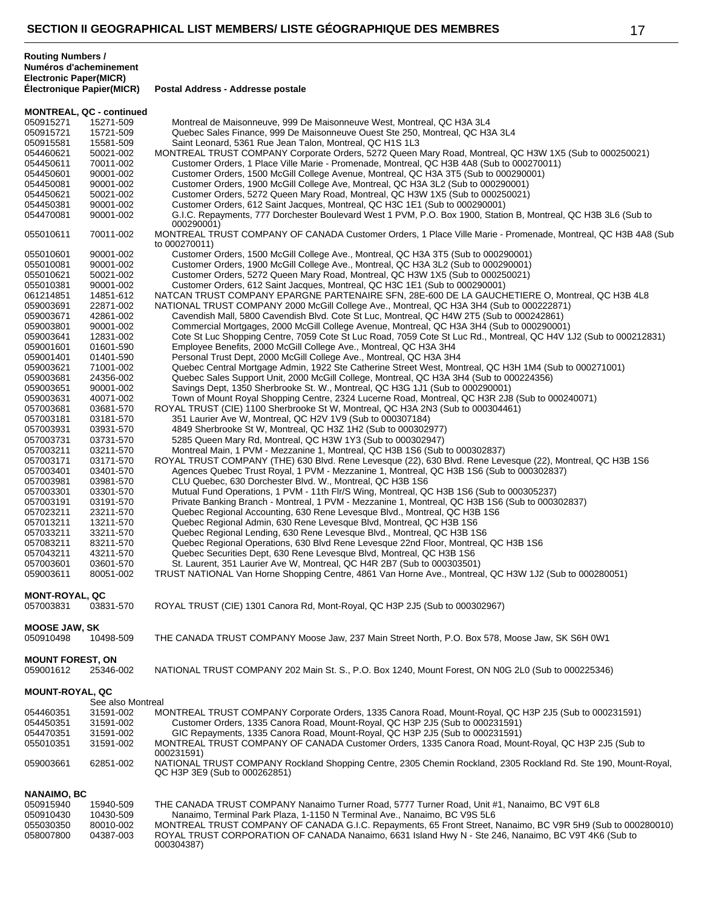## SECTION II GEOGRAPHICAL LIST MEMBERS/ LISTE GÉOGRAPHIQUE DES MEMBRES

| Routing Numbers / Numéros d'acheminement Electronic Paper(MICR) Électronique Papier(MICR) | | Postal Address - Addresse postale |
|---|---|---|
| **MONTREAL, QC - continued** | | |
| 050915271 | 15271-509 | Montreal de Maisonneuve, 999 De Maisonneuve West, Montreal, QC H3A 3L4 |
| 050915721 | 15721-509 | Quebec Sales Finance, 999 De Maisonneuve Ouest Ste 250, Montreal, QC H3A 3L4 |
| 050915581 | 15581-509 | Saint Leonard, 5361 Rue Jean Talon, Montreal, QC H1S 1L3 |
| 054460621 | 50021-002 | MONTREAL TRUST COMPANY Corporate Orders, 5272 Queen Mary Road, Montreal, QC H3W 1X5 (Sub to 000250021) |
| 054450611 | 70011-002 | Customer Orders, 1 Place Ville Marie - Promenade, Montreal, QC H3B 4A8 (Sub to 000270011) |
| 054450601 | 90001-002 | Customer Orders, 1500 McGill College Avenue, Montreal, QC H3A 3T5 (Sub to 000290001) |
| 054450081 | 90001-002 | Customer Orders, 1900 McGill College Ave, Montreal, QC H3A 3L2 (Sub to 000290001) |
| 054450621 | 50021-002 | Customer Orders, 5272 Queen Mary Road, Montreal, QC H3W 1X5 (Sub to 000250021) |
| 054450381 | 90001-002 | Customer Orders, 612 Saint Jacques, Montreal, QC H3C 1E1 (Sub to 000290001) |
| 054470081 | 90001-002 | G.I.C. Repayments, 777 Dorchester Boulevard West 1 PVM, P.O. Box 1900, Station B, Montreal, QC H3B 3L6 (Sub to 000290001) |
| 055010611 | 70011-002 | MONTREAL TRUST COMPANY OF CANADA Customer Orders, 1 Place Ville Marie - Promenade, Montreal, QC H3B 4A8 (Sub to 000270011) |
| 055010601 | 90001-002 | Customer Orders, 1500 McGill College Ave., Montreal, QC H3A 3T5 (Sub to 000290001) |
| 055010081 | 90001-002 | Customer Orders, 1900 McGill College Ave., Montreal, QC H3A 3L2 (Sub to 000290001) |
| 055010621 | 50021-002 | Customer Orders, 5272 Queen Mary Road, Montreal, QC H3W 1X5 (Sub to 000250021) |
| 055010381 | 90001-002 | Customer Orders, 612 Saint Jacques, Montreal, QC H3C 1E1 (Sub to 000290001) |
| 061214851 | 14851-612 | NATCAN TRUST COMPANY EPARGNE PARTENAIRE SFN, 28E-600 DE LA GAUCHETIERE O, Montreal, QC H3B 4L8 |
| 059003691 | 22871-002 | NATIONAL TRUST COMPANY 2000 McGill College Ave., Montreal, QC H3A 3H4 (Sub to 000222871) |
| 059003671 | 42861-002 | Cavendish Mall, 5800 Cavendish Blvd. Cote St Luc, Montreal, QC H4W 2T5 (Sub to 000242861) |
| 059003801 | 90001-002 | Commercial Mortgages, 2000 McGill College Avenue, Montreal, QC H3A 3H4 (Sub to 000290001) |
| 059003641 | 12831-002 | Cote St Luc Shopping Centre, 7059 Cote St Luc Road, 7059 Cote St Luc Rd., Montreal, QC H4V 1J2 (Sub to 000212831) |
| 059001601 | 01601-590 | Employee Benefits, 2000 McGill College Ave., Montreal, QC H3A 3H4 |
| 059001401 | 01401-590 | Personal Trust Dept, 2000 McGill College Ave., Montreal, QC H3A 3H4 |
| 059003621 | 71001-002 | Quebec Central Mortgage Admin, 1922 Ste Catherine Street West, Montreal, QC H3H 1M4 (Sub to 000271001) |
| 059003681 | 24356-002 | Quebec Sales Support Unit, 2000 McGill College, Montreal, QC H3A 3H4 (Sub to 000224356) |
| 059003651 | 90001-002 | Savings Dept, 1350 Sherbrooke St. W., Montreal, QC H3G 1J1 (Sub to 000290001) |
| 059003631 | 40071-002 | Town of Mount Royal Shopping Centre, 2324 Lucerne Road, Montreal, QC H3R 2J8 (Sub to 000240071) |
| 057003681 | 03681-570 | ROYAL TRUST (CIE) 1100 Sherbrooke St W, Montreal, QC H3A 2N3 (Sub to 000304461) |
| 057003181 | 03181-570 | 351 Laurier Ave W, Montreal, QC H2V 1V9 (Sub to 000307184) |
| 057003931 | 03931-570 | 4849 Sherbrooke St W, Montreal, QC H3Z 1H2 (Sub to 000302977) |
| 057003731 | 03731-570 | 5285 Queen Mary Rd, Montreal, QC H3W 1Y3 (Sub to 000302947) |
| 057003211 | 03211-570 | Montreal Main, 1 PVM - Mezzanine 1, Montreal, QC H3B 1S6 (Sub to 000302837) |
| 057003171 | 03171-570 | ROYAL TRUST COMPANY (THE) 630 Blvd. Rene Levesque (22), 630 Blvd. Rene Levesque (22), Montreal, QC H3B 1S6 |
| 057003401 | 03401-570 | Agences Quebec Trust Royal, 1 PVM - Mezzanine 1, Montreal, QC H3B 1S6 (Sub to 000302837) |
| 057003981 | 03981-570 | CLU Quebec, 630 Dorchester Blvd. W., Montreal, QC H3B 1S6 |
| 057003301 | 03301-570 | Mutual Fund Operations, 1 PVM - 11th Flr/S Wing, Montreal, QC H3B 1S6 (Sub to 000305237) |
| 057003191 | 03191-570 | Private Banking Branch - Montreal, 1 PVM - Mezzanine 1, Montreal, QC H3B 1S6 (Sub to 000302837) |
| 057023211 | 23211-570 | Quebec Regional Accounting, 630 Rene Levesque Blvd., Montreal, QC H3B 1S6 |
| 057013211 | 13211-570 | Quebec Regional Admin, 630 Rene Levesque Blvd, Montreal, QC H3B 1S6 |
| 057033211 | 33211-570 | Quebec Regional Lending, 630 Rene Levesque Blvd., Montreal, QC H3B 1S6 |
| 057083211 | 83211-570 | Quebec Regional Operations, 630 Blvd Rene Levesque 22nd Floor, Montreal, QC H3B 1S6 |
| 057043211 | 43211-570 | Quebec Securities Dept, 630 Rene Levesque Blvd, Montreal, QC H3B 1S6 |
| 057003601 | 03601-570 | St. Laurent, 351 Laurier Ave W, Montreal, QC H4R 2B7 (Sub to 000303501) |
| 059003611 | 80051-002 | TRUST NATIONAL Van Horne Shopping Centre, 4861 Van Horne Ave., Montreal, QC H3W 1J2 (Sub to 000280051) |
| **MONT-ROYAL, QC** | | |
| 057003831 | 03831-570 | ROYAL TRUST (CIE) 1301 Canora Rd, Mont-Royal, QC H3P 2J5 (Sub to 000302967) |
| **MOOSE JAW, SK** | | |
| 050910498 | 10498-509 | THE CANADA TRUST COMPANY Moose Jaw, 237 Main Street North, P.O. Box 578, Moose Jaw, SK S6H 0W1 |
| **MOUNT FOREST, ON** | | |
| 059001612 | 25346-002 | NATIONAL TRUST COMPANY 202 Main St. S., P.O. Box 1240, Mount Forest, ON N0G 2L0 (Sub to 000225346) |
| **MOUNT-ROYAL, QC** | | |
| | See also Montreal | |
| 054460351 | 31591-002 | MONTREAL TRUST COMPANY Corporate Orders, 1335 Canora Road, Mount-Royal, QC H3P 2J5 (Sub to 000231591) |
| 054450351 | 31591-002 | Customer Orders, 1335 Canora Road, Mount-Royal, QC H3P 2J5 (Sub to 000231591) |
| 054470351 | 31591-002 | GIC Repayments, 1335 Canora Road, Mount-Royal, QC H3P 2J5 (Sub to 000231591) |
| 055010351 | 31591-002 | MONTREAL TRUST COMPANY OF CANADA Customer Orders, 1335 Canora Road, Mount-Royal, QC H3P 2J5 (Sub to 000231591) |
| 059003661 | 62851-002 | NATIONAL TRUST COMPANY Rockland Shopping Centre, 2305 Chemin Rockland, 2305 Rockland Rd. Ste 190, Mount-Royal, QC H3P 3E9 (Sub to 000262851) |
| **NANAIMO, BC** | | |
| 050915940 | 15940-509 | THE CANADA TRUST COMPANY Nanaimo Turner Road, 5777 Turner Road, Unit #1, Nanaimo, BC V9T 6L8 |
| 050910430 | 10430-509 | Nanaimo, Terminal Park Plaza, 1-1150 N Terminal Ave., Nanaimo, BC V9S 5L6 |
| 055030350 | 80010-002 | MONTREAL TRUST COMPANY OF CANADA G.I.C. Repayments, 65 Front Street, Nanaimo, BC V9R 5H9 (Sub to 000280010) |
| 058007800 | 04387-003 | ROYAL TRUST CORPORATION OF CANADA Nanaimo, 6631 Island Hwy N - Ste 246, Nanaimo, BC V9T 4K6 (Sub to 000304387) |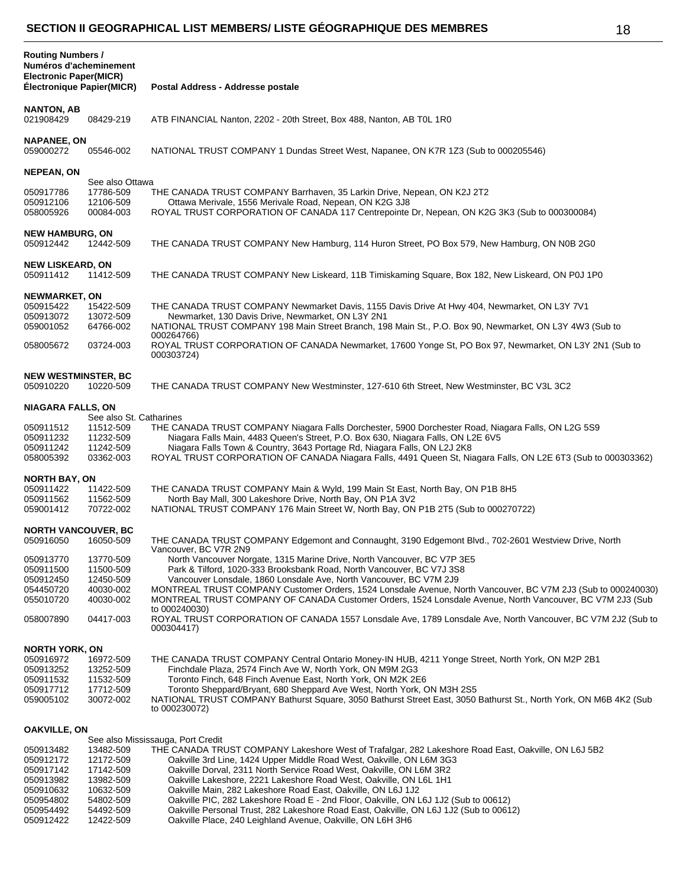# SECTION II GEOGRAPHICAL LIST MEMBERS/ LISTE GÉOGRAPHIQUE DES MEMBRES

| Routing Numbers / Numéros d'acheminement Electronic Paper(MICR) Électronique Papier(MICR) | | Postal Address - Addresse postale |
|---|---|---|
| **NANTON, AB** | | |
| 021908429 | 08429-219 | ATB FINANCIAL Nanton, 2202 - 20th Street, Box 488, Nanton, AB T0L 1R0 |
| **NAPANEE, ON** | | |
| 059000272 | 05546-002 | NATIONAL TRUST COMPANY 1 Dundas Street West, Napanee, ON K7R 1Z3 (Sub to 000205546) |
| **NEPEAN, ON** | | |
| | See also Ottawa | |
| 050917786 | 17786-509 | THE CANADA TRUST COMPANY Barrhaven, 35 Larkin Drive, Nepean, ON K2J 2T2 |
| 050912106 | 12106-509 | Ottawa Merivale, 1556 Merivale Road, Nepean, ON K2G 3J8 |
| 058005926 | 00084-003 | ROYAL TRUST CORPORATION OF CANADA 117 Centrepointe Dr, Nepean, ON K2G 3K3 (Sub to 000300084) |
| **NEW HAMBURG, ON** | | |
| 050912442 | 12442-509 | THE CANADA TRUST COMPANY New Hamburg, 114 Huron Street, PO Box 579, New Hamburg, ON N0B 2G0 |
| **NEW LISKEARD, ON** | | |
| 050911412 | 11412-509 | THE CANADA TRUST COMPANY New Liskeard, 11B Timiskaming Square, Box 182, New Liskeard, ON P0J 1P0 |
| **NEWMARKET, ON** | | |
| 050915422 | 15422-509 | THE CANADA TRUST COMPANY Newmarket Davis, 1155 Davis Drive At Hwy 404, Newmarket, ON L3Y 7V1 |
| 050913072 | 13072-509 | Newmarket, 130 Davis Drive, Newmarket, ON L3Y 2N1 |
| 059001052 | 64766-002 | NATIONAL TRUST COMPANY 198 Main Street Branch, 198 Main St., P.O. Box 90, Newmarket, ON L3Y 4W3 (Sub to 000264766) |
| 058005672 | 03724-003 | ROYAL TRUST CORPORATION OF CANADA Newmarket, 17600 Yonge St, PO Box 97, Newmarket, ON L3Y 2N1 (Sub to 000303724) |
| **NEW WESTMINSTER, BC** | | |
| 050910220 | 10220-509 | THE CANADA TRUST COMPANY New Westminster, 127-610 6th Street, New Westminster, BC V3L 3C2 |
| **NIAGARA FALLS, ON** | | |
| | See also St. Catharines | |
| 050911512 | 11512-509 | THE CANADA TRUST COMPANY Niagara Falls Dorchester, 5900 Dorchester Road, Niagara Falls, ON L2G 5S9 |
| 050911232 | 11232-509 | Niagara Falls Main, 4483 Queen's Street, P.O. Box 630, Niagara Falls, ON L2E 6V5 |
| 050911242 | 11242-509 | Niagara Falls Town & Country, 3643 Portage Rd, Niagara Falls, ON L2J 2K8 |
| 058005392 | 03362-003 | ROYAL TRUST CORPORATION OF CANADA Niagara Falls, 4491 Queen St, Niagara Falls, ON L2E 6T3 (Sub to 000303362) |
| **NORTH BAY, ON** | | |
| 050911422 | 11422-509 | THE CANADA TRUST COMPANY Main & Wyld, 199 Main St East, North Bay, ON P1B 8H5 |
| 050911562 | 11562-509 | North Bay Mall, 300 Lakeshore Drive, North Bay, ON P1A 3V2 |
| 059001412 | 70722-002 | NATIONAL TRUST COMPANY 176 Main Street W, North Bay, ON P1B 2T5 (Sub to 000270722) |
| **NORTH VANCOUVER, BC** | | |
| 050916050 | 16050-509 | THE CANADA TRUST COMPANY Edgemont and Connaught, 3190 Edgemont Blvd., 702-2601 Westview Drive, North Vancouver, BC V7R 2N9 |
| 050913770 | 13770-509 | North Vancouver Norgate, 1315 Marine Drive, North Vancouver, BC V7P 3E5 |
| 050911500 | 11500-509 | Park & Tilford, 1020-333 Brooksbank Road, North Vancouver, BC V7J 3S8 |
| 050912450 | 12450-509 | Vancouver Lonsdale, 1860 Lonsdale Ave, North Vancouver, BC V7M 2J9 |
| 054450720 | 40030-002 | MONTREAL TRUST COMPANY Customer Orders, 1524 Lonsdale Avenue, North Vancouver, BC V7M 2J3 (Sub to 000240030) |
| 055010720 | 40030-002 | MONTREAL TRUST COMPANY OF CANADA Customer Orders, 1524 Lonsdale Avenue, North Vancouver, BC V7M 2J3 (Sub to 000240030) |
| 058007890 | 04417-003 | ROYAL TRUST CORPORATION OF CANADA 1557 Lonsdale Ave, 1789 Lonsdale Ave, North Vancouver, BC V7M 2J2 (Sub to 000304417) |
| **NORTH YORK, ON** | | |
| 050916972 | 16972-509 | THE CANADA TRUST COMPANY Central Ontario Money-IN HUB, 4211 Yonge Street, North York, ON M2P 2B1 |
| 050913252 | 13252-509 | Finchdale Plaza, 2574 Finch Ave W, North York, ON M9M 2G3 |
| 050911532 | 11532-509 | Toronto Finch, 648 Finch Avenue East, North York, ON M2K 2E6 |
| 050917712 | 17712-509 | Toronto Sheppard/Bryant, 680 Sheppard Ave West, North York, ON M3H 2S5 |
| 059005102 | 30072-002 | NATIONAL TRUST COMPANY Bathurst Square, 3050 Bathurst Street East, 3050 Bathurst St., North York, ON M6B 4K2 (Sub to 000230072) |
| **OAKVILLE, ON** | | |
| | See also Mississauga, Port Credit | |
| 050913482 | 13482-509 | THE CANADA TRUST COMPANY Lakeshore West of Trafalgar, 282 Lakeshore Road East, Oakville, ON L6J 5B2 |
| 050912172 | 12172-509 | Oakville 3rd Line, 1424 Upper Middle Road West, Oakville, ON L6M 3G3 |
| 050917142 | 17142-509 | Oakville Dorval, 2311 North Service Road West, Oakville, ON L6M 3R2 |
| 050913982 | 13982-509 | Oakville Lakeshore, 2221 Lakeshore Road West, Oakville, ON L6L 1H1 |
| 050910632 | 10632-509 | Oakville Main, 282 Lakeshore Road East, Oakville, ON L6J 1J2 |
| 050954802 | 54802-509 | Oakville PIC, 282 Lakeshore Road E - 2nd Floor, Oakville, ON L6J 1J2 (Sub to 00612) |
| 050954492 | 54492-509 | Oakville Personal Trust, 282 Lakeshore Road East, Oakville, ON L6J 1J2 (Sub to 00612) |
| 050912422 | 12422-509 | Oakville Place, 240 Leighland Avenue, Oakville, ON L6H 3H6 |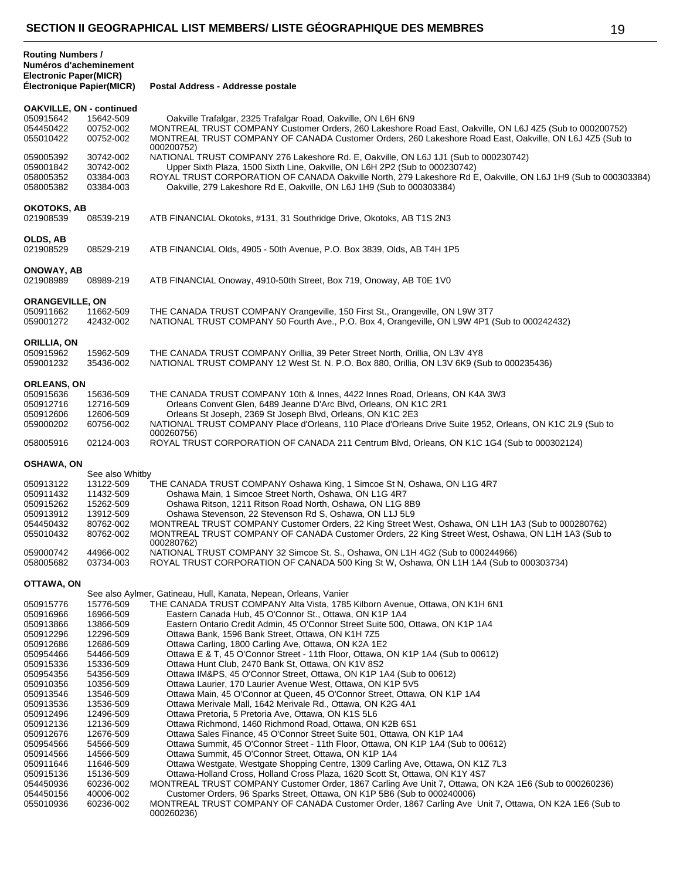## SECTION II GEOGRAPHICAL LIST MEMBERS/ LISTE GÉOGRAPHIQUE DES MEMBRES

| Routing Numbers / Numéros d'acheminement Electronic Paper(MICR) Électronique Papier(MICR) | | Postal Address - Addresse postale |
|---|---|---|
| **OAKVILLE, ON - continued** | | |
| 050915642 | 15642-509 | Oakville Trafalgar, 2325 Trafalgar Road, Oakville, ON L6H 6N9 |
| 054450422 | 00752-002 | MONTREAL TRUST COMPANY Customer Orders, 260 Lakeshore Road East, Oakville, ON L6J 4Z5 (Sub to 000200752) |
| 055010422 | 00752-002 | MONTREAL TRUST COMPANY OF CANADA Customer Orders, 260 Lakeshore Road East, Oakville, ON L6J 4Z5 (Sub to 000200752) |
| 059005392 | 30742-002 | NATIONAL TRUST COMPANY 276 Lakeshore Rd. E, Oakville, ON L6J 1J1 (Sub to 000230742) |
| 059001842 | 30742-002 | Upper Sixth Plaza, 1500 Sixth Line, Oakville, ON L6H 2P2 (Sub to 000230742) |
| 058005352 | 03384-003 | ROYAL TRUST CORPORATION OF CANADA Oakville North, 279 Lakeshore Rd E, Oakville, ON L6J 1H9 (Sub to 000303384) |
| 058005382 | 03384-003 | Oakville, 279 Lakeshore Rd E, Oakville, ON L6J 1H9 (Sub to 000303384) |
| **OKOTOKS, AB** | | |
| 021908539 | 08539-219 | ATB FINANCIAL Okotoks, #131, 31 Southridge Drive, Okotoks, AB T1S 2N3 |
| **OLDS, AB** | | |
| 021908529 | 08529-219 | ATB FINANCIAL Olds, 4905 - 50th Avenue, P.O. Box 3839, Olds, AB T4H 1P5 |
| **ONOWAY, AB** | | |
| 021908989 | 08989-219 | ATB FINANCIAL Onoway, 4910-50th Street, Box 719, Onoway, AB T0E 1V0 |
| **ORANGEVILLE, ON** | | |
| 050911662 | 11662-509 | THE CANADA TRUST COMPANY Orangeville, 150 First St., Orangeville, ON L9W 3T7 |
| 059001272 | 42432-002 | NATIONAL TRUST COMPANY 50 Fourth Ave., P.O. Box 4, Orangeville, ON L9W 4P1 (Sub to 000242432) |
| **ORILLIA, ON** | | |
| 050915962 | 15962-509 | THE CANADA TRUST COMPANY Orillia, 39 Peter Street North, Orillia, ON L3V 4Y8 |
| 059001232 | 35436-002 | NATIONAL TRUST COMPANY 12 West St. N. P.O. Box 880, Orillia, ON L3V 6K9 (Sub to 000235436) |
| **ORLEANS, ON** | | |
| 050915636 | 15636-509 | THE CANADA TRUST COMPANY 10th & Innes, 4422 Innes Road, Orleans, ON K4A 3W3 |
| 050912716 | 12716-509 | Orleans Convent Glen, 6489 Jeanne D'Arc Blvd, Orleans, ON K1C 2R1 |
| 050912606 | 12606-509 | Orleans St Joseph, 2369 St Joseph Blvd, Orleans, ON K1C 2E3 |
| 059000202 | 60756-002 | NATIONAL TRUST COMPANY Place d'Orleans, 110 Place d'Orleans Drive Suite 1952, Orleans, ON K1C 2L9 (Sub to 000260756) |
| 058005916 | 02124-003 | ROYAL TRUST CORPORATION OF CANADA 211 Centrum Blvd, Orleans, ON K1C 1G4 (Sub to 000302124) |
| **OSHAWA, ON** | | |
| | See also Whitby | |
| 050913122 | 13122-509 | THE CANADA TRUST COMPANY Oshawa King, 1 Simcoe St N, Oshawa, ON L1G 4R7 |
| 050911432 | 11432-509 | Oshawa Main, 1 Simcoe Street North, Oshawa, ON L1G 4R7 |
| 050915262 | 15262-509 | Oshawa Ritson, 1211 Ritson Road North, Oshawa, ON L1G 8B9 |
| 050913912 | 13912-509 | Oshawa Stevenson, 22 Stevenson Rd S, Oshawa, ON L1J 5L9 |
| 054450432 | 80762-002 | MONTREAL TRUST COMPANY Customer Orders, 22 King Street West, Oshawa, ON L1H 1A3 (Sub to 000280762) |
| 055010432 | 80762-002 | MONTREAL TRUST COMPANY OF CANADA Customer Orders, 22 King Street West, Oshawa, ON L1H 1A3 (Sub to 000280762) |
| 059000742 | 44966-002 | NATIONAL TRUST COMPANY 32 Simcoe St. S., Oshawa, ON L1H 4G2 (Sub to 000244966) |
| 058005682 | 03734-003 | ROYAL TRUST CORPORATION OF CANADA 500 King St W, Oshawa, ON L1H 1A4 (Sub to 000303734) |
| **OTTAWA, ON** | | |
| | | See also Aylmer, Gatineau, Hull, Kanata, Nepean, Orleans, Vanier |
| 050915776 | 15776-509 | THE CANADA TRUST COMPANY Alta Vista, 1785 Kilborn Avenue, Ottawa, ON K1H 6N1 |
| 050916966 | 16966-509 | Eastern Canada Hub, 45 O'Connor St., Ottawa, ON K1P 1A4 |
| 050913866 | 13866-509 | Eastern Ontario Credit Admin, 45 O'Connor Street Suite 500, Ottawa, ON K1P 1A4 |
| 050912296 | 12296-509 | Ottawa Bank, 1596 Bank Street, Ottawa, ON K1H 7Z5 |
| 050912686 | 12686-509 | Ottawa Carling, 1800 Carling Ave, Ottawa, ON K2A 1E2 |
| 050954466 | 54466-509 | Ottawa E & T, 45 O'Connor Street - 11th Floor, Ottawa, ON K1P 1A4 (Sub to 00612) |
| 050915336 | 15336-509 | Ottawa Hunt Club, 2470 Bank St, Ottawa, ON K1V 8S2 |
| 050954356 | 54356-509 | Ottawa IM&PS, 45 O'Connor Street, Ottawa, ON K1P 1A4 (Sub to 00612) |
| 050910356 | 10356-509 | Ottawa Laurier, 170 Laurier Avenue West, Ottawa, ON K1P 5V5 |
| 050913546 | 13546-509 | Ottawa Main, 45 O'Connor at Queen, 45 O'Connor Street, Ottawa, ON K1P 1A4 |
| 050913536 | 13536-509 | Ottawa Merivale Mall, 1642 Merivale Rd., Ottawa, ON K2G 4A1 |
| 050912496 | 12496-509 | Ottawa Pretoria, 5 Pretoria Ave, Ottawa, ON K1S 5L6 |
| 050912136 | 12136-509 | Ottawa Richmond, 1460 Richmond Road, Ottawa, ON K2B 6S1 |
| 050912676 | 12676-509 | Ottawa Sales Finance, 45 O'Connor Street Suite 501, Ottawa, ON K1P 1A4 |
| 050954566 | 54566-509 | Ottawa Summit, 45 O'Connor Street - 11th Floor, Ottawa, ON K1P 1A4 (Sub to 00612) |
| 050914566 | 14566-509 | Ottawa Summit, 45 O'Connor Street, Ottawa, ON K1P 1A4 |
| 050911646 | 11646-509 | Ottawa Westgate, Westgate Shopping Centre, 1309 Carling Ave, Ottawa, ON K1Z 7L3 |
| 050915136 | 15136-509 | Ottawa-Holland Cross, Holland Cross Plaza, 1620 Scott St, Ottawa, ON K1Y 4S7 |
| 054450936 | 60236-002 | MONTREAL TRUST COMPANY Customer Order, 1867 Carling Ave Unit 7, Ottawa, ON K2A 1E6 (Sub to 000260236) |
| 054450156 | 40006-002 | Customer Orders, 96 Sparks Street, Ottawa, ON K1P 5B6 (Sub to 000240006) |
| 055010936 | 60236-002 | MONTREAL TRUST COMPANY OF CANADA Customer Order, 1867 Carling Ave Unit 7, Ottawa, ON K2A 1E6 (Sub to 000260236) |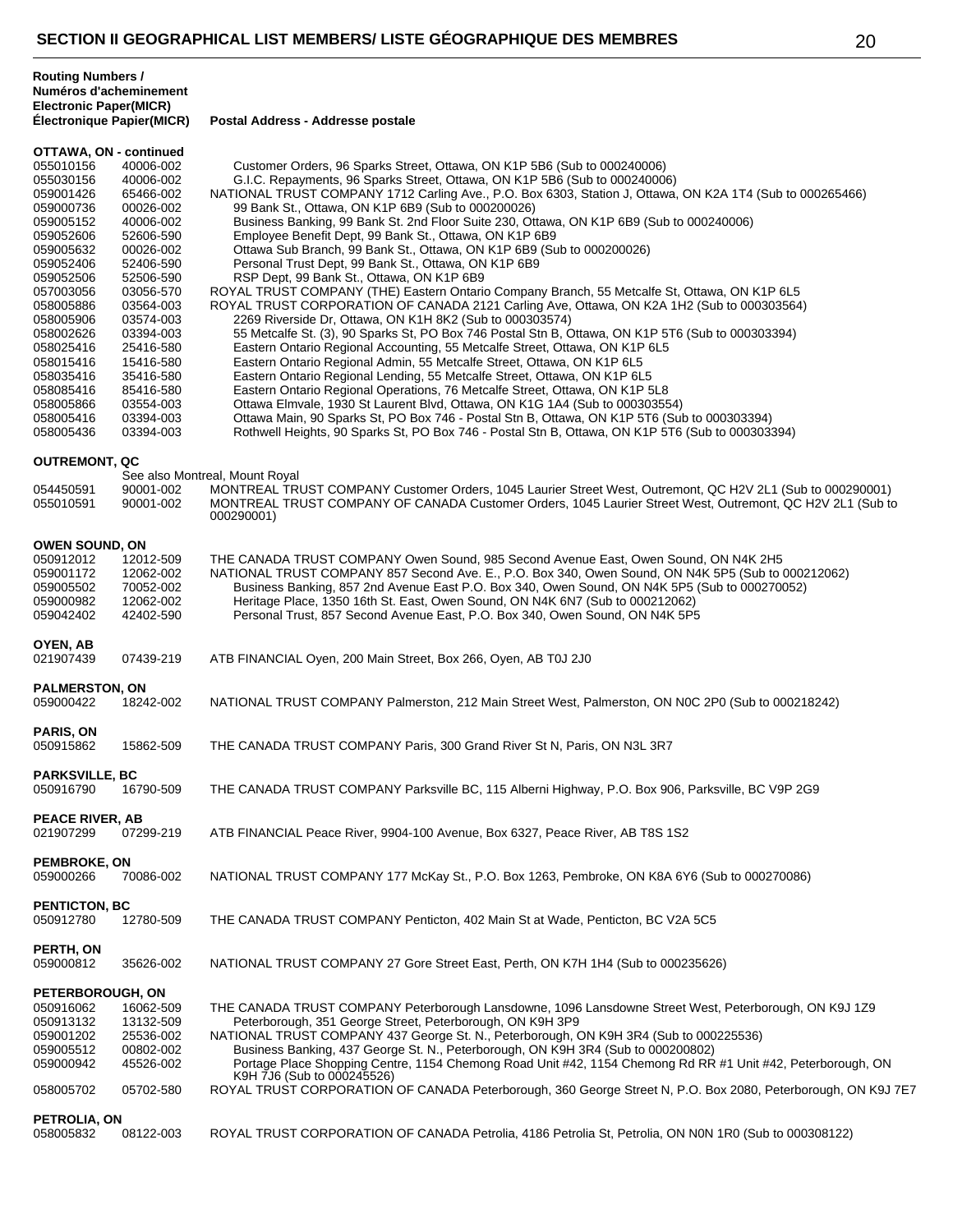## SECTION II GEOGRAPHICAL LIST MEMBERS/ LISTE GÉOGRAPHIQUE DES MEMBRES

| Routing Numbers / Numéros d'acheminement Electronic Paper(MICR) | Électronique Papier(MICR) | Postal Address - Addresse postale |
|---|---|---|
| **OTTAWA, ON - continued** | | |
| 055010156 | 40006-002 | Customer Orders, 96 Sparks Street, Ottawa, ON K1P 5B6 (Sub to 000240006) |
| 055030156 | 40006-002 | G.I.C. Repayments, 96 Sparks Street, Ottawa, ON K1P 5B6 (Sub to 000240006) |
| 059001426 | 65466-002 | NATIONAL TRUST COMPANY 1712 Carling Ave., P.O. Box 6303, Station J, Ottawa, ON K2A 1T4 (Sub to 000265466) |
| 059000736 | 00026-002 | 99 Bank St., Ottawa, ON K1P 6B9 (Sub to 000200026) |
| 059005152 | 40006-002 | Business Banking, 99 Bank St. 2nd Floor Suite 230, Ottawa, ON K1P 6B9 (Sub to 000240006) |
| 059052606 | 52606-590 | Employee Benefit Dept, 99 Bank St., Ottawa, ON K1P 6B9 |
| 059005632 | 00026-002 | Ottawa Sub Branch, 99 Bank St., Ottawa, ON K1P 6B9 (Sub to 000200026) |
| 059052406 | 52406-590 | Personal Trust Dept, 99 Bank St., Ottawa, ON K1P 6B9 |
| 059052506 | 52506-590 | RSP Dept, 99 Bank St., Ottawa, ON K1P 6B9 |
| 057003056 | 03056-570 | ROYAL TRUST COMPANY (THE) Eastern Ontario Company Branch, 55 Metcalfe St, Ottawa, ON K1P 6L5 |
| 058005886 | 03564-003 | ROYAL TRUST CORPORATION OF CANADA 2121 Carling Ave, Ottawa, ON K2A 1H2 (Sub to 000303564) |
| 058005906 | 03574-003 | 2269 Riverside Dr, Ottawa, ON K1H 8K2 (Sub to 000303574) |
| 058002626 | 03394-003 | 55 Metcalfe St. (3), 90 Sparks St, PO Box 746 Postal Stn B, Ottawa, ON K1P 5T6 (Sub to 000303394) |
| 058025416 | 25416-580 | Eastern Ontario Regional Accounting, 55 Metcalfe Street, Ottawa, ON K1P 6L5 |
| 058015416 | 15416-580 | Eastern Ontario Regional Admin, 55 Metcalfe Street, Ottawa, ON K1P 6L5 |
| 058035416 | 35416-580 | Eastern Ontario Regional Lending, 55 Metcalfe Street, Ottawa, ON K1P 6L5 |
| 058085416 | 85416-580 | Eastern Ontario Regional Operations, 76 Metcalfe Street, Ottawa, ON K1P 5L8 |
| 058005866 | 03554-003 | Ottawa Elmvale, 1930 St Laurent Blvd, Ottawa, ON K1G 1A4 (Sub to 000303554) |
| 058005416 | 03394-003 | Ottawa Main, 90 Sparks St, PO Box 746 - Postal Stn B, Ottawa, ON K1P 5T6 (Sub to 000303394) |
| 058005436 | 03394-003 | Rothwell Heights, 90 Sparks St, PO Box 746 - Postal Stn B, Ottawa, ON K1P 5T6 (Sub to 000303394) |
| **OUTREMONT, QC** | | |
| | | See also Montreal, Mount Royal |
| 054450591 | 90001-002 | MONTREAL TRUST COMPANY Customer Orders, 1045 Laurier Street West, Outremont, QC H2V 2L1 (Sub to 000290001) |
| 055010591 | 90001-002 | MONTREAL TRUST COMPANY OF CANADA Customer Orders, 1045 Laurier Street West, Outremont, QC H2V 2L1 (Sub to 000290001) |
| **OWEN SOUND, ON** | | |
| 050912012 | 12012-509 | THE CANADA TRUST COMPANY Owen Sound, 985 Second Avenue East, Owen Sound, ON N4K 2H5 |
| 059001172 | 12062-002 | NATIONAL TRUST COMPANY 857 Second Ave. E., P.O. Box 340, Owen Sound, ON N4K 5P5 (Sub to 000212062) |
| 059005502 | 70052-002 | Business Banking, 857 2nd Avenue East P.O. Box 340, Owen Sound, ON N4K 5P5 (Sub to 000270052) |
| 059000982 | 12062-002 | Heritage Place, 1350 16th St. East, Owen Sound, ON N4K 6N7 (Sub to 000212062) |
| 059042402 | 42402-590 | Personal Trust, 857 Second Avenue East, P.O. Box 340, Owen Sound, ON N4K 5P5 |
| **OYEN, AB** | | |
| 021907439 | 07439-219 | ATB FINANCIAL Oyen, 200 Main Street, Box 266, Oyen, AB T0J 2J0 |
| **PALMERSTON, ON** | | |
| 059000422 | 18242-002 | NATIONAL TRUST COMPANY Palmerston, 212 Main Street West, Palmerston, ON N0C 2P0 (Sub to 000218242) |
| **PARIS, ON** | | |
| 050915862 | 15862-509 | THE CANADA TRUST COMPANY Paris, 300 Grand River St N, Paris, ON N3L 3R7 |
| **PARKSVILLE, BC** | | |
| 050916790 | 16790-509 | THE CANADA TRUST COMPANY Parksville BC, 115 Alberni Highway, P.O. Box 906, Parksville, BC V9P 2G9 |
| **PEACE RIVER, AB** | | |
| 021907299 | 07299-219 | ATB FINANCIAL Peace River, 9904-100 Avenue, Box 6327, Peace River, AB T8S 1S2 |
| **PEMBROKE, ON** | | |
| 059000266 | 70086-002 | NATIONAL TRUST COMPANY 177 McKay St., P.O. Box 1263, Pembroke, ON K8A 6Y6 (Sub to 000270086) |
| **PENTICTON, BC** | | |
| 050912780 | 12780-509 | THE CANADA TRUST COMPANY Penticton, 402 Main St at Wade, Penticton, BC V2A 5C5 |
| **PERTH, ON** | | |
| 059000812 | 35626-002 | NATIONAL TRUST COMPANY 27 Gore Street East, Perth, ON K7H 1H4 (Sub to 000235626) |
| **PETERBOROUGH, ON** | | |
| 050916062 | 16062-509 | THE CANADA TRUST COMPANY Peterborough Lansdowne, 1096 Lansdowne Street West, Peterborough, ON K9J 1Z9 |
| 050913132 | 13132-509 | Peterborough, 351 George Street, Peterborough, ON K9H 3P9 |
| 059001202 | 25536-002 | NATIONAL TRUST COMPANY 437 George St. N., Peterborough, ON K9H 3R4 (Sub to 000225536) |
| 059005512 | 00802-002 | Business Banking, 437 George St. N., Peterborough, ON K9H 3R4 (Sub to 000200802) |
| 059000942 | 45526-002 | Portage Place Shopping Centre, 1154 Chemong Road Unit #42, 1154 Chemong Rd RR #1 Unit #42, Peterborough, ON K9H 7J6 (Sub to 000245526) |
| 058005702 | 05702-580 | ROYAL TRUST CORPORATION OF CANADA Peterborough, 360 George Street N, P.O. Box 2080, Peterborough, ON K9J 7E7 |
| **PETROLIA, ON** | | |
| 058005832 | 08122-003 | ROYAL TRUST CORPORATION OF CANADA Petrolia, 4186 Petrolia St, Petrolia, ON N0N 1R0 (Sub to 000308122) |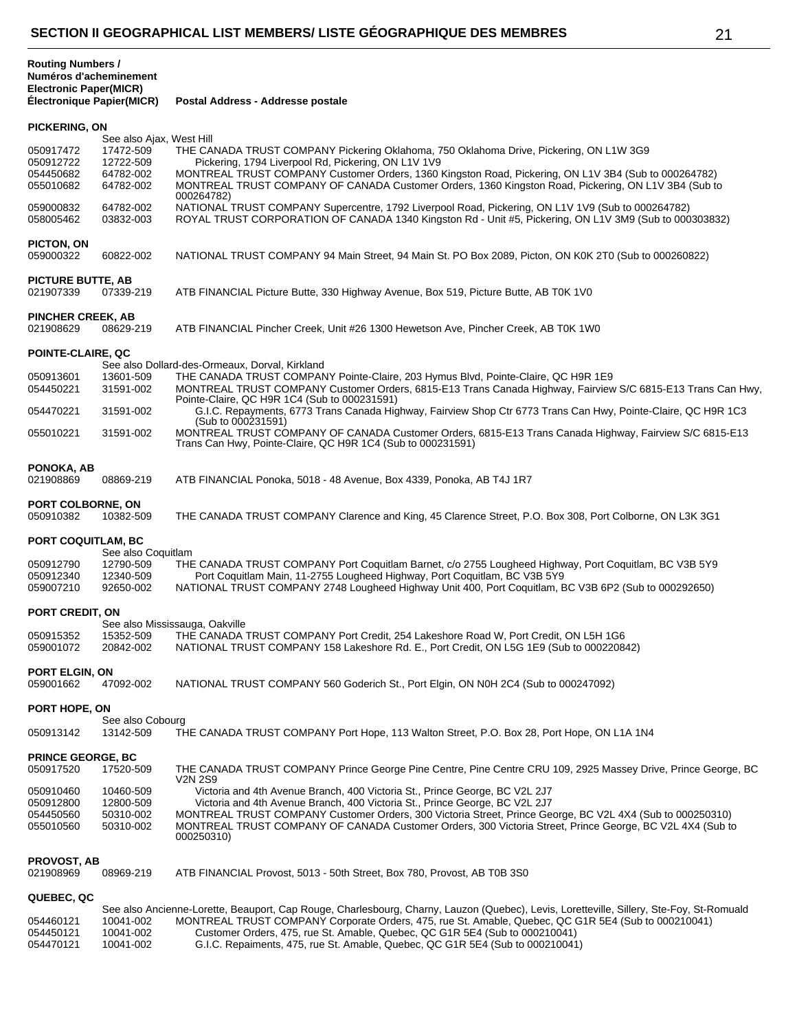## SECTION II GEOGRAPHICAL LIST MEMBERS/ LISTE GÉOGRAPHIQUE DES MEMBRES

| Routing Numbers / Numéros d'acheminement Electronic | Paper(MICR) Électronique Papier(MICR) | Postal Address - Addresse postale |
|---|---|---|
| **PICKERING, ON** | | |
| | | See also Ajax, West Hill |
| 050917472 | 17472-509 | THE CANADA TRUST COMPANY Pickering Oklahoma, 750 Oklahoma Drive, Pickering, ON L1W 3G9 |
| 050912722 | 12722-509 | Pickering, 1794 Liverpool Rd, Pickering, ON L1V 1V9 |
| 054450682 | 64782-002 | MONTREAL TRUST COMPANY Customer Orders, 1360 Kingston Road, Pickering, ON L1V 3B4 (Sub to 000264782) |
| 055010682 | 64782-002 | MONTREAL TRUST COMPANY OF CANADA Customer Orders, 1360 Kingston Road, Pickering, ON L1V 3B4 (Sub to 000264782) |
| 059000832 | 64782-002 | NATIONAL TRUST COMPANY Supercentre, 1792 Liverpool Road, Pickering, ON L1V 1V9 (Sub to 000264782) |
| 058005462 | 03832-003 | ROYAL TRUST CORPORATION OF CANADA 1340 Kingston Rd - Unit #5, Pickering, ON L1V 3M9 (Sub to 000303832) |
| **PICTON, ON** | | |
| 059000322 | 60822-002 | NATIONAL TRUST COMPANY 94 Main Street, 94 Main St. PO Box 2089, Picton, ON K0K 2T0 (Sub to 000260822) |
| **PICTURE BUTTE, AB** | | |
| 021907339 | 07339-219 | ATB FINANCIAL Picture Butte, 330 Highway Avenue, Box 519, Picture Butte, AB T0K 1V0 |
| **PINCHER CREEK, AB** | | |
| 021908629 | 08629-219 | ATB FINANCIAL Pincher Creek, Unit #26 1300 Hewetson Ave, Pincher Creek, AB T0K 1W0 |
| **POINTE-CLAIRE, QC** | | |
| | | See also Dollard-des-Ormeaux, Dorval, Kirkland |
| 050913601 | 13601-509 | THE CANADA TRUST COMPANY Pointe-Claire, 203 Hymus Blvd, Pointe-Claire, QC H9R 1E9 |
| 054450221 | 31591-002 | MONTREAL TRUST COMPANY Customer Orders, 6815-E13 Trans Canada Highway, Fairview S/C 6815-E13 Trans Can Hwy, Pointe-Claire, QC H9R 1C4 (Sub to 000231591) |
| 054470221 | 31591-002 | G.I.C. Repayments, 6773 Trans Canada Highway, Fairview Shop Ctr 6773 Trans Can Hwy, Pointe-Claire, QC H9R 1C3 (Sub to 000231591) |
| 055010221 | 31591-002 | MONTREAL TRUST COMPANY OF CANADA Customer Orders, 6815-E13 Trans Canada Highway, Fairview S/C 6815-E13 Trans Can Hwy, Pointe-Claire, QC H9R 1C4 (Sub to 000231591) |
| **PONOKA, AB** | | |
| 021908869 | 08869-219 | ATB FINANCIAL Ponoka, 5018 - 48 Avenue, Box 4339, Ponoka, AB T4J 1R7 |
| **PORT COLBORNE, ON** | | |
| 050910382 | 10382-509 | THE CANADA TRUST COMPANY Clarence and King, 45 Clarence Street, P.O. Box 308, Port Colborne, ON L3K 3G1 |
| **PORT COQUITLAM, BC** | | |
| | | See also Coquitlam |
| 050912790 | 12790-509 | THE CANADA TRUST COMPANY Port Coquitlam Barnet, c/o 2755 Lougheed Highway, Port Coquitlam, BC V3B 5Y9 |
| 050912340 | 12340-509 | Port Coquitlam Main, 11-2755 Lougheed Highway, Port Coquitlam, BC V3B 5Y9 |
| 059007210 | 92650-002 | NATIONAL TRUST COMPANY 2748 Lougheed Highway Unit 400, Port Coquitlam, BC V3B 6P2 (Sub to 000292650) |
| **PORT CREDIT, ON** | | |
| | | See also Mississauga, Oakville |
| 050915352 | 15352-509 | THE CANADA TRUST COMPANY Port Credit, 254 Lakeshore Road W, Port Credit, ON L5H 1G6 |
| 059001072 | 20842-002 | NATIONAL TRUST COMPANY 158 Lakeshore Rd. E., Port Credit, ON L5G 1E9 (Sub to 000220842) |
| **PORT ELGIN, ON** | | |
| 059001662 | 47092-002 | NATIONAL TRUST COMPANY 560 Goderich St., Port Elgin, ON N0H 2C4 (Sub to 000247092) |
| **PORT HOPE, ON** | | |
| | | See also Cobourg |
| 050913142 | 13142-509 | THE CANADA TRUST COMPANY Port Hope, 113 Walton Street, P.O. Box 28, Port Hope, ON L1A 1N4 |
| **PRINCE GEORGE, BC** | | |
| 050917520 | 17520-509 | THE CANADA TRUST COMPANY Prince George Pine Centre, Pine Centre CRU 109, 2925 Massey Drive, Prince George, BC V2N 2S9 |
| 050910460 | 10460-509 | Victoria and 4th Avenue Branch, 400 Victoria St., Prince George, BC V2L 2J7 |
| 050912800 | 12800-509 | Victoria and 4th Avenue Branch, 400 Victoria St., Prince George, BC V2L 2J7 |
| 054450560 | 50310-002 | MONTREAL TRUST COMPANY Customer Orders, 300 Victoria Street, Prince George, BC V2L 4X4 (Sub to 000250310) |
| 055010560 | 50310-002 | MONTREAL TRUST COMPANY OF CANADA Customer Orders, 300 Victoria Street, Prince George, BC V2L 4X4 (Sub to 000250310) |
| **PROVOST, AB** | | |
| 021908969 | 08969-219 | ATB FINANCIAL Provost, 5013 - 50th Street, Box 780, Provost, AB T0B 3S0 |
| **QUEBEC, QC** | | |
| | | See also Ancienne-Lorette, Beauport, Cap Rouge, Charlesbourg, Charny, Lauzon (Quebec), Levis, Loretteville, Sillery, Ste-Foy, St-Romuald |
| 054460121 | 10041-002 | MONTREAL TRUST COMPANY Corporate Orders, 475, rue St. Amable, Quebec, QC G1R 5E4 (Sub to 000210041) |
| 054450121 | 10041-002 | Customer Orders, 475, rue St. Amable, Quebec, QC G1R 5E4 (Sub to 000210041) |
| 054470121 | 10041-002 | G.I.C. Repaiments, 475, rue St. Amable, Quebec, QC G1R 5E4 (Sub to 000210041) |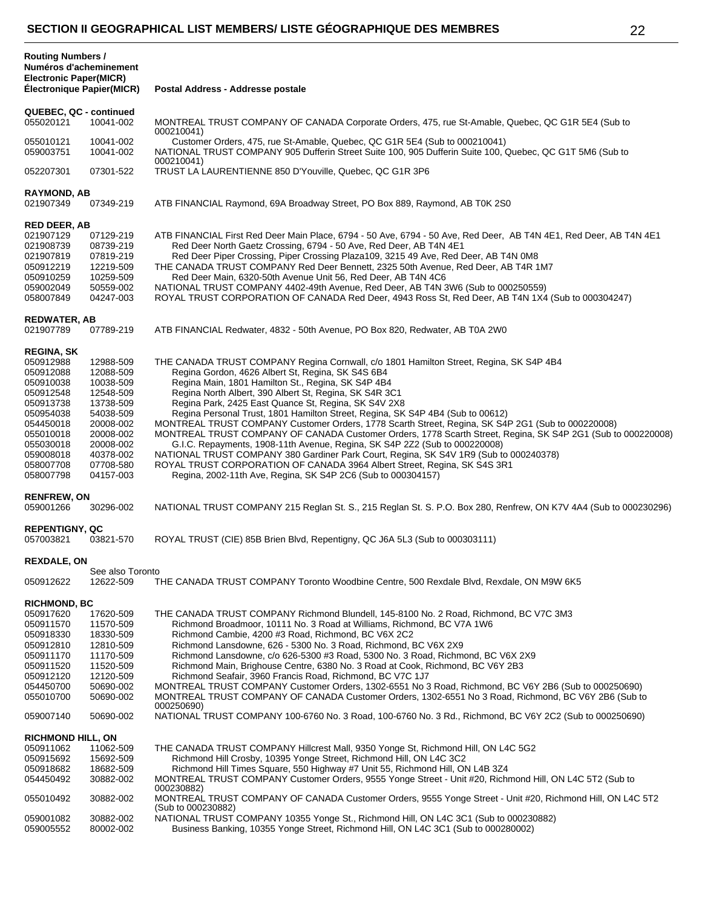## SECTION II GEOGRAPHICAL LIST MEMBERS/ LISTE GÉOGRAPHIQUE DES MEMBRES

| Routing Numbers / Numéros d'acheminement Electronic Paper(MICR) Électronique Papier(MICR) | | Postal Address - Addresse postale |
|---|---|---|
| **QUEBEC, QC - continued** | | |
| 055020121 | 10041-002 | MONTREAL TRUST COMPANY OF CANADA Corporate Orders, 475, rue St-Amable, Quebec, QC G1R 5E4 (Sub to 000210041) |
| 055010121 | 10041-002 | Customer Orders, 475, rue St-Amable, Quebec, QC G1R 5E4 (Sub to 000210041) |
| 059003751 | 10041-002 | NATIONAL TRUST COMPANY 905 Dufferin Street Suite 100, 905 Dufferin Suite 100, Quebec, QC G1T 5M6 (Sub to 000210041) |
| 052207301 | 07301-522 | TRUST LA LAURENTIENNE 850 D'Youville, Quebec, QC G1R 3P6 |
| **RAYMOND, AB** | | |
| 021907349 | 07349-219 | ATB FINANCIAL Raymond, 69A Broadway Street, PO Box 889, Raymond, AB T0K 2S0 |
| **RED DEER, AB** | | |
| 021907129 | 07129-219 | ATB FINANCIAL First Red Deer Main Place, 6794 - 50 Ave, 6794 - 50 Ave, Red Deer, AB T4N 4E1, Red Deer, AB T4N 4E1 |
| 021908739 | 08739-219 | Red Deer North Gaetz Crossing, 6794 - 50 Ave, Red Deer, AB T4N 4E1 |
| 021907819 | 07819-219 | Red Deer Piper Crossing, Piper Crossing Plaza109, 3215 49 Ave, Red Deer, AB T4N 0M8 |
| 050912219 | 12219-509 | THE CANADA TRUST COMPANY Red Deer Bennett, 2325 50th Avenue, Red Deer, AB T4R 1M7 |
| 050910259 | 10259-509 | Red Deer Main, 6320-50th Avenue Unit 56, Red Deer, AB T4N 4C6 |
| 059002049 | 50559-002 | NATIONAL TRUST COMPANY 4402-49th Avenue, Red Deer, AB T4N 3W6 (Sub to 000250559) |
| 058007849 | 04247-003 | ROYAL TRUST CORPORATION OF CANADA Red Deer, 4943 Ross St, Red Deer, AB T4N 1X4 (Sub to 000304247) |
| **REDWATER, AB** | | |
| 021907789 | 07789-219 | ATB FINANCIAL Redwater, 4832 - 50th Avenue, PO Box 820, Redwater, AB T0A 2W0 |
| **REGINA, SK** | | |
| 050912988 | 12988-509 | THE CANADA TRUST COMPANY Regina Cornwall, c/o 1801 Hamilton Street, Regina, SK S4P 4B4 |
| 050912088 | 12088-509 | Regina Gordon, 4626 Albert St, Regina, SK S4S 6B4 |
| 050910038 | 10038-509 | Regina Main, 1801 Hamilton St., Regina, SK S4P 4B4 |
| 050912548 | 12548-509 | Regina North Albert, 390 Albert St, Regina, SK S4R 3C1 |
| 050913738 | 13738-509 | Regina Park, 2425 East Quance St, Regina, SK S4V 2X8 |
| 050954038 | 54038-509 | Regina Personal Trust, 1801 Hamilton Street, Regina, SK S4P 4B4 (Sub to 00612) |
| 054450018 | 20008-002 | MONTREAL TRUST COMPANY Customer Orders, 1778 Scarth Street, Regina, SK S4P 2G1 (Sub to 000220008) |
| 055010018 | 20008-002 | MONTREAL TRUST COMPANY OF CANADA Customer Orders, 1778 Scarth Street, Regina, SK S4P 2G1 (Sub to 000220008) |
| 055030018 | 20008-002 | G.I.C. Repayments, 1908-11th Avenue, Regina, SK S4P 2Z2 (Sub to 000220008) |
| 059008018 | 40378-002 | NATIONAL TRUST COMPANY 380 Gardiner Park Court, Regina, SK S4V 1R9 (Sub to 000240378) |
| 058007708 | 07708-580 | ROYAL TRUST CORPORATION OF CANADA 3964 Albert Street, Regina, SK S4S 3R1 |
| 058007798 | 04157-003 | Regina, 2002-11th Ave, Regina, SK S4P 2C6 (Sub to 000304157) |
| **RENFREW, ON** | | |
| 059001266 | 30296-002 | NATIONAL TRUST COMPANY 215 Reglan St. S., 215 Reglan St. S. P.O. Box 280, Renfrew, ON K7V 4A4 (Sub to 000230296) |
| **REPENTIGNY, QC** | | |
| 057003821 | 03821-570 | ROYAL TRUST (CIE) 85B Brien Blvd, Repentigny, QC J6A 5L3 (Sub to 000303111) |
| **REXDALE, ON** | | |
| | See also Toronto | |
| 050912622 | 12622-509 | THE CANADA TRUST COMPANY Toronto Woodbine Centre, 500 Rexdale Blvd, Rexdale, ON M9W 6K5 |
| **RICHMOND, BC** | | |
| 050917620 | 17620-509 | THE CANADA TRUST COMPANY Richmond Blundell, 145-8100 No. 2 Road, Richmond, BC V7C 3M3 |
| 050911570 | 11570-509 | Richmond Broadmoor, 10111 No. 3 Road at Williams, Richmond, BC V7A 1W6 |
| 050918330 | 18330-509 | Richmond Cambie, 4200 #3 Road, Richmond, BC V6X 2C2 |
| 050912810 | 12810-509 | Richmond Lansdowne, 626 - 5300 No. 3 Road, Richmond, BC V6X 2X9 |
| 050911170 | 11170-509 | Richmond Lansdowne, c/o 626-5300 #3 Road, 5300 No. 3 Road, Richmond, BC V6X 2X9 |
| 050911520 | 11520-509 | Richmond Main, Brighouse Centre, 6380 No. 3 Road at Cook, Richmond, BC V6Y 2B3 |
| 050912120 | 12120-509 | Richmond Seafair, 3960 Francis Road, Richmond, BC V7C 1J7 |
| 054450700 | 50690-002 | MONTREAL TRUST COMPANY Customer Orders, 1302-6551 No 3 Road, Richmond, BC V6Y 2B6 (Sub to 000250690) |
| 055010700 | 50690-002 | MONTREAL TRUST COMPANY OF CANADA Customer Orders, 1302-6551 No 3 Road, Richmond, BC V6Y 2B6 (Sub to 000250690) |
| 059007140 | 50690-002 | NATIONAL TRUST COMPANY 100-6760 No. 3 Road, 100-6760 No. 3 Rd., Richmond, BC V6Y 2C2 (Sub to 000250690) |
| **RICHMOND HILL, ON** | | |
| 050911062 | 11062-509 | THE CANADA TRUST COMPANY Hillcrest Mall, 9350 Yonge St, Richmond Hill, ON L4C 5G2 |
| 050915692 | 15692-509 | Richmond Hill Crosby, 10395 Yonge Street, Richmond Hill, ON L4C 3C2 |
| 050918682 | 18682-509 | Richmond Hill Times Square, 550 Highway #7 Unit 55, Richmond Hill, ON L4B 3Z4 |
| 054450492 | 30882-002 | MONTREAL TRUST COMPANY Customer Orders, 9555 Yonge Street - Unit #20, Richmond Hill, ON L4C 5T2 (Sub to 000230882) |
| 055010492 | 30882-002 | MONTREAL TRUST COMPANY OF CANADA Customer Orders, 9555 Yonge Street - Unit #20, Richmond Hill, ON L4C 5T2 (Sub to 000230882) |
| 059001082 | 30882-002 | NATIONAL TRUST COMPANY 10355 Yonge St., Richmond Hill, ON L4C 3C1 (Sub to 000230882) |
| 059005552 | 80002-002 | Business Banking, 10355 Yonge Street, Richmond Hill, ON L4C 3C1 (Sub to 000280002) |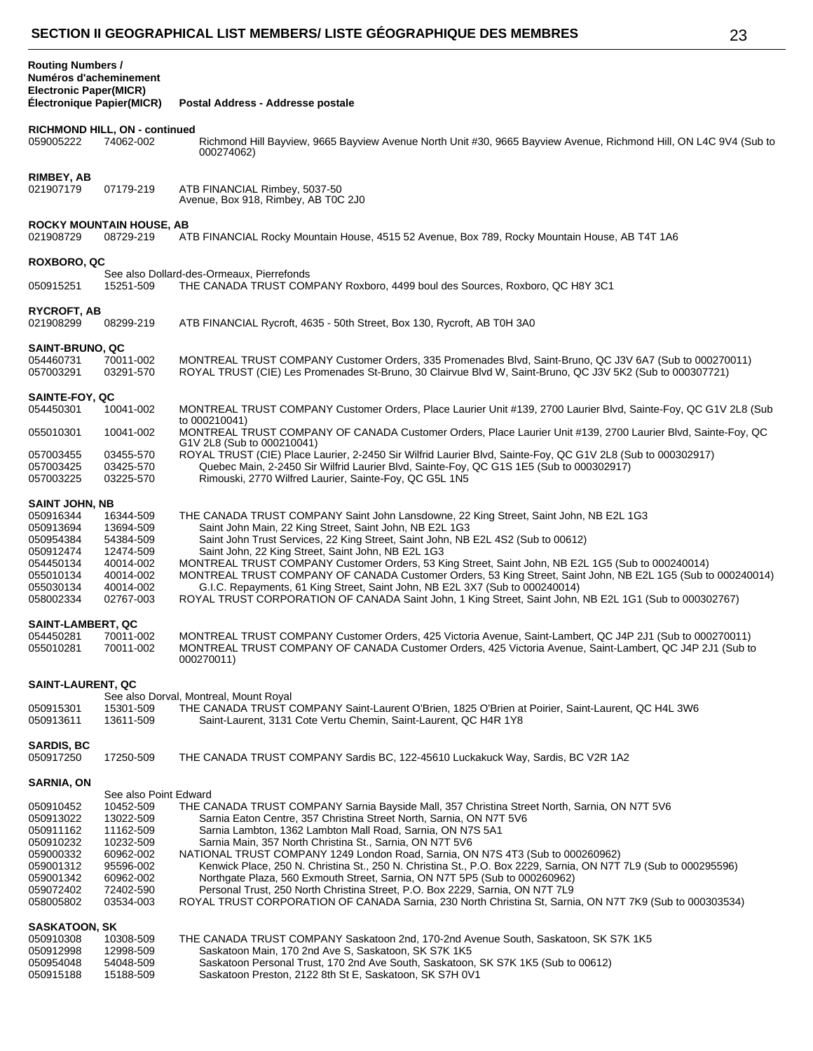## SECTION II GEOGRAPHICAL LIST MEMBERS/ LISTE GÉOGRAPHIQUE DES MEMBRES

| Routing Numbers / Numéros d'acheminement Electronic Paper(MICR) Électronique Papier(MICR) | | Postal Address - Addresse postale |
|---|---|---|
| **RICHMOND HILL, ON - continued** | | |
| 059005222 | 74062-002 | Richmond Hill Bayview, 9665 Bayview Avenue North Unit #30, 9665 Bayview Avenue, Richmond Hill, ON L4C 9V4 (Sub to 000274062) |
| **RIMBEY, AB** | | |
| 021907179 | 07179-219 | ATB FINANCIAL Rimbey, 5037-50 Avenue, Box 918, Rimbey, AB T0C 2J0 |
| **ROCKY MOUNTAIN HOUSE, AB** | | |
| 021908729 | 08729-219 | ATB FINANCIAL Rocky Mountain House, 4515 52 Avenue, Box 789, Rocky Mountain House, AB T4T 1A6 |
| **ROXBORO, QC** | | |
| | | See also Dollard-des-Ormeaux, Pierrefonds |
| 050915251 | 15251-509 | THE CANADA TRUST COMPANY Roxboro, 4499 boul des Sources, Roxboro, QC H8Y 3C1 |
| **RYCROFT, AB** | | |
| 021908299 | 08299-219 | ATB FINANCIAL Rycroft, 4635 - 50th Street, Box 130, Rycroft, AB T0H 3A0 |
| **SAINT-BRUNO, QC** | | |
| 054460731 | 70011-002 | MONTREAL TRUST COMPANY Customer Orders, 335 Promenades Blvd, Saint-Bruno, QC J3V 6A7 (Sub to 000270011) |
| 057003291 | 03291-570 | ROYAL TRUST (CIE) Les Promenades St-Bruno, 30 Clairvue Blvd W, Saint-Bruno, QC J3V 5K2 (Sub to 000307721) |
| **SAINTE-FOY, QC** | | |
| 054450301 | 10041-002 | MONTREAL TRUST COMPANY Customer Orders, Place Laurier Unit #139, 2700 Laurier Blvd, Sainte-Foy, QC G1V 2L8 (Sub to 000210041) |
| 055010301 | 10041-002 | MONTREAL TRUST COMPANY OF CANADA Customer Orders, Place Laurier Unit #139, 2700 Laurier Blvd, Sainte-Foy, QC G1V 2L8 (Sub to 000210041) |
| 057003455 | 03455-570 | ROYAL TRUST (CIE) Place Laurier, 2-2450 Sir Wilfrid Laurier Blvd, Sainte-Foy, QC G1V 2L8 (Sub to 000302917) |
| 057003425 | 03425-570 | Quebec Main, 2-2450 Sir Wilfrid Laurier Blvd, Sainte-Foy, QC G1S 1E5 (Sub to 000302917) |
| 057003225 | 03225-570 | Rimouski, 2770 Wilfred Laurier, Sainte-Foy, QC G5L 1N5 |
| **SAINT JOHN, NB** | | |
| 050916344 | 16344-509 | THE CANADA TRUST COMPANY Saint John Lansdowne, 22 King Street, Saint John, NB E2L 1G3 |
| 050913694 | 13694-509 | Saint John Main, 22 King Street, Saint John, NB E2L 1G3 |
| 050954384 | 54384-509 | Saint John Trust Services, 22 King Street, Saint John, NB E2L 4S2 (Sub to 00612) |
| 050912474 | 12474-509 | Saint John, 22 King Street, Saint John, NB E2L 1G3 |
| 054450134 | 40014-002 | MONTREAL TRUST COMPANY Customer Orders, 53 King Street, Saint John, NB E2L 1G5 (Sub to 000240014) |
| 055010134 | 40014-002 | MONTREAL TRUST COMPANY OF CANADA Customer Orders, 53 King Street, Saint John, NB E2L 1G5 (Sub to 000240014) |
| 055030134 | 40014-002 | G.I.C. Repayments, 61 King Street, Saint John, NB E2L 3X7 (Sub to 000240014) |
| 058002334 | 02767-003 | ROYAL TRUST CORPORATION OF CANADA Saint John, 1 King Street, Saint John, NB E2L 1G1 (Sub to 000302767) |
| **SAINT-LAMBERT, QC** | | |
| 054450281 | 70011-002 | MONTREAL TRUST COMPANY Customer Orders, 425 Victoria Avenue, Saint-Lambert, QC J4P 2J1 (Sub to 000270011) |
| 055010281 | 70011-002 | MONTREAL TRUST COMPANY OF CANADA Customer Orders, 425 Victoria Avenue, Saint-Lambert, QC J4P 2J1 (Sub to 000270011) |
| **SAINT-LAURENT, QC** | | |
| | | See also Dorval, Montreal, Mount Royal |
| 050915301 | 15301-509 | THE CANADA TRUST COMPANY Saint-Laurent O'Brien, 1825 O'Brien at Poirier, Saint-Laurent, QC H4L 3W6 |
| 050913611 | 13611-509 | Saint-Laurent, 3131 Cote Vertu Chemin, Saint-Laurent, QC H4R 1Y8 |
| **SARDIS, BC** | | |
| 050917250 | 17250-509 | THE CANADA TRUST COMPANY Sardis BC, 122-45610 Luckakuck Way, Sardis, BC V2R 1A2 |
| **SARNIA, ON** | | |
| | See also Point Edward | |
| 050910452 | 10452-509 | THE CANADA TRUST COMPANY Sarnia Bayside Mall, 357 Christina Street North, Sarnia, ON N7T 5V6 |
| 050913022 | 13022-509 | Sarnia Eaton Centre, 357 Christina Street North, Sarnia, ON N7T 5V6 |
| 050911162 | 11162-509 | Sarnia Lambton, 1362 Lambton Mall Road, Sarnia, ON N7S 5A1 |
| 050910232 | 10232-509 | Sarnia Main, 357 North Christina St., Sarnia, ON N7T 5V6 |
| 059000332 | 60962-002 | NATIONAL TRUST COMPANY 1249 London Road, Sarnia, ON N7S 4T3 (Sub to 000260962) |
| 059001312 | 95596-002 | Kenwick Place, 250 N. Christina St., 250 N. Christina St., P.O. Box 2229, Sarnia, ON N7T 7L9 (Sub to 000295596) |
| 059001342 | 60962-002 | Northgate Plaza, 560 Exmouth Street, Sarnia, ON N7T 5P5 (Sub to 000260962) |
| 059072402 | 72402-590 | Personal Trust, 250 North Christina Street, P.O. Box 2229, Sarnia, ON N7T 7L9 |
| 058005802 | 03534-003 | ROYAL TRUST CORPORATION OF CANADA Sarnia, 230 North Christina St, Sarnia, ON N7T 7K9 (Sub to 000303534) |
| **SASKATOON, SK** | | |
| 050910308 | 10308-509 | THE CANADA TRUST COMPANY Saskatoon 2nd, 170-2nd Avenue South, Saskatoon, SK S7K 1K5 |
| 050912998 | 12998-509 | Saskatoon Main, 170 2nd Ave S, Saskatoon, SK S7K 1K5 |
| 050954048 | 54048-509 | Saskatoon Personal Trust, 170 2nd Ave South, Saskatoon, SK S7K 1K5 (Sub to 00612) |
| 050915188 | 15188-509 | Saskatoon Preston, 2122 8th St E, Saskatoon, SK S7H 0V1 |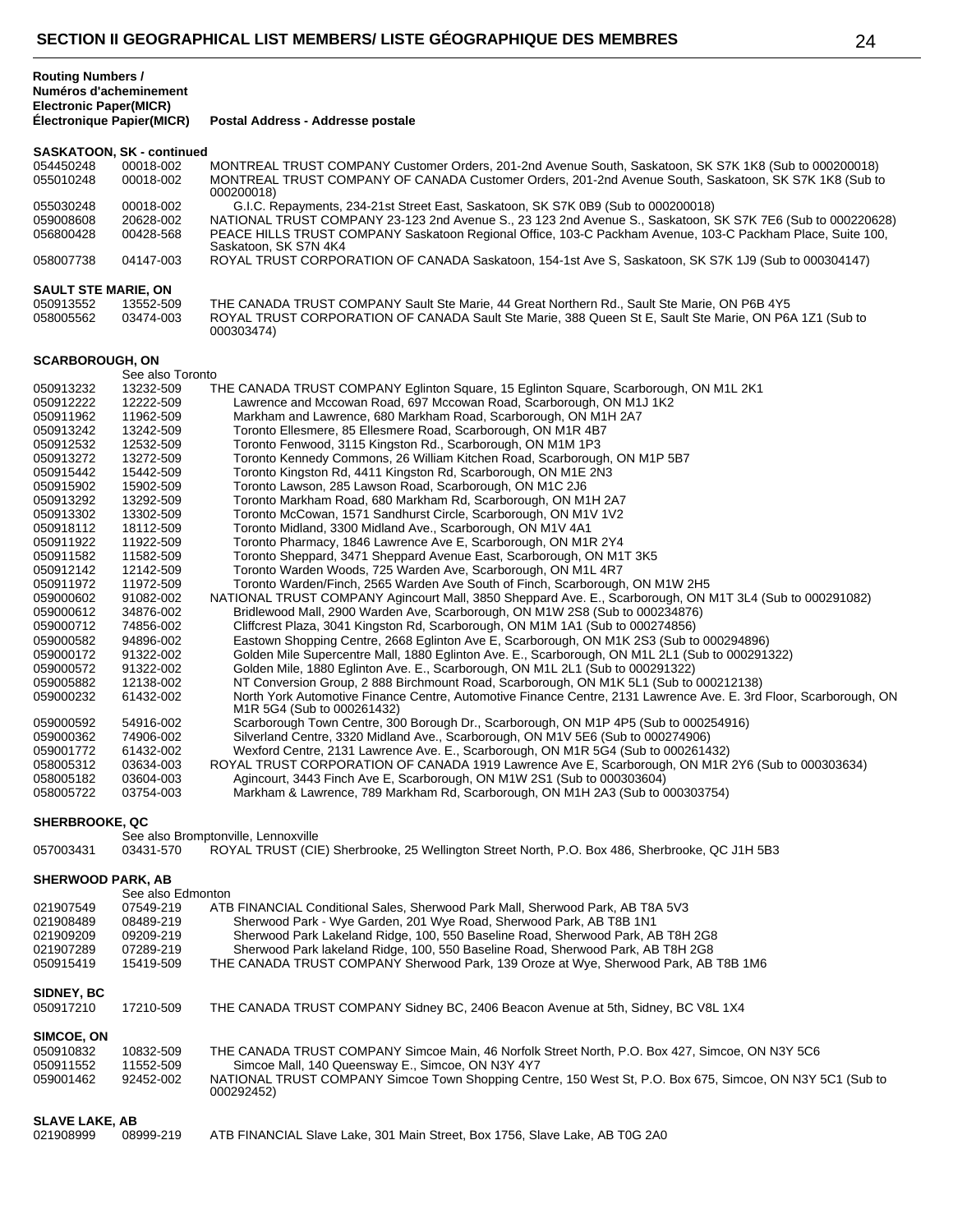## SECTION II GEOGRAPHICAL LIST MEMBERS/ LISTE GÉOGRAPHIQUE DES MEMBRES

| Routing Numbers / Numéros d'acheminement Electronic Paper(MICR) | Électronique Papier(MICR) | Postal Address - Addresse postale |
|---|---|---|
| **SASKATOON, SK - continued** | | |
| 054450248 | 00018-002 | MONTREAL TRUST COMPANY Customer Orders, 201-2nd Avenue South, Saskatoon, SK S7K 1K8 (Sub to 000200018) |
| 055010248 | 00018-002 | MONTREAL TRUST COMPANY OF CANADA Customer Orders, 201-2nd Avenue South, Saskatoon, SK S7K 1K8 (Sub to 000200018) |
| 055030248 | 00018-002 | G.I.C. Repayments, 234-21st Street East, Saskatoon, SK S7K 0B9 (Sub to 000200018) |
| 059008608 | 20628-002 | NATIONAL TRUST COMPANY 23-123 2nd Avenue S., 23 123 2nd Avenue S., Saskatoon, SK S7K 7E6 (Sub to 000220628) |
| 056800428 | 00428-568 | PEACE HILLS TRUST COMPANY Saskatoon Regional Office, 103-C Packham Avenue, 103-C Packham Place, Suite 100, Saskatoon, SK S7N 4K4 |
| 058007738 | 04147-003 | ROYAL TRUST CORPORATION OF CANADA Saskatoon, 154-1st Ave S, Saskatoon, SK S7K 1J9 (Sub to 000304147) |
| **SAULT STE MARIE, ON** | | |
| 050913552 | 13552-509 | THE CANADA TRUST COMPANY Sault Ste Marie, 44 Great Northern Rd., Sault Ste Marie, ON P6B 4Y5 |
| 058005562 | 03474-003 | ROYAL TRUST CORPORATION OF CANADA Sault Ste Marie, 388 Queen St E, Sault Ste Marie, ON P6A 1Z1 (Sub to 000303474) |
| **SCARBOROUGH, ON** | | |
| | See also Toronto | |
| 050913232 | 13232-509 | THE CANADA TRUST COMPANY Eglinton Square, 15 Eglinton Square, Scarborough, ON M1L 2K1 |
| 050912222 | 12222-509 | Lawrence and Mccowan Road, 697 Mccowan Road, Scarborough, ON M1J 1K2 |
| 050911962 | 11962-509 | Markham and Lawrence, 680 Markham Road, Scarborough, ON M1H 2A7 |
| 050913242 | 13242-509 | Toronto Ellesmere, 85 Ellesmere Road, Scarborough, ON M1R 4B7 |
| 050912532 | 12532-509 | Toronto Fenwood, 3115 Kingston Rd., Scarborough, ON M1M 1P3 |
| 050913272 | 13272-509 | Toronto Kennedy Commons, 26 William Kitchen Road, Scarborough, ON M1P 5B7 |
| 050915442 | 15442-509 | Toronto Kingston Rd, 4411 Kingston Rd, Scarborough, ON M1E 2N3 |
| 050915902 | 15902-509 | Toronto Lawson, 285 Lawson Road, Scarborough, ON M1C 2J6 |
| 050913292 | 13292-509 | Toronto Markham Road, 680 Markham Rd, Scarborough, ON M1H 2A7 |
| 050913302 | 13302-509 | Toronto McCowan, 1571 Sandhurst Circle, Scarborough, ON M1V 1V2 |
| 050918112 | 18112-509 | Toronto Midland, 3300 Midland Ave., Scarborough, ON M1V 4A1 |
| 050911922 | 11922-509 | Toronto Pharmacy, 1846 Lawrence Ave E, Scarborough, ON M1R 2Y4 |
| 050911582 | 11582-509 | Toronto Sheppard, 3471 Sheppard Avenue East, Scarborough, ON M1T 3K5 |
| 050912142 | 12142-509 | Toronto Warden Woods, 725 Warden Ave, Scarborough, ON M1L 4R7 |
| 050911972 | 11972-509 | Toronto Warden/Finch, 2565 Warden Ave South of Finch, Scarborough, ON M1W 2H5 |
| 059000602 | 91082-002 | NATIONAL TRUST COMPANY Agincourt Mall, 3850 Sheppard Ave. E., Scarborough, ON M1T 3L4 (Sub to 000291082) |
| 059000612 | 34876-002 | Bridlewood Mall, 2900 Warden Ave, Scarborough, ON M1W 2S8 (Sub to 000234876) |
| 059000712 | 74856-002 | Cliffcrest Plaza, 3041 Kingston Rd, Scarborough, ON M1M 1A1 (Sub to 000274856) |
| 059000582 | 94896-002 | Eastown Shopping Centre, 2668 Eglinton Ave E, Scarborough, ON M1K 2S3 (Sub to 000294896) |
| 059000172 | 91322-002 | Golden Mile Supercentre Mall, 1880 Eglinton Ave. E., Scarborough, ON M1L 2L1 (Sub to 000291322) |
| 059000572 | 91322-002 | Golden Mile, 1880 Eglinton Ave. E., Scarborough, ON M1L 2L1 (Sub to 000291322) |
| 059005882 | 12138-002 | NT Conversion Group, 2 888 Birchmount Road, Scarborough, ON M1K 5L1 (Sub to 000212138) |
| 059000232 | 61432-002 | North York Automotive Finance Centre, Automotive Finance Centre, 2131 Lawrence Ave. E. 3rd Floor, Scarborough, ON M1R 5G4 (Sub to 000261432) |
| 059000592 | 54916-002 | Scarborough Town Centre, 300 Borough Dr., Scarborough, ON M1P 4P5 (Sub to 000254916) |
| 059000362 | 74906-002 | Silverland Centre, 3320 Midland Ave., Scarborough, ON M1V 5E6 (Sub to 000274906) |
| 059001772 | 61432-002 | Wexford Centre, 2131 Lawrence Ave. E., Scarborough, ON M1R 5G4 (Sub to 000261432) |
| 058005312 | 03634-003 | ROYAL TRUST CORPORATION OF CANADA 1919 Lawrence Ave E, Scarborough, ON M1R 2Y6 (Sub to 000303634) |
| 058005182 | 03604-003 | Agincourt, 3443 Finch Ave E, Scarborough, ON M1W 2S1 (Sub to 000303604) |
| 058005722 | 03754-003 | Markham & Lawrence, 789 Markham Rd, Scarborough, ON M1H 2A3 (Sub to 000303754) |
| **SHERBROOKE, QC** | | |
| | See also Bromptonville, Lennoxville | |
| 057003431 | 03431-570 | ROYAL TRUST (CIE) Sherbrooke, 25 Wellington Street North, P.O. Box 486, Sherbrooke, QC J1H 5B3 |
| **SHERWOOD PARK, AB** | | |
| | See also Edmonton | |
| 021907549 | 07549-219 | ATB FINANCIAL Conditional Sales, Sherwood Park Mall, Sherwood Park, AB T8A 5V3 |
| 021908489 | 08489-219 | Sherwood Park - Wye Garden, 201 Wye Road, Sherwood Park, AB T8B 1N1 |
| 021909209 | 09209-219 | Sherwood Park Lakeland Ridge, 100, 550 Baseline Road, Sherwood Park, AB T8H 2G8 |
| 021907289 | 07289-219 | Sherwood Park lakeland Ridge, 100, 550 Baseline Road, Sherwood Park, AB T8H 2G8 |
| 050915419 | 15419-509 | THE CANADA TRUST COMPANY Sherwood Park, 139 Oroze at Wye, Sherwood Park, AB T8B 1M6 |
| **SIDNEY, BC** | | |
| 050917210 | 17210-509 | THE CANADA TRUST COMPANY Sidney BC, 2406 Beacon Avenue at 5th, Sidney, BC V8L 1X4 |
| **SIMCOE, ON** | | |
| 050910832 | 10832-509 | THE CANADA TRUST COMPANY Simcoe Main, 46 Norfolk Street North, P.O. Box 427, Simcoe, ON N3Y 5C6 |
| 050911552 | 11552-509 | Simcoe Mall, 140 Queensway E., Simcoe, ON N3Y 4Y7 |
| 059001462 | 92452-002 | NATIONAL TRUST COMPANY Simcoe Town Shopping Centre, 150 West St, P.O. Box 675, Simcoe, ON N3Y 5C1 (Sub to 000292452) |
| **SLAVE LAKE, AB** | | |
| 021908999 | 08999-219 | ATB FINANCIAL Slave Lake, 301 Main Street, Box 1756, Slave Lake, AB T0G 2A0 |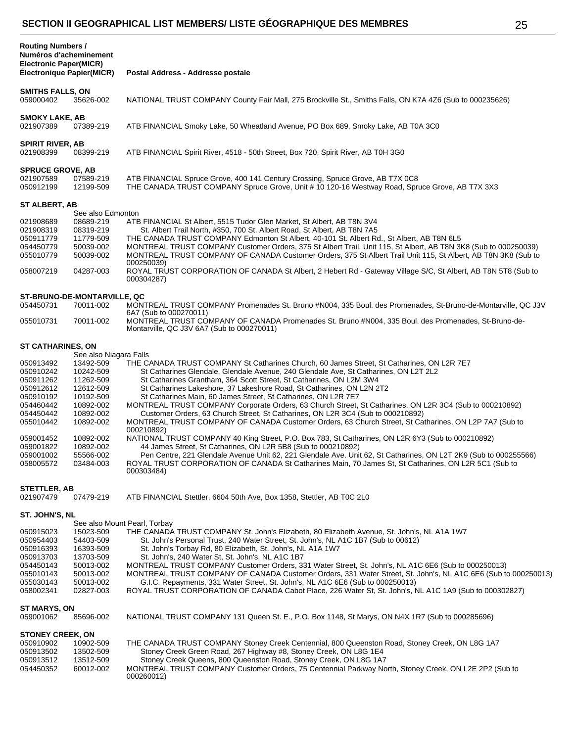## SECTION II GEOGRAPHICAL LIST MEMBERS/ LISTE GÉOGRAPHIQUE DES MEMBRES

| Routing Numbers / Numéros d'acheminement Electronic Paper(MICR) Électronique Papier(MICR) | | Postal Address - Addresse postale |
|---|---|---|
| **SMITHS FALLS, ON** | | |
| 059000402 | 35626-002 | NATIONAL TRUST COMPANY County Fair Mall, 275 Brockville St., Smiths Falls, ON K7A 4Z6 (Sub to 000235626) |
| **SMOKY LAKE, AB** | | |
| 021907389 | 07389-219 | ATB FINANCIAL Smoky Lake, 50 Wheatland Avenue, PO Box 689, Smoky Lake, AB T0A 3C0 |
| **SPIRIT RIVER, AB** | | |
| 021908399 | 08399-219 | ATB FINANCIAL Spirit River, 4518 - 50th Street, Box 720, Spirit River, AB T0H 3G0 |
| **SPRUCE GROVE, AB** | | |
| 021907589 | 07589-219 | ATB FINANCIAL Spruce Grove, 400 141 Century Crossing, Spruce Grove, AB T7X 0C8 |
| 050912199 | 12199-509 | THE CANADA TRUST COMPANY Spruce Grove, Unit # 10 120-16 Westway Road, Spruce Grove, AB T7X 3X3 |
| **ST ALBERT, AB** | | |
| | See also Edmonton | |
| 021908689 | 08689-219 | ATB FINANCIAL St Albert, 5515 Tudor Glen Market, St Albert, AB T8N 3V4 |
| 021908319 | 08319-219 | St. Albert Trail North, #350, 700 St. Albert Road, St Albert, AB T8N 7A5 |
| 050911779 | 11779-509 | THE CANADA TRUST COMPANY Edmonton St Albert, 40-101 St. Albert Rd., St Albert, AB T8N 6L5 |
| 054450779 | 50039-002 | MONTREAL TRUST COMPANY Customer Orders, 375 St Albert Trail, Unit 115, St Albert, AB T8N 3K8 (Sub to 000250039) |
| 055010779 | 50039-002 | MONTREAL TRUST COMPANY OF CANADA Customer Orders, 375 St Albert Trail Unit 115, St Albert, AB T8N 3K8 (Sub to 000250039) |
| 058007219 | 04287-003 | ROYAL TRUST CORPORATION OF CANADA St Albert, 2 Hebert Rd - Gateway Village S/C, St Albert, AB T8N 5T8 (Sub to 000304287) |
| **ST-BRUNO-DE-MONTARVILLE, QC** | | |
| 054450731 | 70011-002 | MONTREAL TRUST COMPANY Promenades St. Bruno #N004, 335 Boul. des Promenades, St-Bruno-de-Montarville, QC J3V 6A7 (Sub to 000270011) |
| 055010731 | 70011-002 | MONTREAL TRUST COMPANY OF CANADA Promenades St. Bruno #N004, 335 Boul. des Promenades, St-Bruno-de-Montarville, QC J3V 6A7 (Sub to 000270011) |
| **ST CATHARINES, ON** | | |
| | See also Niagara Falls | |
| 050913492 | 13492-509 | THE CANADA TRUST COMPANY St Catharines Church, 60 James Street, St Catharines, ON L2R 7E7 |
| 050910242 | 10242-509 | St Catharines Glendale, Glendale Avenue, 240 Glendale Ave, St Catharines, ON L2T 2L2 |
| 050911262 | 11262-509 | St Catharines Grantham, 364 Scott Street, St Catharines, ON L2M 3W4 |
| 050912612 | 12612-509 | St Catharines Lakeshore, 37 Lakeshore Road, St Catharines, ON L2N 2T2 |
| 050910192 | 10192-509 | St Catharines Main, 60 James Street, St Catharines, ON L2R 7E7 |
| 054460442 | 10892-002 | MONTREAL TRUST COMPANY Corporate Orders, 63 Church Street, St Catharines, ON L2R 3C4 (Sub to 000210892) |
| 054450442 | 10892-002 | Customer Orders, 63 Church Street, St Catharines, ON L2R 3C4 (Sub to 000210892) |
| 055010442 | 10892-002 | MONTREAL TRUST COMPANY OF CANADA Customer Orders, 63 Church Street, St Catharines, ON L2P 7A7 (Sub to 000210892) |
| 059001452 | 10892-002 | NATIONAL TRUST COMPANY 40 King Street, P.O. Box 783, St Catharines, ON L2R 6Y3 (Sub to 000210892) |
| 059001822 | 10892-002 | 44 James Street, St Catharines, ON L2R 5B8 (Sub to 000210892) |
| 059001002 | 55566-002 | Pen Centre, 221 Glendale Avenue Unit 62, 221 Glendale Ave. Unit 62, St Catharines, ON L2T 2K9 (Sub to 000255566) |
| 058005572 | 03484-003 | ROYAL TRUST CORPORATION OF CANADA St Catharines Main, 70 James St, St Catharines, ON L2R 5C1 (Sub to 000303484) |
| **STETTLER, AB** | | |
| 021907479 | 07479-219 | ATB FINANCIAL Stettler, 6604 50th Ave, Box 1358, Stettler, AB T0C 2L0 |
| **ST. JOHN'S, NL** | | |
| | See also Mount Pearl, Torbay | |
| 050915023 | 15023-509 | THE CANADA TRUST COMPANY St. John's Elizabeth, 80 Elizabeth Avenue, St. John's, NL A1A 1W7 |
| 050954403 | 54403-509 | St. John's Personal Trust, 240 Water Street, St. John's, NL A1C 1B7 (Sub to 00612) |
| 050916393 | 16393-509 | St. John's Torbay Rd, 80 Elizabeth, St. John's, NL A1A 1W7 |
| 050913703 | 13703-509 | St. John's, 240 Water St, St. John's, NL A1C 1B7 |
| 054450143 | 50013-002 | MONTREAL TRUST COMPANY Customer Orders, 331 Water Street, St. John's, NL A1C 6E6 (Sub to 000250013) |
| 055010143 | 50013-002 | MONTREAL TRUST COMPANY OF CANADA Customer Orders, 331 Water Street, St. John's, NL A1C 6E6 (Sub to 000250013) |
| 055030143 | 50013-002 | G.I.C. Repayments, 331 Water Street, St. John's, NL A1C 6E6 (Sub to 000250013) |
| 058002341 | 02827-003 | ROYAL TRUST CORPORATION OF CANADA Cabot Place, 226 Water St, St. John's, NL A1C 1A9 (Sub to 000302827) |
| **ST MARYS, ON** | | |
| 059001062 | 85696-002 | NATIONAL TRUST COMPANY 131 Queen St. E., P.O. Box 1148, St Marys, ON N4X 1R7 (Sub to 000285696) |
| **STONEY CREEK, ON** | | |
| 050910902 | 10902-509 | THE CANADA TRUST COMPANY Stoney Creek Centennial, 800 Queenston Road, Stoney Creek, ON L8G 1A7 |
| 050913502 | 13502-509 | Stoney Creek Green Road, 267 Highway #8, Stoney Creek, ON L8G 1E4 |
| 050913512 | 13512-509 | Stoney Creek Queens, 800 Queenston Road, Stoney Creek, ON L8G 1A7 |
| 054450352 | 60012-002 | MONTREAL TRUST COMPANY Customer Orders, 75 Centennial Parkway North, Stoney Creek, ON L2E 2P2 (Sub to 000260012) |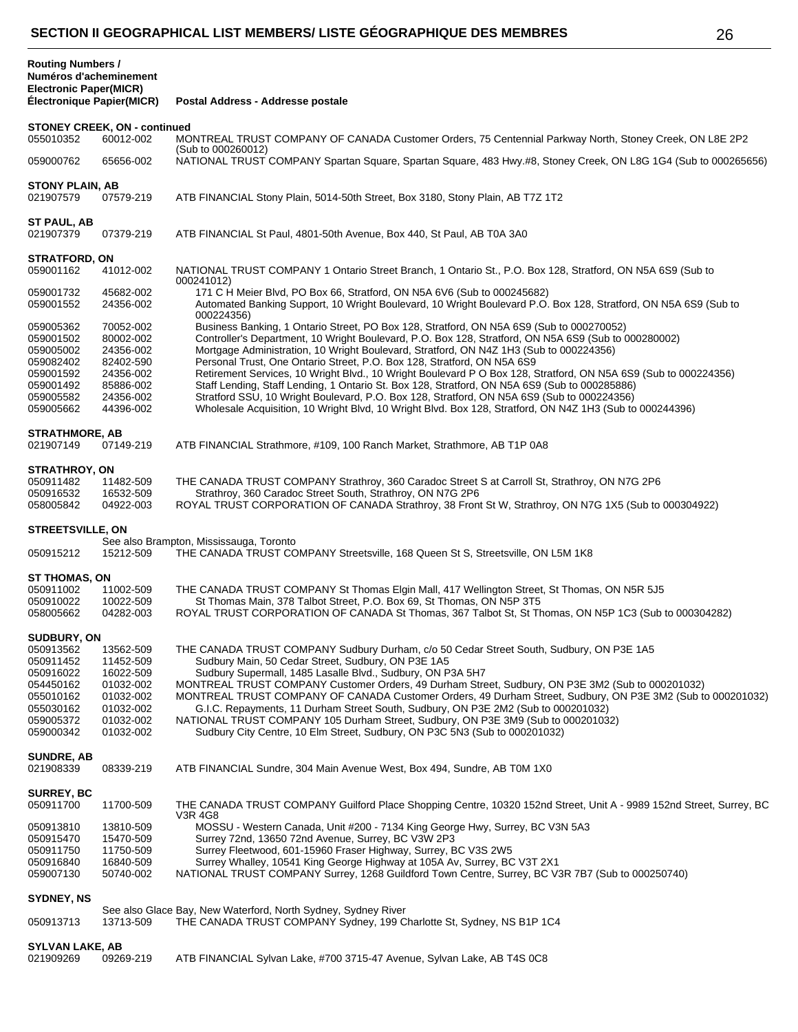## SECTION II GEOGRAPHICAL LIST MEMBERS/ LISTE GÉOGRAPHIQUE DES MEMBRES

| Routing Numbers / Numéros d'acheminement Electronic Paper(MICR) Électronique Papier(MICR) | | Postal Address - Addresse postale |
|---|---|---|
| **STONEY CREEK, ON - continued** | | |
| 055010352 | 60012-002 | MONTREAL TRUST COMPANY OF CANADA Customer Orders, 75 Centennial Parkway North, Stoney Creek, ON L8E 2P2 (Sub to 000260012) |
| 059000762 | 65656-002 | NATIONAL TRUST COMPANY Spartan Square, Spartan Square, 483 Hwy.#8, Stoney Creek, ON L8G 1G4 (Sub to 000265656) |
| **STONY PLAIN, AB** | | |
| 021907579 | 07579-219 | ATB FINANCIAL Stony Plain, 5014-50th Street, Box 3180, Stony Plain, AB T7Z 1T2 |
| **ST PAUL, AB** | | |
| 021907379 | 07379-219 | ATB FINANCIAL St Paul, 4801-50th Avenue, Box 440, St Paul, AB T0A 3A0 |
| **STRATFORD, ON** | | |
| 059001162 | 41012-002 | NATIONAL TRUST COMPANY 1 Ontario Street Branch, 1 Ontario St., P.O. Box 128, Stratford, ON N5A 6S9 (Sub to 000241012) |
| 059001732 | 45682-002 | 171 C H Meier Blvd, PO Box 66, Stratford, ON N5A 6V6 (Sub to 000245682) |
| 059001552 | 24356-002 | Automated Banking Support, 10 Wright Boulevard, 10 Wright Boulevard P.O. Box 128, Stratford, ON N5A 6S9 (Sub to 000224356) |
| 059005362 | 70052-002 | Business Banking, 1 Ontario Street, PO Box 128, Stratford, ON N5A 6S9 (Sub to 000270052) |
| 059001502 | 80002-002 | Controller's Department, 10 Wright Boulevard, P.O. Box 128, Stratford, ON N5A 6S9 (Sub to 000280002) |
| 059005002 | 24356-002 | Mortgage Administration, 10 Wright Boulevard, Stratford, ON N4Z 1H3 (Sub to 000224356) |
| 059082402 | 82402-590 | Personal Trust, One Ontario Street, P.O. Box 128, Stratford, ON N5A 6S9 |
| 059001592 | 24356-002 | Retirement Services, 10 Wright Blvd., 10 Wright Boulevard P O Box 128, Stratford, ON N5A 6S9 (Sub to 000224356) |
| 059001492 | 85886-002 | Staff Lending, Staff Lending, 1 Ontario St. Box 128, Stratford, ON N5A 6S9 (Sub to 000285886) |
| 059005582 | 24356-002 | Stratford SSU, 10 Wright Boulevard, P.O. Box 128, Stratford, ON N5A 6S9 (Sub to 000224356) |
| 059005662 | 44396-002 | Wholesale Acquisition, 10 Wright Blvd, 10 Wright Blvd. Box 128, Stratford, ON N4Z 1H3 (Sub to 000244396) |
| **STRATHMORE, AB** | | |
| 021907149 | 07149-219 | ATB FINANCIAL Strathmore, #109, 100 Ranch Market, Strathmore, AB T1P 0A8 |
| **STRATHROY, ON** | | |
| 050911482 | 11482-509 | THE CANADA TRUST COMPANY Strathroy, 360 Caradoc Street S at Carroll St, Strathroy, ON N7G 2P6 |
| 050916532 | 16532-509 | Strathroy, 360 Caradoc Street South, Strathroy, ON N7G 2P6 |
| 058005842 | 04922-003 | ROYAL TRUST CORPORATION OF CANADA Strathroy, 38 Front St W, Strathroy, ON N7G 1X5 (Sub to 000304922) |
| **STREETSVILLE, ON** | | |
| | | See also Brampton, Mississauga, Toronto |
| 050915212 | 15212-509 | THE CANADA TRUST COMPANY Streetsville, 168 Queen St S, Streetsville, ON L5M 1K8 |
| **ST THOMAS, ON** | | |
| 050911002 | 11002-509 | THE CANADA TRUST COMPANY St Thomas Elgin Mall, 417 Wellington Street, St Thomas, ON N5R 5J5 |
| 050910022 | 10022-509 | St Thomas Main, 378 Talbot Street, P.O. Box 69, St Thomas, ON N5P 3T5 |
| 058005662 | 04282-003 | ROYAL TRUST CORPORATION OF CANADA St Thomas, 367 Talbot St, St Thomas, ON N5P 1C3 (Sub to 000304282) |
| **SUDBURY, ON** | | |
| 050913562 | 13562-509 | THE CANADA TRUST COMPANY Sudbury Durham, c/o 50 Cedar Street South, Sudbury, ON P3E 1A5 |
| 050911452 | 11452-509 | Sudbury Main, 50 Cedar Street, Sudbury, ON P3E 1A5 |
| 050916022 | 16022-509 | Sudbury Supermall, 1485 Lasalle Blvd., Sudbury, ON P3A 5H7 |
| 054450162 | 01032-002 | MONTREAL TRUST COMPANY Customer Orders, 49 Durham Street, Sudbury, ON P3E 3M2 (Sub to 000201032) |
| 055010162 | 01032-002 | MONTREAL TRUST COMPANY OF CANADA Customer Orders, 49 Durham Street, Sudbury, ON P3E 3M2 (Sub to 000201032) |
| 055030162 | 01032-002 | G.I.C. Repayments, 11 Durham Street South, Sudbury, ON P3E 2M2 (Sub to 000201032) |
| 059005372 | 01032-002 | NATIONAL TRUST COMPANY 105 Durham Street, Sudbury, ON P3E 3M9 (Sub to 000201032) |
| 059000342 | 01032-002 | Sudbury City Centre, 10 Elm Street, Sudbury, ON P3C 5N3 (Sub to 000201032) |
| **SUNDRE, AB** | | |
| 021908339 | 08339-219 | ATB FINANCIAL Sundre, 304 Main Avenue West, Box 494, Sundre, AB T0M 1X0 |
| **SURREY, BC** | | |
| 050911700 | 11700-509 | THE CANADA TRUST COMPANY Guilford Place Shopping Centre, 10320 152nd Street, Unit A - 9989 152nd Street, Surrey, BC V3R 4G8 |
| 050913810 | 13810-509 | MOSSU - Western Canada, Unit #200 - 7134 King George Hwy, Surrey, BC V3N 5A3 |
| 050915470 | 15470-509 | Surrey 72nd, 13650 72nd Avenue, Surrey, BC V3W 2P3 |
| 050911750 | 11750-509 | Surrey Fleetwood, 601-15960 Fraser Highway, Surrey, BC V3S 2W5 |
| 050916840 | 16840-509 | Surrey Whalley, 10541 King George Highway at 105A Av, Surrey, BC V3T 2X1 |
| 059007130 | 50740-002 | NATIONAL TRUST COMPANY Surrey, 1268 Guildford Town Centre, Surrey, BC V3R 7B7 (Sub to 000250740) |
| **SYDNEY, NS** | | |
| | | See also Glace Bay, New Waterford, North Sydney, Sydney River |
| 050913713 | 13713-509 | THE CANADA TRUST COMPANY Sydney, 199 Charlotte St, Sydney, NS B1P 1C4 |
| **SYLVAN LAKE, AB** | | |
| 021909269 | 09269-219 | ATB FINANCIAL Sylvan Lake, #700 3715-47 Avenue, Sylvan Lake, AB T4S 0C8 |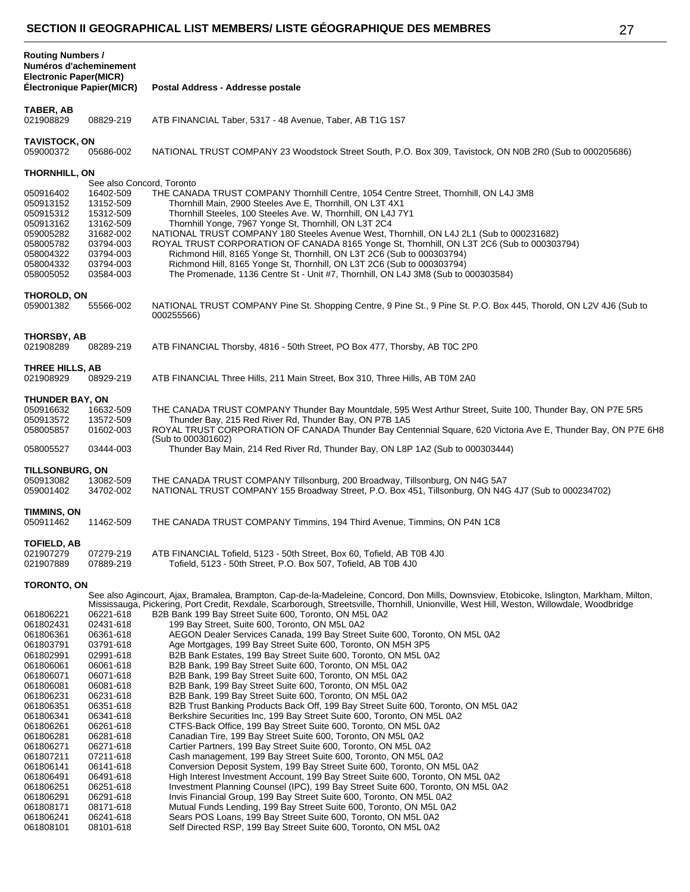## SECTION II GEOGRAPHICAL LIST MEMBERS/ LISTE GÉOGRAPHIQUE DES MEMBRES

| Routing Numbers / Numéros d'acheminement Electronic Paper(MICR) Électronique Papier(MICR) | | Postal Address - Addresse postale |
|---|---|---|
| **TABER, AB** | | |
| 021908829 | 08829-219 | ATB FINANCIAL Taber, 5317 - 48 Avenue, Taber, AB T1G 1S7 |
| **TAVISTOCK, ON** | | |
| 059000372 | 05686-002 | NATIONAL TRUST COMPANY 23 Woodstock Street South, P.O. Box 309, Tavistock, ON N0B 2R0 (Sub to 000205686) |
| **THORNHILL, ON** | | |
| | See also Concord, Toronto | |
| 050916402 | 16402-509 | THE CANADA TRUST COMPANY Thornhill Centre, 1054 Centre Street, Thornhill, ON L4J 3M8 |
| 050913152 | 13152-509 | Thornhill Main, 2900 Steeles Ave E, Thornhill, ON L3T 4X1 |
| 050915312 | 15312-509 | Thornhill Steeles, 100 Steeles Ave. W, Thornhill, ON L4J 7Y1 |
| 050913162 | 13162-509 | Thornhill Yonge, 7967 Yonge St, Thornhill, ON L3T 2C4 |
| 059005282 | 31682-002 | NATIONAL TRUST COMPANY 180 Steeles Avenue West, Thornhill, ON L4J 2L1 (Sub to 000231682) |
| 058005782 | 03794-003 | ROYAL TRUST CORPORATION OF CANADA 8165 Yonge St, Thornhill, ON L3T 2C6 (Sub to 000303794) |
| 058004322 | 03794-003 | Richmond Hill, 8165 Yonge St, Thornhill, ON L3T 2C6 (Sub to 000303794) |
| 058004332 | 03794-003 | Richmond Hill, 8165 Yonge St, Thornhill, ON L3T 2C6 (Sub to 000303794) |
| 058005052 | 03584-003 | The Promenade, 1136 Centre St - Unit #7, Thornhill, ON L4J 3M8 (Sub to 000303584) |
| **THOROLD, ON** | | |
| 059001382 | 55566-002 | NATIONAL TRUST COMPANY Pine St. Shopping Centre, 9 Pine St., 9 Pine St. P.O. Box 445, Thorold, ON L2V 4J6 (Sub to 000255566) |
| **THORSBY, AB** | | |
| 021908289 | 08289-219 | ATB FINANCIAL Thorsby, 4816 - 50th Street, PO Box 477, Thorsby, AB T0C 2P0 |
| **THREE HILLS, AB** | | |
| 021908929 | 08929-219 | ATB FINANCIAL Three Hills, 211 Main Street, Box 310, Three Hills, AB T0M 2A0 |
| **THUNDER BAY, ON** | | |
| 050916632 | 16632-509 | THE CANADA TRUST COMPANY Thunder Bay Mountdale, 595 West Arthur Street, Suite 100, Thunder Bay, ON P7E 5R5 |
| 050913572 | 13572-509 | Thunder Bay, 215 Red River Rd, Thunder Bay, ON P7B 1A5 |
| 058005857 | 01602-003 | ROYAL TRUST CORPORATION OF CANADA Thunder Bay Centennial Square, 620 Victoria Ave E, Thunder Bay, ON P7E 6H8 (Sub to 000301602) |
| 058005527 | 03444-003 | Thunder Bay Main, 214 Red River Rd, Thunder Bay, ON L8P 1A2 (Sub to 000303444) |
| **TILLSONBURG, ON** | | |
| 050913082 | 13082-509 | THE CANADA TRUST COMPANY Tillsonburg, 200 Broadway, Tillsonburg, ON N4G 5A7 |
| 059001402 | 34702-002 | NATIONAL TRUST COMPANY 155 Broadway Street, P.O. Box 451, Tillsonburg, ON N4G 4J7 (Sub to 000234702) |
| **TIMMINS, ON** | | |
| 050911462 | 11462-509 | THE CANADA TRUST COMPANY Timmins, 194 Third Avenue, Timmins, ON P4N 1C8 |
| **TOFIELD, AB** | | |
| 021907279 | 07279-219 | ATB FINANCIAL Tofield, 5123 - 50th Street, Box 60, Tofield, AB T0B 4J0 |
| 021907889 | 07889-219 | Tofield, 5123 - 50th Street, P.O. Box 507, Tofield, AB T0B 4J0 |
| **TORONTO, ON** | | |
| | | See also Agincourt, Ajax, Bramalea, Brampton, Cap-de-la-Madeleine, Concord, Don Mills, Downsview, Etobicoke, Islington, Markham, Milton, Mississauga, Pickering, Port Credit, Rexdale, Scarborough, Streetsville, Thornhill, Unionville, West Hill, Weston, Willowdale, Woodbridge |
| 061806221 | 06221-618 | B2B Bank 199 Bay Street Suite 600, Toronto, ON M5L 0A2 |
| 061802431 | 02431-618 | 199 Bay Street, Suite 600, Toronto, ON M5L 0A2 |
| 061806361 | 06361-618 | AEGON Dealer Services Canada, 199 Bay Street Suite 600, Toronto, ON M5L 0A2 |
| 061803791 | 03791-618 | Age Mortgages, 199 Bay Street Suite 600, Toronto, ON M5H 3P5 |
| 061802991 | 02991-618 | B2B Bank Estates, 199 Bay Street Suite 600, Toronto, ON M5L 0A2 |
| 061806061 | 06061-618 | B2B Bank, 199 Bay Street Suite 600, Toronto, ON M5L 0A2 |
| 061806071 | 06071-618 | B2B Bank, 199 Bay Street Suite 600, Toronto, ON M5L 0A2 |
| 061806081 | 06081-618 | B2B Bank, 199 Bay Street Suite 600, Toronto, ON M5L 0A2 |
| 061806231 | 06231-618 | B2B Bank, 199 Bay Street Suite 600, Toronto, ON M5L 0A2 |
| 061806351 | 06351-618 | B2B Trust Banking Products Back Off, 199 Bay Street Suite 600, Toronto, ON M5L 0A2 |
| 061806341 | 06341-618 | Berkshire Securities Inc, 199 Bay Street Suite 600, Toronto, ON M5L 0A2 |
| 061806261 | 06261-618 | CTFS-Back Office, 199 Bay Street Suite 600, Toronto, ON M5L 0A2 |
| 061806281 | 06281-618 | Canadian Tire, 199 Bay Street Suite 600, Toronto, ON M5L 0A2 |
| 061806271 | 06271-618 | Cartier Partners, 199 Bay Street Suite 600, Toronto, ON M5L 0A2 |
| 061807211 | 07211-618 | Cash management, 199 Bay Street Suite 600, Toronto, ON M5L 0A2 |
| 061806141 | 06141-618 | Conversion Deposit System, 199 Bay Street Suite 600, Toronto, ON M5L 0A2 |
| 061806491 | 06491-618 | High Interest Investment Account, 199 Bay Street Suite 600, Toronto, ON M5L 0A2 |
| 061806251 | 06251-618 | Investment Planning Counsel (IPC), 199 Bay Street Suite 600, Toronto, ON M5L 0A2 |
| 061806291 | 06291-618 | Invis Financial Group, 199 Bay Street Suite 600, Toronto, ON M5L 0A2 |
| 061808171 | 08171-618 | Mutual Funds Lending, 199 Bay Street Suite 600, Toronto, ON M5L 0A2 |
| 061806241 | 06241-618 | Sears POS Loans, 199 Bay Street Suite 600, Toronto, ON M5L 0A2 |
| 061808101 | 08101-618 | Self Directed RSP, 199 Bay Street Suite 600, Toronto, ON M5L 0A2 |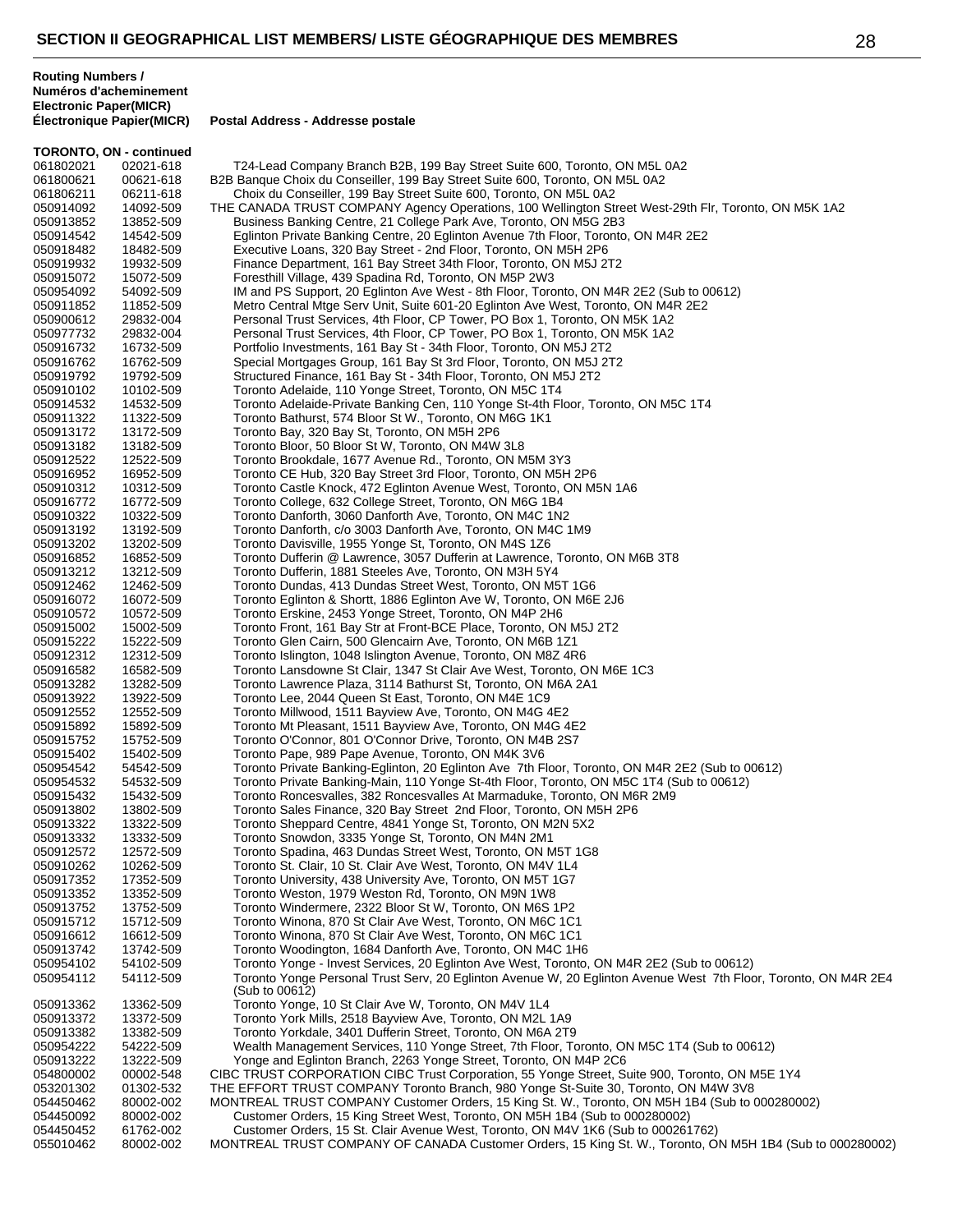## SECTION II GEOGRAPHICAL LIST MEMBERS/ LISTE GÉOGRAPHIQUE DES MEMBRES

| Routing Numbers / Numéros d'acheminement Electronic Paper(MICR) | Électronique Papier(MICR) | Postal Address - Addresse postale |
|---|---|---|
| **TORONTO, ON - continued** | | |
| 061802021 | 02021-618 | T24-Lead Company Branch B2B, 199 Bay Street Suite 600, Toronto, ON M5L 0A2 |
| 061800621 | 00621-618 | B2B Banque Choix du Conseiller, 199 Bay Street Suite 600, Toronto, ON M5L 0A2 |
| 061806211 | 06211-618 | Choix du Conseiller, 199 Bay Street Suite 600, Toronto, ON M5L 0A2 |
| 050914092 | 14092-509 | THE CANADA TRUST COMPANY Agency Operations, 100 Wellington Street West-29th Flr, Toronto, ON M5K 1A2 |
| 050913852 | 13852-509 | Business Banking Centre, 21 College Park Ave, Toronto, ON M5G 2B3 |
| 050914542 | 14542-509 | Eglinton Private Banking Centre, 20 Eglinton Avenue 7th Floor, Toronto, ON M4R 2E2 |
| 050918482 | 18482-509 | Executive Loans, 320 Bay Street - 2nd Floor, Toronto, ON M5H 2P6 |
| 050919932 | 19932-509 | Finance Department, 161 Bay Street 34th Floor, Toronto, ON M5J 2T2 |
| 050915072 | 15072-509 | Foresthill Village, 439 Spadina Rd, Toronto, ON M5P 2W3 |
| 050954092 | 54092-509 | IM and PS Support, 20 Eglinton Ave West - 8th Floor, Toronto, ON M4R 2E2 (Sub to 00612) |
| 050911852 | 11852-509 | Metro Central Mtge Serv Unit, Suite 601-20 Eglinton Ave West, Toronto, ON M4R 2E2 |
| 050900612 | 29832-004 | Personal Trust Services, 4th Floor, CP Tower, PO Box 1, Toronto, ON M5K 1A2 |
| 050977732 | 29832-004 | Personal Trust Services, 4th Floor, CP Tower, PO Box 1, Toronto, ON M5K 1A2 |
| 050916732 | 16732-509 | Portfolio Investments, 161 Bay St - 34th Floor, Toronto, ON M5J 2T2 |
| 050916762 | 16762-509 | Special Mortgages Group, 161 Bay St 3rd Floor, Toronto, ON M5J 2T2 |
| 050919792 | 19792-509 | Structured Finance, 161 Bay St - 34th Floor, Toronto, ON M5J 2T2 |
| 050910102 | 10102-509 | Toronto Adelaide, 110 Yonge Street, Toronto, ON M5C 1T4 |
| 050914532 | 14532-509 | Toronto Adelaide-Private Banking Cen, 110 Yonge St-4th Floor, Toronto, ON M5C 1T4 |
| 050911322 | 11322-509 | Toronto Bathurst, 574 Bloor St W., Toronto, ON M6G 1K1 |
| 050913172 | 13172-509 | Toronto Bay, 320 Bay St, Toronto, ON M5H 2P6 |
| 050913182 | 13182-509 | Toronto Bloor, 50 Bloor St W, Toronto, ON M4W 3L8 |
| 050912522 | 12522-509 | Toronto Brookdale, 1677 Avenue Rd., Toronto, ON M5M 3Y3 |
| 050916952 | 16952-509 | Toronto CE Hub, 320 Bay Street 3rd Floor, Toronto, ON M5H 2P6 |
| 050910312 | 10312-509 | Toronto Castle Knock, 472 Eglinton Avenue West, Toronto, ON M5N 1A6 |
| 050916772 | 16772-509 | Toronto College, 632 College Street, Toronto, ON M6G 1B4 |
| 050910322 | 10322-509 | Toronto Danforth, 3060 Danforth Ave, Toronto, ON M4C 1N2 |
| 050913192 | 13192-509 | Toronto Danforth, c/o 3003 Danforth Ave, Toronto, ON M4C 1M9 |
| 050913202 | 13202-509 | Toronto Davisville, 1955 Yonge St, Toronto, ON M4S 1Z6 |
| 050916852 | 16852-509 | Toronto Dufferin @ Lawrence, 3057 Dufferin at Lawrence, Toronto, ON M6B 3T8 |
| 050913212 | 13212-509 | Toronto Dufferin, 1881 Steeles Ave, Toronto, ON M3H 5Y4 |
| 050912462 | 12462-509 | Toronto Dundas, 413 Dundas Street West, Toronto, ON M5T 1G6 |
| 050916072 | 16072-509 | Toronto Eglinton & Shortt, 1886 Eglinton Ave W, Toronto, ON M6E 2J6 |
| 050910572 | 10572-509 | Toronto Erskine, 2453 Yonge Street, Toronto, ON M4P 2H6 |
| 050915002 | 15002-509 | Toronto Front, 161 Bay Str at Front-BCE Place, Toronto, ON M5J 2T2 |
| 050915222 | 15222-509 | Toronto Glen Cairn, 500 Glencairn Ave, Toronto, ON M6B 1Z1 |
| 050912312 | 12312-509 | Toronto Islington, 1048 Islington Avenue, Toronto, ON M8Z 4R6 |
| 050916582 | 16582-509 | Toronto Lansdowne St Clair, 1347 St Clair Ave West, Toronto, ON M6E 1C3 |
| 050913282 | 13282-509 | Toronto Lawrence Plaza, 3114 Bathurst St, Toronto, ON M6A 2A1 |
| 050913922 | 13922-509 | Toronto Lee, 2044 Queen St East, Toronto, ON M4E 1C9 |
| 050912552 | 12552-509 | Toronto Millwood, 1511 Bayview Ave, Toronto, ON M4G 4E2 |
| 050915892 | 15892-509 | Toronto Mt Pleasant, 1511 Bayview Ave, Toronto, ON M4G 4E2 |
| 050915752 | 15752-509 | Toronto O'Connor, 801 O'Connor Drive, Toronto, ON M4B 2S7 |
| 050915402 | 15402-509 | Toronto Pape, 989 Pape Avenue, Toronto, ON M4K 3V6 |
| 050954542 | 54542-509 | Toronto Private Banking-Eglinton, 20 Eglinton Ave 7th Floor, Toronto, ON M4R 2E2 (Sub to 00612) |
| 050954532 | 54532-509 | Toronto Private Banking-Main, 110 Yonge St-4th Floor, Toronto, ON M5C 1T4 (Sub to 00612) |
| 050915432 | 15432-509 | Toronto Roncesvalles, 382 Roncesvalles At Marmaduke, Toronto, ON M6R 2M9 |
| 050913802 | 13802-509 | Toronto Sales Finance, 320 Bay Street 2nd Floor, Toronto, ON M5H 2P6 |
| 050913322 | 13322-509 | Toronto Sheppard Centre, 4841 Yonge St, Toronto, ON M2N 5X2 |
| 050913332 | 13332-509 | Toronto Snowdon, 3335 Yonge St, Toronto, ON M4N 2M1 |
| 050912572 | 12572-509 | Toronto Spadina, 463 Dundas Street West, Toronto, ON M5T 1G8 |
| 050910262 | 10262-509 | Toronto St. Clair, 10 St. Clair Ave West, Toronto, ON M4V 1L4 |
| 050917352 | 17352-509 | Toronto University, 438 University Ave, Toronto, ON M5T 1G7 |
| 050913352 | 13352-509 | Toronto Weston, 1979 Weston Rd, Toronto, ON M9N 1W8 |
| 050913752 | 13752-509 | Toronto Windermere, 2322 Bloor St W, Toronto, ON M6S 1P2 |
| 050915712 | 15712-509 | Toronto Winona, 870 St Clair Ave West, Toronto, ON M6C 1C1 |
| 050916612 | 16612-509 | Toronto Winona, 870 St Clair Ave West, Toronto, ON M6C 1C1 |
| 050913742 | 13742-509 | Toronto Woodington, 1684 Danforth Ave, Toronto, ON M4C 1H6 |
| 050954102 | 54102-509 | Toronto Yonge - Invest Services, 20 Eglinton Ave West, Toronto, ON M4R 2E2 (Sub to 00612) |
| 050954112 | 54112-509 | Toronto Yonge Personal Trust Serv, 20 Eglinton Avenue W, 20 Eglinton Avenue West 7th Floor, Toronto, ON M4R 2E4 (Sub to 00612) |
| 050913362 | 13362-509 | Toronto Yonge, 10 St Clair Ave W, Toronto, ON M4V 1L4 |
| 050913372 | 13372-509 | Toronto York Mills, 2518 Bayview Ave, Toronto, ON M2L 1A9 |
| 050913382 | 13382-509 | Toronto Yorkdale, 3401 Dufferin Street, Toronto, ON M6A 2T9 |
| 050954222 | 54222-509 | Wealth Management Services, 110 Yonge Street, 7th Floor, Toronto, ON M5C 1T4 (Sub to 00612) |
| 050913222 | 13222-509 | Yonge and Eglinton Branch, 2263 Yonge Street, Toronto, ON M4P 2C6 |
| 054800002 | 00002-548 | CIBC TRUST CORPORATION CIBC Trust Corporation, 55 Yonge Street, Suite 900, Toronto, ON M5E 1Y4 |
| 053201302 | 01302-532 | THE EFFORT TRUST COMPANY Toronto Branch, 980 Yonge St-Suite 30, Toronto, ON M4W 3V8 |
| 054450462 | 80002-002 | MONTREAL TRUST COMPANY Customer Orders, 15 King St. W., Toronto, ON M5H 1B4 (Sub to 000280002) |
| 054450092 | 80002-002 | Customer Orders, 15 King Street West, Toronto, ON M5H 1B4 (Sub to 000280002) |
| 054450452 | 61762-002 | Customer Orders, 15 St. Clair Avenue West, Toronto, ON M4V 1K6 (Sub to 000261762) |
| 055010462 | 80002-002 | MONTREAL TRUST COMPANY OF CANADA Customer Orders, 15 King St. W., Toronto, ON M5H 1B4 (Sub to 000280002) |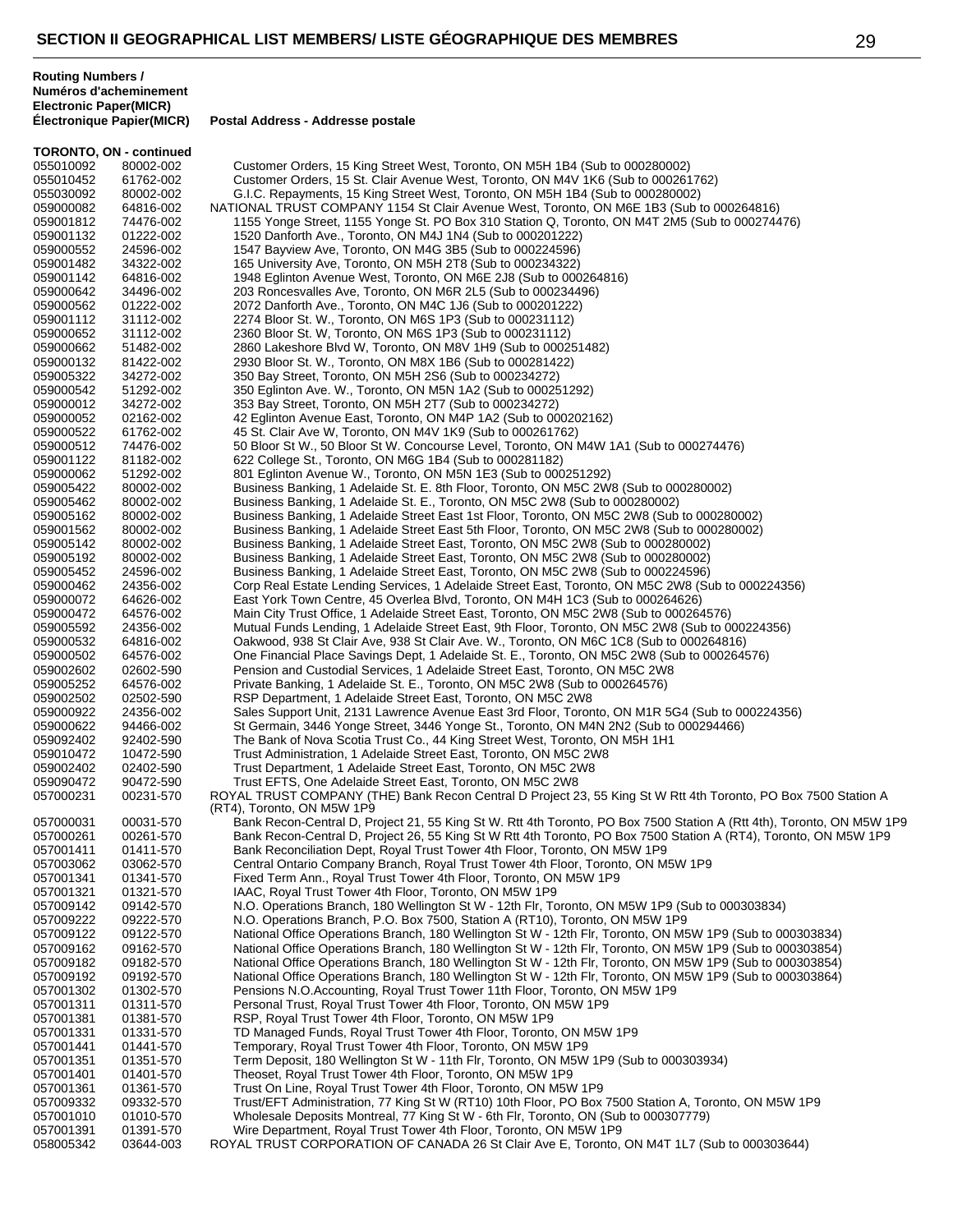## SECTION II GEOGRAPHICAL LIST MEMBERS/ LISTE GÉOGRAPHIQUE DES MEMBRES

| Routing Numbers / Numéros d'acheminement Electronic Paper(MICR) Électronique Papier(MICR) | | Postal Address - Addresse postale |
|---|---|---|
| **TORONTO, ON - continued** | | |
| 055010092 | 80002-002 | Customer Orders, 15 King Street West, Toronto, ON M5H 1B4 (Sub to 000280002) |
| 055010452 | 61762-002 | Customer Orders, 15 St. Clair Avenue West, Toronto, ON M4V 1K6 (Sub to 000261762) |
| 055030092 | 80002-002 | G.I.C. Repayments, 15 King Street West, Toronto, ON M5H 1B4 (Sub to 000280002) |
| 059000082 | 64816-002 | NATIONAL TRUST COMPANY 1154 St Clair Avenue West, Toronto, ON M6E 1B3 (Sub to 000264816) |
| 059001812 | 74476-002 | 1155 Yonge Street, 1155 Yonge St. PO Box 310 Station Q, Toronto, ON M4T 2M5 (Sub to 000274476) |
| 059001132 | 01222-002 | 1520 Danforth Ave., Toronto, ON M4J 1N4 (Sub to 000201222) |
| 059000552 | 24596-002 | 1547 Bayview Ave, Toronto, ON M4G 3B5 (Sub to 000224596) |
| 059001482 | 34322-002 | 165 University Ave, Toronto, ON M5H 2T8 (Sub to 000234322) |
| 059001142 | 64816-002 | 1948 Eglinton Avenue West, Toronto, ON M6E 2J8 (Sub to 000264816) |
| 059000642 | 34496-002 | 203 Roncesvalles Ave, Toronto, ON M6R 2L5 (Sub to 000234496) |
| 059000562 | 01222-002 | 2072 Danforth Ave., Toronto, ON M4C 1J6 (Sub to 000201222) |
| 059001112 | 31112-002 | 2274 Bloor St. W., Toronto, ON M6S 1P3 (Sub to 000231112) |
| 059000652 | 31112-002 | 2360 Bloor St. W, Toronto, ON M6S 1P3 (Sub to 000231112) |
| 059000662 | 51482-002 | 2860 Lakeshore Blvd W, Toronto, ON M8V 1H9 (Sub to 000251482) |
| 059000132 | 81422-002 | 2930 Bloor St. W., Toronto, ON M8X 1B6 (Sub to 000281422) |
| 059005322 | 34272-002 | 350 Bay Street, Toronto, ON M5H 2S6 (Sub to 000234272) |
| 059000542 | 51292-002 | 350 Eglinton Ave. W., Toronto, ON M5N 1A2 (Sub to 000251292) |
| 059000012 | 34272-002 | 353 Bay Street, Toronto, ON M5H 2T7 (Sub to 000234272) |
| 059000052 | 02162-002 | 42 Eglinton Avenue East, Toronto, ON M4P 1A2 (Sub to 000202162) |
| 059000522 | 61762-002 | 45 St. Clair Ave W, Toronto, ON M4V 1K9 (Sub to 000261762) |
| 059000512 | 74476-002 | 50 Bloor St W., 50 Bloor St W. Concourse Level, Toronto, ON M4W 1A1 (Sub to 000274476) |
| 059001122 | 81182-002 | 622 College St., Toronto, ON M6G 1B4 (Sub to 000281182) |
| 059000062 | 51292-002 | 801 Eglinton Avenue W., Toronto, ON M5N 1E3 (Sub to 000251292) |
| 059005422 | 80002-002 | Business Banking, 1 Adelaide St. E. 8th Floor, Toronto, ON M5C 2W8 (Sub to 000280002) |
| 059005462 | 80002-002 | Business Banking, 1 Adelaide St. E., Toronto, ON M5C 2W8 (Sub to 000280002) |
| 059005162 | 80002-002 | Business Banking, 1 Adelaide Street East 1st Floor, Toronto, ON M5C 2W8 (Sub to 000280002) |
| 059001562 | 80002-002 | Business Banking, 1 Adelaide Street East 5th Floor, Toronto, ON M5C 2W8 (Sub to 000280002) |
| 059005142 | 80002-002 | Business Banking, 1 Adelaide Street East, Toronto, ON M5C 2W8 (Sub to 000280002) |
| 059005192 | 80002-002 | Business Banking, 1 Adelaide Street East, Toronto, ON M5C 2W8 (Sub to 000280002) |
| 059005452 | 24596-002 | Business Banking, 1 Adelaide Street East, Toronto, ON M5C 2W8 (Sub to 000224596) |
| 059000462 | 24356-002 | Corp Real Estate Lending Services, 1 Adelaide Street East, Toronto, ON M5C 2W8 (Sub to 000224356) |
| 059000072 | 64626-002 | East York Town Centre, 45 Overlea Blvd, Toronto, ON M4H 1C3 (Sub to 000264626) |
| 059000472 | 64576-002 | Main City Trust Office, 1 Adelaide Street East, Toronto, ON M5C 2W8 (Sub to 000264576) |
| 059005592 | 24356-002 | Mutual Funds Lending, 1 Adelaide Street East, 9th Floor, Toronto, ON M5C 2W8 (Sub to 000224356) |
| 059000532 | 64816-002 | Oakwood, 938 St Clair Ave, 938 St Clair Ave. W., Toronto, ON M6C 1C8 (Sub to 000264816) |
| 059000502 | 64576-002 | One Financial Place Savings Dept, 1 Adelaide St. E., Toronto, ON M5C 2W8 (Sub to 000264576) |
| 059002602 | 02602-590 | Pension and Custodial Services, 1 Adelaide Street East, Toronto, ON M5C 2W8 |
| 059005252 | 64576-002 | Private Banking, 1 Adelaide St. E., Toronto, ON M5C 2W8 (Sub to 000264576) |
| 059002502 | 02502-590 | RSP Department, 1 Adelaide Street East, Toronto, ON M5C 2W8 |
| 059000922 | 24356-002 | Sales Support Unit, 2131 Lawrence Avenue East 3rd Floor, Toronto, ON M1R 5G4 (Sub to 000224356) |
| 059000622 | 94466-002 | St Germain, 3446 Yonge Street, 3446 Yonge St., Toronto, ON M4N 2N2 (Sub to 000294466) |
| 059092402 | 92402-590 | The Bank of Nova Scotia Trust Co., 44 King Street West, Toronto, ON M5H 1H1 |
| 059010472 | 10472-590 | Trust Administration, 1 Adelaide Street East, Toronto, ON M5C 2W8 |
| 059002402 | 02402-590 | Trust Department, 1 Adelaide Street East, Toronto, ON M5C 2W8 |
| 059090472 | 90472-590 | Trust EFTS, One Adelaide Street East, Toronto, ON M5C 2W8 |
| 057000231 | 00231-570 | ROYAL TRUST COMPANY (THE) Bank Recon Central D Project 23, 55 King St W Rtt 4th Toronto, PO Box 7500 Station A (RT4), Toronto, ON M5W 1P9 |
| 057000031 | 00031-570 | Bank Recon-Central D, Project 21, 55 King St W. Rtt 4th Toronto, PO Box 7500 Station A (Rtt 4th), Toronto, ON M5W 1P9 |
| 057000261 | 00261-570 | Bank Recon-Central D, Project 26, 55 King St W Rtt 4th Toronto, PO Box 7500 Station A (RT4), Toronto, ON M5W 1P9 |
| 057001411 | 01411-570 | Bank Reconciliation Dept, Royal Trust Tower 4th Floor, Toronto, ON M5W 1P9 |
| 057003062 | 03062-570 | Central Ontario Company Branch, Royal Trust Tower 4th Floor, Toronto, ON M5W 1P9 |
| 057001341 | 01341-570 | Fixed Term Ann., Royal Trust Tower 4th Floor, Toronto, ON M5W 1P9 |
| 057001321 | 01321-570 | IAAC, Royal Trust Tower 4th Floor, Toronto, ON M5W 1P9 |
| 057009142 | 09142-570 | N.O. Operations Branch, 180 Wellington St W - 12th Flr, Toronto, ON M5W 1P9 (Sub to 000303834) |
| 057009222 | 09222-570 | N.O. Operations Branch, P.O. Box 7500, Station A (RT10), Toronto, ON M5W 1P9 |
| 057009122 | 09122-570 | National Office Operations Branch, 180 Wellington St W - 12th Flr, Toronto, ON M5W 1P9 (Sub to 000303834) |
| 057009162 | 09162-570 | National Office Operations Branch, 180 Wellington St W - 12th Flr, Toronto, ON M5W 1P9 (Sub to 000303854) |
| 057009182 | 09182-570 | National Office Operations Branch, 180 Wellington St W - 12th Flr, Toronto, ON M5W 1P9 (Sub to 000303854) |
| 057009192 | 09192-570 | National Office Operations Branch, 180 Wellington St W - 12th Flr, Toronto, ON M5W 1P9 (Sub to 000303864) |
| 057001302 | 01302-570 | Pensions N.O.Accounting, Royal Trust Tower 11th Floor, Toronto, ON M5W 1P9 |
| 057001311 | 01311-570 | Personal Trust, Royal Trust Tower 4th Floor, Toronto, ON M5W 1P9 |
| 057001381 | 01381-570 | RSP, Royal Trust Tower 4th Floor, Toronto, ON M5W 1P9 |
| 057001331 | 01331-570 | TD Managed Funds, Royal Trust Tower 4th Floor, Toronto, ON M5W 1P9 |
| 057001441 | 01441-570 | Temporary, Royal Trust Tower 4th Floor, Toronto, ON M5W 1P9 |
| 057001351 | 01351-570 | Term Deposit, 180 Wellington St W - 11th Flr, Toronto, ON M5W 1P9 (Sub to 000303934) |
| 057001401 | 01401-570 | Theoset, Royal Trust Tower 4th Floor, Toronto, ON M5W 1P9 |
| 057001361 | 01361-570 | Trust On Line, Royal Trust Tower 4th Floor, Toronto, ON M5W 1P9 |
| 057009332 | 09332-570 | Trust/EFT Administration, 77 King St W (RT10) 10th Floor, PO Box 7500 Station A, Toronto, ON M5W 1P9 |
| 057001010 | 01010-570 | Wholesale Deposits Montreal, 77 King St W - 6th Flr, Toronto, ON (Sub to 000307779) |
| 057001391 | 01391-570 | Wire Department, Royal Trust Tower 4th Floor, Toronto, ON M5W 1P9 |
| 058005342 | 03644-003 | ROYAL TRUST CORPORATION OF CANADA 26 St Clair Ave E, Toronto, ON M4T 1L7 (Sub to 000303644) |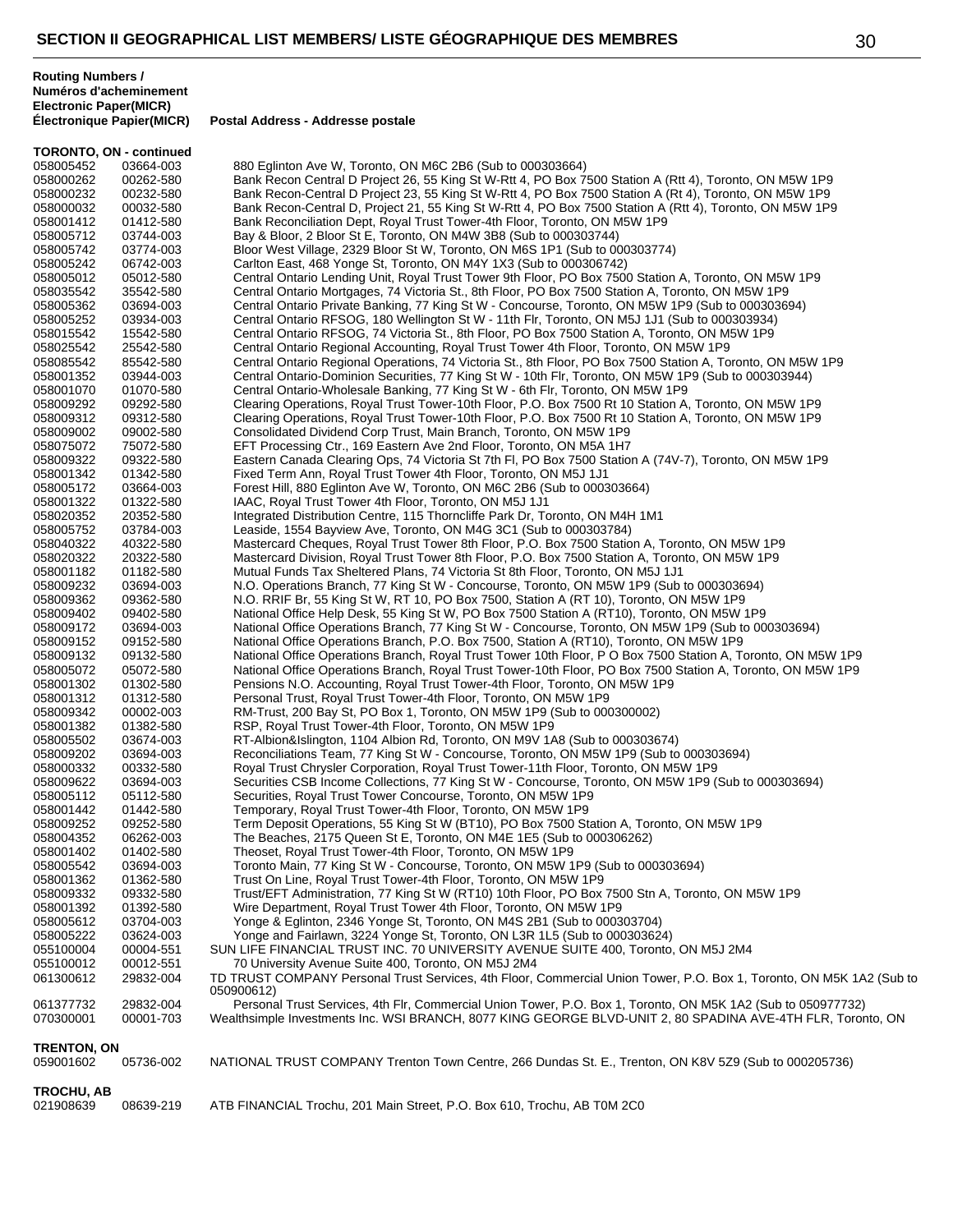# SECTION II GEOGRAPHICAL LIST MEMBERS/ LISTE GÉOGRAPHIQUE DES MEMBRES

| Routing Numbers / Numéros d'acheminement Electronic Paper(MICR) | Électronique Papier(MICR) | Postal Address - Addresse postale |
|---|---|---|
| **TORONTO, ON - continued** | | |
| 058005452 | 03664-003 | 880 Eglinton Ave W, Toronto, ON M6C 2B6 (Sub to 000303664) |
| 058000262 | 00262-580 | Bank Recon Central D Project 26, 55 King St W-Rtt 4, PO Box 7500 Station A (Rtt 4), Toronto, ON M5W 1P9 |
| 058000232 | 00232-580 | Bank Recon-Central D Project 23, 55 King St W-Rtt 4, PO Box 7500 Station A (Rt 4), Toronto, ON M5W 1P9 |
| 058000032 | 00032-580 | Bank Recon-Central D, Project 21, 55 King St W-Rtt 4, PO Box 7500 Station A (Rtt 4), Toronto, ON M5W 1P9 |
| 058001412 | 01412-580 | Bank Reconciliation Dept, Royal Trust Tower-4th Floor, Toronto, ON M5W 1P9 |
| 058005712 | 03744-003 | Bay & Bloor, 2 Bloor St E, Toronto, ON M4W 3B8 (Sub to 000303744) |
| 058005742 | 03774-003 | Bloor West Village, 2329 Bloor St W, Toronto, ON M6S 1P1 (Sub to 000303774) |
| 058005242 | 06742-003 | Carlton East, 468 Yonge St, Toronto, ON M4Y 1X3 (Sub to 000306742) |
| 058005012 | 05012-580 | Central Ontario Lending Unit, Royal Trust Tower 9th Floor, PO Box 7500 Station A, Toronto, ON M5W 1P9 |
| 058035542 | 35542-580 | Central Ontario Mortgages, 74 Victoria St., 8th Floor, PO Box 7500 Station A, Toronto, ON M5W 1P9 |
| 058005362 | 03694-003 | Central Ontario Private Banking, 77 King St W - Concourse, Toronto, ON M5W 1P9 (Sub to 000303694) |
| 058005252 | 03934-003 | Central Ontario RFSOG, 180 Wellington St W - 11th Flr, Toronto, ON M5J 1J1 (Sub to 000303934) |
| 058015542 | 15542-580 | Central Ontario RFSOG, 74 Victoria St., 8th Floor, PO Box 7500 Station A, Toronto, ON M5W 1P9 |
| 058025542 | 25542-580 | Central Ontario Regional Accounting, Royal Trust Tower 4th Floor, Toronto, ON M5W 1P9 |
| 058085542 | 85542-580 | Central Ontario Regional Operations, 74 Victoria St., 8th Floor, PO Box 7500 Station A, Toronto, ON M5W 1P9 |
| 058001352 | 03944-003 | Central Ontario-Dominion Securities, 77 King St W - 10th Flr, Toronto, ON M5W 1P9 (Sub to 000303944) |
| 058001070 | 01070-580 | Central Ontario-Wholesale Banking, 77 King St W - 6th Flr, Toronto, ON M5W 1P9 |
| 058009292 | 09292-580 | Clearing Operations, Royal Trust Tower-10th Floor, P.O. Box 7500 Rt 10 Station A, Toronto, ON M5W 1P9 |
| 058009312 | 09312-580 | Clearing Operations, Royal Trust Tower-10th Floor, P.O. Box 7500 Rt 10 Station A, Toronto, ON M5W 1P9 |
| 058009002 | 09002-580 | Consolidated Dividend Corp Trust, Main Branch, Toronto, ON M5W 1P9 |
| 058075072 | 75072-580 | EFT Processing Ctr., 169 Eastern Ave 2nd Floor, Toronto, ON M5A 1H7 |
| 058009322 | 09322-580 | Eastern Canada Clearing Ops, 74 Victoria St 7th Fl, PO Box 7500 Station A (74V-7), Toronto, ON M5W 1P9 |
| 058001342 | 01342-580 | Fixed Term Ann, Royal Trust Tower 4th Floor, Toronto, ON M5J 1J1 |
| 058005172 | 03664-003 | Forest Hill, 880 Eglinton Ave W, Toronto, ON M6C 2B6 (Sub to 000303664) |
| 058001322 | 01322-580 | IAAC, Royal Trust Tower 4th Floor, Toronto, ON M5J 1J1 |
| 058020352 | 20352-580 | Integrated Distribution Centre, 115 Thorncliffe Park Dr, Toronto, ON M4H 1M1 |
| 058005752 | 03784-003 | Leaside, 1554 Bayview Ave, Toronto, ON M4G 3C1 (Sub to 000303784) |
| 058040322 | 40322-580 | Mastercard Cheques, Royal Trust Tower 8th Floor, P.O. Box 7500 Station A, Toronto, ON M5W 1P9 |
| 058020322 | 20322-580 | Mastercard Division, Royal Trust Tower 8th Floor, P.O. Box 7500 Station A, Toronto, ON M5W 1P9 |
| 058001182 | 01182-580 | Mutual Funds Tax Sheltered Plans, 74 Victoria St 8th Floor, Toronto, ON M5J 1J1 |
| 058009232 | 03694-003 | N.O. Operations Branch, 77 King St W - Concourse, Toronto, ON M5W 1P9 (Sub to 000303694) |
| 058009362 | 09362-580 | N.O. RRIF Br, 55 King St W, RT 10, PO Box 7500, Station A (RT 10), Toronto, ON M5W 1P9 |
| 058009402 | 09402-580 | National Office Help Desk, 55 King St W, PO Box 7500 Station A (RT10), Toronto, ON M5W 1P9 |
| 058009172 | 03694-003 | National Office Operations Branch, 77 King St W - Concourse, Toronto, ON M5W 1P9 (Sub to 000303694) |
| 058009152 | 09152-580 | National Office Operations Branch, P.O. Box 7500, Station A (RT10), Toronto, ON M5W 1P9 |
| 058009132 | 09132-580 | National Office Operations Branch, Royal Trust Tower 10th Floor, P O Box 7500 Station A, Toronto, ON M5W 1P9 |
| 058005072 | 05072-580 | National Office Operations Branch, Royal Trust Tower-10th Floor, PO Box 7500 Station A, Toronto, ON M5W 1P9 |
| 058001302 | 01302-580 | Pensions N.O. Accounting, Royal Trust Tower-4th Floor, Toronto, ON M5W 1P9 |
| 058001312 | 01312-580 | Personal Trust, Royal Trust Tower-4th Floor, Toronto, ON M5W 1P9 |
| 058009342 | 00002-003 | RM-Trust, 200 Bay St, PO Box 1, Toronto, ON M5W 1P9 (Sub to 000300002) |
| 058001382 | 01382-580 | RSP, Royal Trust Tower-4th Floor, Toronto, ON M5W 1P9 |
| 058005502 | 03674-003 | RT-Albion&Islington, 1104 Albion Rd, Toronto, ON M9V 1A8 (Sub to 000303674) |
| 058009202 | 03694-003 | Reconciliations Team, 77 King St W - Concourse, Toronto, ON M5W 1P9 (Sub to 000303694) |
| 058000332 | 00332-580 | Royal Trust Chrysler Corporation, Royal Trust Tower-11th Floor, Toronto, ON M5W 1P9 |
| 058009622 | 03694-003 | Securities CSB Income Collections, 77 King St W - Concourse, Toronto, ON M5W 1P9 (Sub to 000303694) |
| 058005112 | 05112-580 | Securities, Royal Trust Tower Concourse, Toronto, ON M5W 1P9 |
| 058001442 | 01442-580 | Temporary, Royal Trust Tower-4th Floor, Toronto, ON M5W 1P9 |
| 058009252 | 09252-580 | Term Deposit Operations, 55 King St W (BT10), PO Box 7500 Station A, Toronto, ON M5W 1P9 |
| 058004352 | 06262-003 | The Beaches, 2175 Queen St E, Toronto, ON M4E 1E5 (Sub to 000306262) |
| 058001402 | 01402-580 | Theoset, Royal Trust Tower-4th Floor, Toronto, ON M5W 1P9 |
| 058005542 | 03694-003 | Toronto Main, 77 King St W - Concourse, Toronto, ON M5W 1P9 (Sub to 000303694) |
| 058001362 | 01362-580 | Trust On Line, Royal Trust Tower-4th Floor, Toronto, ON M5W 1P9 |
| 058009332 | 09332-580 | Trust/EFT Administration, 77 King St W (RT10) 10th Floor, PO Box 7500 Stn A, Toronto, ON M5W 1P9 |
| 058001392 | 01392-580 | Wire Department, Royal Trust Tower 4th Floor, Toronto, ON M5W 1P9 |
| 058005612 | 03704-003 | Yonge & Eglinton, 2346 Yonge St, Toronto, ON M4S 2B1 (Sub to 000303704) |
| 058005222 | 03624-003 | Yonge and Fairlawn, 3224 Yonge St, Toronto, ON L3R 1L5 (Sub to 000303624) |
| 055100004 | 00004-551 | SUN LIFE FINANCIAL TRUST INC. 70 UNIVERSITY AVENUE SUITE 400, Toronto, ON M5J 2M4 |
| 055100012 | 00012-551 | 70 University Avenue Suite 400, Toronto, ON M5J 2M4 |
| 061300612 | 29832-004 | TD TRUST COMPANY Personal Trust Services, 4th Floor, Commercial Union Tower, P.O. Box 1, Toronto, ON M5K 1A2 (Sub to 050900612) |
| 061377732 | 29832-004 | Personal Trust Services, 4th Flr, Commercial Union Tower, P.O. Box 1, Toronto, ON M5K 1A2 (Sub to 050977732) |
| 070300001 | 00001-703 | Wealthsimple Investments Inc. WSI BRANCH, 8077 KING GEORGE BLVD-UNIT 2, 80 SPADINA AVE-4TH FLR, Toronto, ON |
| **TRENTON, ON** | | |
| 059001602 | 05736-002 | NATIONAL TRUST COMPANY Trenton Town Centre, 266 Dundas St. E., Trenton, ON K8V 5Z9 (Sub to 000205736) |
| **TROCHU, AB** | | |
| 021908639 | 08639-219 | ATB FINANCIAL Trochu, 201 Main Street, P.O. Box 610, Trochu, AB T0M 2C0 |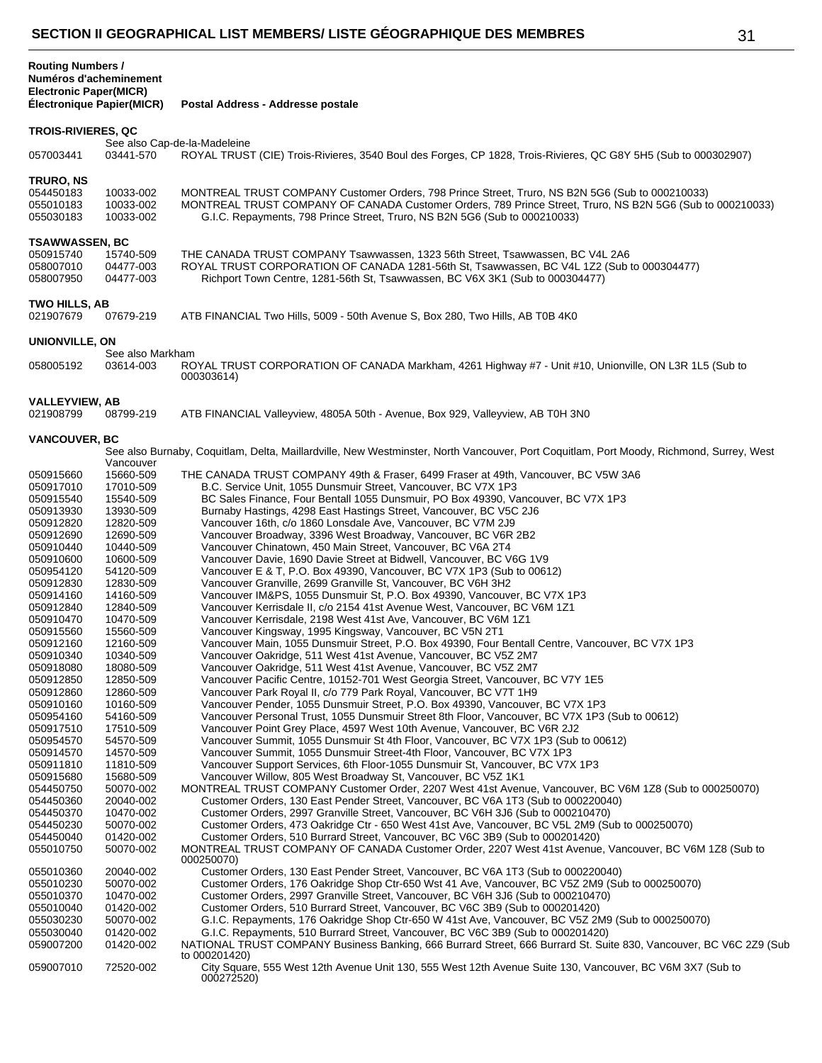## SECTION II GEOGRAPHICAL LIST MEMBERS/ LISTE GÉOGRAPHIQUE DES MEMBRES

| Routing Numbers / Numéros d'acheminement Electronic Paper(MICR) | Électronique Papier(MICR) | Postal Address - Addresse postale |
|---|---|---|
| **TROIS-RIVIERES, QC** | | |
| | See also Cap-de-la-Madeleine | |
| 057003441 | 03441-570 | ROYAL TRUST (CIE) Trois-Rivieres, 3540 Boul des Forges, CP 1828, Trois-Rivieres, QC G8Y 5H5 (Sub to 000302907) |
| **TRURO, NS** | | |
| 054450183 | 10033-002 | MONTREAL TRUST COMPANY Customer Orders, 798 Prince Street, Truro, NS B2N 5G6 (Sub to 000210033) |
| 055010183 | 10033-002 | MONTREAL TRUST COMPANY OF CANADA Customer Orders, 789 Prince Street, Truro, NS B2N 5G6 (Sub to 000210033) |
| 055030183 | 10033-002 | G.I.C. Repayments, 798 Prince Street, Truro, NS B2N 5G6 (Sub to 000210033) |
| **TSAWWASSEN, BC** | | |
| 050915740 | 15740-509 | THE CANADA TRUST COMPANY Tsawwassen, 1323 56th Street, Tsawwassen, BC V4L 2A6 |
| 058007010 | 04477-003 | ROYAL TRUST CORPORATION OF CANADA 1281-56th St, Tsawwassen, BC V4L 1Z2 (Sub to 000304477) |
| 058007950 | 04477-003 | Richport Town Centre, 1281-56th St, Tsawwassen, BC V6X 3K1 (Sub to 000304477) |
| **TWO HILLS, AB** | | |
| 021907679 | 07679-219 | ATB FINANCIAL Two Hills, 5009 - 50th Avenue S, Box 280, Two Hills, AB T0B 4K0 |
| **UNIONVILLE, ON** | | |
| | See also Markham | |
| 058005192 | 03614-003 | ROYAL TRUST CORPORATION OF CANADA Markham, 4261 Highway #7 - Unit #10, Unionville, ON L3R 1L5 (Sub to 000303614) |
| **VALLEYVIEW, AB** | | |
| 021908799 | 08799-219 | ATB FINANCIAL Valleyview, 4805A 50th - Avenue, Box 929, Valleyview, AB T0H 3N0 |
| **VANCOUVER, BC** | | |
| | See also Burnaby, Coquitlam, Delta, Maillardville, New Westminster, North Vancouver, Port Coquitlam, Port Moody, Richmond, Surrey, West Vancouver | |
| 050915660 | 15660-509 | THE CANADA TRUST COMPANY 49th & Fraser, 6499 Fraser at 49th, Vancouver, BC V5W 3A6 |
| 050917010 | 17010-509 | B.C. Service Unit, 1055 Dunsmuir Street, Vancouver, BC V7X 1P3 |
| 050915540 | 15540-509 | BC Sales Finance, Four Bentall 1055 Dunsmuir, PO Box 49390, Vancouver, BC V7X 1P3 |
| 050913930 | 13930-509 | Burnaby Hastings, 4298 East Hastings Street, Vancouver, BC V5C 2J6 |
| 050912820 | 12820-509 | Vancouver 16th, c/o 1860 Lonsdale Ave, Vancouver, BC V7M 2J9 |
| 050912690 | 12690-509 | Vancouver Broadway, 3396 West Broadway, Vancouver, BC V6R 2B2 |
| 050910440 | 10440-509 | Vancouver Chinatown, 450 Main Street, Vancouver, BC V6A 2T4 |
| 050910600 | 10600-509 | Vancouver Davie, 1690 Davie Street at Bidwell, Vancouver, BC V6G 1V9 |
| 050954120 | 54120-509 | Vancouver E & T, P.O. Box 49390, Vancouver, BC V7X 1P3 (Sub to 00612) |
| 050912830 | 12830-509 | Vancouver Granville, 2699 Granville St, Vancouver, BC V6H 3H2 |
| 050914160 | 14160-509 | Vancouver IM&PS, 1055 Dunsmuir St, P.O. Box 49390, Vancouver, BC V7X 1P3 |
| 050912840 | 12840-509 | Vancouver Kerrisdale II, c/o 2154 41st Avenue West, Vancouver, BC V6M 1Z1 |
| 050910470 | 10470-509 | Vancouver Kerrisdale, 2198 West 41st Ave, Vancouver, BC V6M 1Z1 |
| 050915560 | 15560-509 | Vancouver Kingsway, 1995 Kingsway, Vancouver, BC V5N 2T1 |
| 050912160 | 12160-509 | Vancouver Main, 1055 Dunsmuir Street, P.O. Box 49390, Four Bentall Centre, Vancouver, BC V7X 1P3 |
| 050910340 | 10340-509 | Vancouver Oakridge, 511 West 41st Avenue, Vancouver, BC V5Z 2M7 |
| 050918080 | 18080-509 | Vancouver Oakridge, 511 West 41st Avenue, Vancouver, BC V5Z 2M7 |
| 050912850 | 12850-509 | Vancouver Pacific Centre, 10152-701 West Georgia Street, Vancouver, BC V7Y 1E5 |
| 050912860 | 12860-509 | Vancouver Park Royal II, c/o 779 Park Royal, Vancouver, BC V7T 1H9 |
| 050910160 | 10160-509 | Vancouver Pender, 1055 Dunsmuir Street, P.O. Box 49390, Vancouver, BC V7X 1P3 |
| 050954160 | 54160-509 | Vancouver Personal Trust, 1055 Dunsmuir Street 8th Floor, Vancouver, BC V7X 1P3 (Sub to 00612) |
| 050917510 | 17510-509 | Vancouver Point Grey Place, 4597 West 10th Avenue, Vancouver, BC V6R 2J2 |
| 050954570 | 54570-509 | Vancouver Summit, 1055 Dunsmuir St 4th Floor, Vancouver, BC V7X 1P3 (Sub to 00612) |
| 050914570 | 14570-509 | Vancouver Summit, 1055 Dunsmuir Street-4th Floor, Vancouver, BC V7X 1P3 |
| 050911810 | 11810-509 | Vancouver Support Services, 6th Floor-1055 Dunsmuir St, Vancouver, BC V7X 1P3 |
| 050915680 | 15680-509 | Vancouver Willow, 805 West Broadway St, Vancouver, BC V5Z 1K1 |
| 054450750 | 50070-002 | MONTREAL TRUST COMPANY Customer Order, 2207 West 41st Avenue, Vancouver, BC V6M 1Z8 (Sub to 000250070) |
| 054450360 | 20040-002 | Customer Orders, 130 East Pender Street, Vancouver, BC V6A 1T3 (Sub to 000220040) |
| 054450370 | 10470-002 | Customer Orders, 2997 Granville Street, Vancouver, BC V6H 3J6 (Sub to 000210470) |
| 054450230 | 50070-002 | Customer Orders, 473 Oakridge Ctr - 650 West 41st Ave, Vancouver, BC V5L 2M9 (Sub to 000250070) |
| 054450040 | 01420-002 | Customer Orders, 510 Burrard Street, Vancouver, BC V6C 3B9 (Sub to 000201420) |
| 055010750 | 50070-002 | MONTREAL TRUST COMPANY OF CANADA Customer Order, 2207 West 41st Avenue, Vancouver, BC V6M 1Z8 (Sub to 000250070) |
| 055010360 | 20040-002 | Customer Orders, 130 East Pender Street, Vancouver, BC V6A 1T3 (Sub to 000220040) |
| 055010230 | 50070-002 | Customer Orders, 176 Oakridge Shop Ctr-650 Wst 41 Ave, Vancouver, BC V5Z 2M9 (Sub to 000250070) |
| 055010370 | 10470-002 | Customer Orders, 2997 Granville Street, Vancouver, BC V6H 3J6 (Sub to 000210470) |
| 055010040 | 01420-002 | Customer Orders, 510 Burrard Street, Vancouver, BC V6C 3B9 (Sub to 000201420) |
| 055030230 | 50070-002 | G.I.C. Repayments, 176 Oakridge Shop Ctr-650 W 41st Ave, Vancouver, BC V5Z 2M9 (Sub to 000250070) |
| 055030040 | 01420-002 | G.I.C. Repayments, 510 Burrard Street, Vancouver, BC V6C 3B9 (Sub to 000201420) |
| 059007200 | 01420-002 | NATIONAL TRUST COMPANY Business Banking, 666 Burrard Street, 666 Burrard St. Suite 830, Vancouver, BC V6C 2Z9 (Sub to 000201420) |
| 059007010 | 72520-002 | City Square, 555 West 12th Avenue Unit 130, 555 West 12th Avenue Suite 130, Vancouver, BC V6M 3X7 (Sub to 000272520) |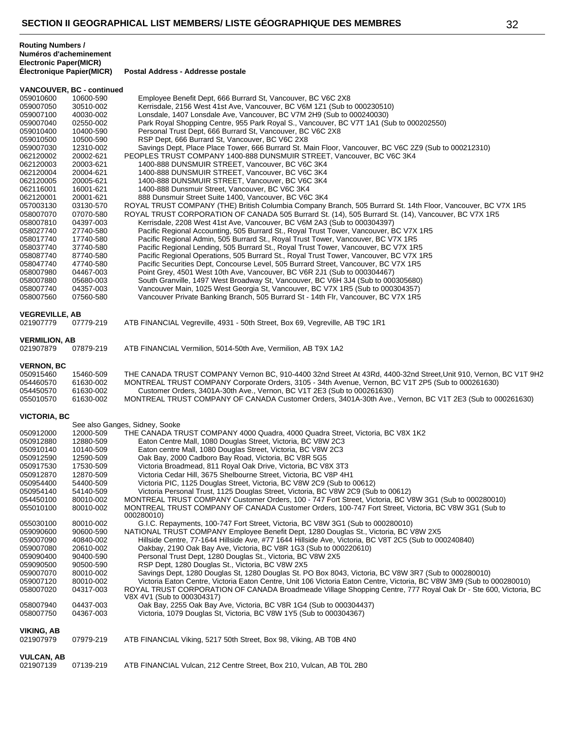## SECTION II GEOGRAPHICAL LIST MEMBERS/ LISTE GÉOGRAPHIQUE DES MEMBRES

| Routing Numbers / Numéros d'acheminement Electronic Paper(MICR) Électronique Papier(MICR) | | Postal Address - Addresse postale |
|---|---|---|
| **VANCOUVER, BC - continued** | | |
| 059010600 | 10600-590 | Employee Benefit Dept, 666 Burrard St, Vancouver, BC V6C 2X8 |
| 059007050 | 30510-002 | Kerrisdale, 2156 West 41st Ave, Vancouver, BC V6M 1Z1 (Sub to 000230510) |
| 059007100 | 40030-002 | Lonsdale, 1407 Lonsdale Ave, Vancouver, BC V7M 2H9 (Sub to 000240030) |
| 059007040 | 02550-002 | Park Royal Shopping Centre, 955 Park Royal S., Vancouver, BC V7T 1A1 (Sub to 000202550) |
| 059010400 | 10400-590 | Personal Trust Dept, 666 Burrard St, Vancouver, BC V6C 2X8 |
| 059010500 | 10500-590 | RSP Dept, 666 Burrard St, Vancouver, BC V6C 2X8 |
| 059007030 | 12310-002 | Savings Dept, Place Place Tower, 666 Burrard St. Main Floor, Vancouver, BC V6C 2Z9 (Sub to 000212310) |
| 062120002 | 20002-621 | PEOPLES TRUST COMPANY 1400-888 DUNSMUIR STREET, Vancouver, BC V6C 3K4 |
| 062120003 | 20003-621 | 1400-888 DUNSMUIR STREET, Vancouver, BC V6C 3K4 |
| 062120004 | 20004-621 | 1400-888 DUNSMUIR STREET, Vancouver, BC V6C 3K4 |
| 062120005 | 20005-621 | 1400-888 DUNSMUIR STREET, Vancouver, BC V6C 3K4 |
| 062116001 | 16001-621 | 1400-888 Dunsmuir Street, Vancouver, BC V6C 3K4 |
| 062120001 | 20001-621 | 888 Dunsmuir Street Suite 1400, Vancouver, BC V6C 3K4 |
| 057003130 | 03130-570 | ROYAL TRUST COMPANY (THE) British Columbia Company Branch, 505 Burrard St. 14th Floor, Vancouver, BC V7X 1R5 |
| 058007070 | 07070-580 | ROYAL TRUST CORPORATION OF CANADA 505 Burrard St. (14), 505 Burrard St. (14), Vancouver, BC V7X 1R5 |
| 058007810 | 04397-003 | Kerrisdale, 2208 West 41st Ave, Vancouver, BC V6M 2A3 (Sub to 000304397) |
| 058027740 | 27740-580 | Pacific Regional Accounting, 505 Burrard St., Royal Trust Tower, Vancouver, BC V7X 1R5 |
| 058017740 | 17740-580 | Pacific Regional Admin, 505 Burrard St., Royal Trust Tower, Vancouver, BC V7X 1R5 |
| 058037740 | 37740-580 | Pacific Regional Lending, 505 Burrard St., Royal Trust Tower, Vancouver, BC V7X 1R5 |
| 058087740 | 87740-580 | Pacific Regional Operations, 505 Burrard St., Royal Trust Tower, Vancouver, BC V7X 1R5 |
| 058047740 | 47740-580 | Pacific Securities Dept, Concourse Level, 505 Burrard Street, Vancouver, BC V7X 1R5 |
| 058007980 | 04467-003 | Point Grey, 4501 West 10th Ave, Vancouver, BC V6R 2J1 (Sub to 000304467) |
| 058007880 | 05680-003 | South Granville, 1497 West Broadway St, Vancouver, BC V6H 3J4 (Sub to 000305680) |
| 058007740 | 04357-003 | Vancouver Main, 1025 West Georgia St, Vancouver, BC V7X 1R5 (Sub to 000304357) |
| 058007560 | 07560-580 | Vancouver Private Banking Branch, 505 Burrard St - 14th Flr, Vancouver, BC V7X 1R5 |
| **VEGREVILLE, AB** | | |
| 021907779 | 07779-219 | ATB FINANCIAL Vegreville, 4931 - 50th Street, Box 69, Vegreville, AB T9C 1R1 |
| **VERMILION, AB** | | |
| 021907879 | 07879-219 | ATB FINANCIAL Vermilion, 5014-50th Ave, Vermilion, AB T9X 1A2 |
| **VERNON, BC** | | |
| 050915460 | 15460-509 | THE CANADA TRUST COMPANY Vernon BC, 910-4400 32nd Street At 43Rd, 4400-32nd Street,Unit 910, Vernon, BC V1T 9H2 |
| 054460570 | 61630-002 | MONTREAL TRUST COMPANY Corporate Orders, 3105 - 34th Avenue, Vernon, BC V1T 2P5 (Sub to 000261630) |
| 054450570 | 61630-002 | Customer Orders, 3401A-30th Ave., Vernon, BC V1T 2E3 (Sub to 000261630) |
| 055010570 | 61630-002 | MONTREAL TRUST COMPANY OF CANADA Customer Orders, 3401A-30th Ave., Vernon, BC V1T 2E3 (Sub to 000261630) |
| **VICTORIA, BC** | | |
| | | See also Ganges, Sidney, Sooke |
| 050912000 | 12000-509 | THE CANADA TRUST COMPANY 4000 Quadra, 4000 Quadra Street, Victoria, BC V8X 1K2 |
| 050912880 | 12880-509 | Eaton Centre Mall, 1080 Douglas Street, Victoria, BC V8W 2C3 |
| 050910140 | 10140-509 | Eaton centre Mall, 1080 Douglas Street, Victoria, BC V8W 2C3 |
| 050912590 | 12590-509 | Oak Bay, 2000 Cadboro Bay Road, Victoria, BC V8R 5G5 |
| 050917530 | 17530-509 | Victoria Broadmead, 811 Royal Oak Drive, Victoria, BC V8X 3T3 |
| 050912870 | 12870-509 | Victoria Cedar Hill, 3675 Shelbourne Street, Victoria, BC V8P 4H1 |
| 050954400 | 54400-509 | Victoria PIC, 1125 Douglas Street, Victoria, BC V8W 2C9 (Sub to 00612) |
| 050954140 | 54140-509 | Victoria Personal Trust, 1125 Douglas Street, Victoria, BC V8W 2C9 (Sub to 00612) |
| 054450100 | 80010-002 | MONTREAL TRUST COMPANY Customer Orders, 100 - 747 Fort Street, Victoria, BC V8W 3G1 (Sub to 000280010) |
| 055010100 | 80010-002 | MONTREAL TRUST COMPANY OF CANADA Customer Orders, 100-747 Fort Street, Victoria, BC V8W 3G1 (Sub to 000280010) |
| 055030100 | 80010-002 | G.I.C. Repayments, 100-747 Fort Street, Victoria, BC V8W 3G1 (Sub to 000280010) |
| 059090600 | 90600-590 | NATIONAL TRUST COMPANY Employee Benefit Dept, 1280 Douglas St., Victoria, BC V8W 2X5 |
| 059007090 | 40840-002 | Hillside Centre, 77-1644 Hillside Ave, #77 1644 Hillside Ave, Victoria, BC V8T 2C5 (Sub to 000240840) |
| 059007080 | 20610-002 | Oakbay, 2190 Oak Bay Ave, Victoria, BC V8R 1G3 (Sub to 000220610) |
| 059090400 | 90400-590 | Personal Trust Dept, 1280 Douglas St., Victoria, BC V8W 2X5 |
| 059090500 | 90500-590 | RSP Dept, 1280 Douglas St., Victoria, BC V8W 2X5 |
| 059007070 | 80010-002 | Savings Dept, 1280 Douglas St, 1280 Douglas St. PO Box 8043, Victoria, BC V8W 3R7 (Sub to 000280010) |
| 059007120 | 80010-002 | Victoria Eaton Centre, Victoria Eaton Centre, Unit 106 Victoria Eaton Centre, Victoria, BC V8W 3M9 (Sub to 000280010) |
| 058007020 | 04317-003 | ROYAL TRUST CORPORATION OF CANADA Broadmeade Village Shopping Centre, 777 Royal Oak Dr - Ste 600, Victoria, BC V8X 4V1 (Sub to 000304317) |
| 058007940 | 04437-003 | Oak Bay, 2255 Oak Bay Ave, Victoria, BC V8R 1G4 (Sub to 000304437) |
| 058007750 | 04367-003 | Victoria, 1079 Douglas St, Victoria, BC V8W 1Y5 (Sub to 000304367) |
| **VIKING, AB** | | |
| 021907979 | 07979-219 | ATB FINANCIAL Viking, 5217 50th Street, Box 98, Viking, AB T0B 4N0 |
| **VULCAN, AB** | | |
| 021907139 | 07139-219 | ATB FINANCIAL Vulcan, 212 Centre Street, Box 210, Vulcan, AB T0L 2B0 |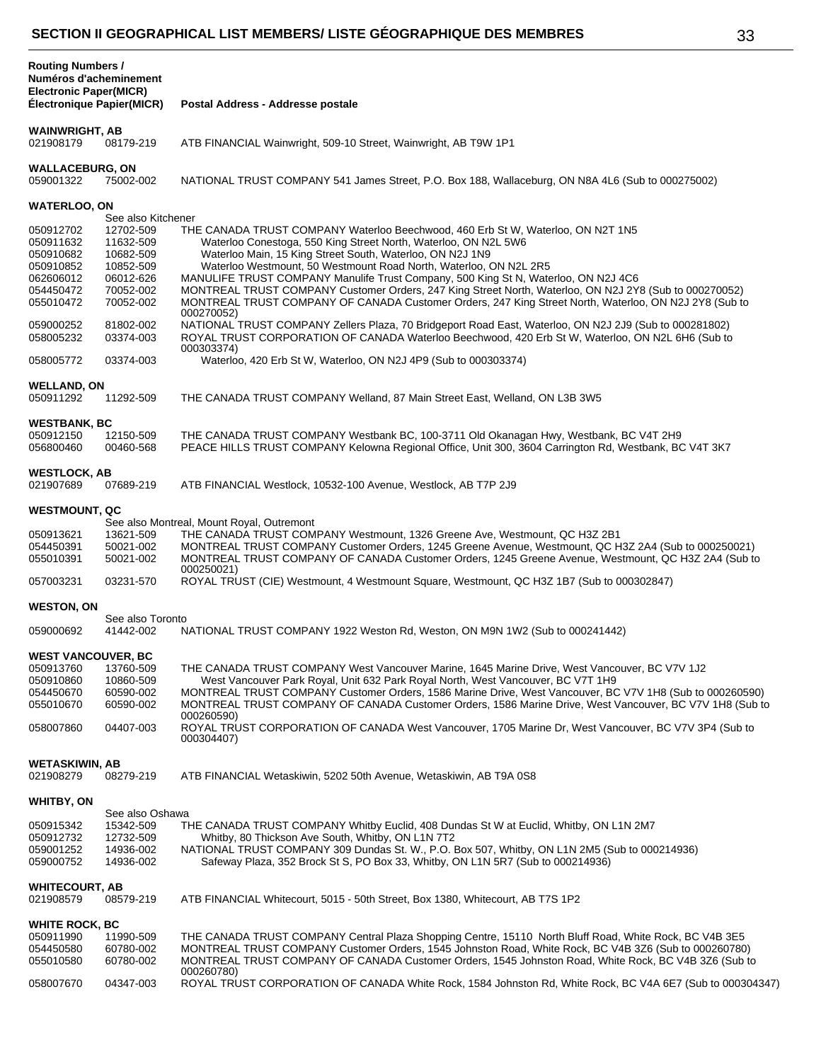## SECTION II GEOGRAPHICAL LIST MEMBERS/ LISTE GÉOGRAPHIQUE DES MEMBRES

| Routing Numbers / Numéros d'acheminement Electronic Paper(MICR) Électronique Papier(MICR) | | Postal Address - Addresse postale |
|---|---|---|
| **WAINWRIGHT, AB** | | |
| 021908179 | 08179-219 | ATB FINANCIAL Wainwright, 509-10 Street, Wainwright, AB T9W 1P1 |
| **WALLACEBURG, ON** | | |
| 059001322 | 75002-002 | NATIONAL TRUST COMPANY 541 James Street, P.O. Box 188, Wallaceburg, ON N8A 4L6 (Sub to 000275002) |
| **WATERLOO, ON** | | |
| | See also Kitchener | |
| 050912702 | 12702-509 | THE CANADA TRUST COMPANY Waterloo Beechwood, 460 Erb St W, Waterloo, ON N2T 1N5 |
| 050911632 | 11632-509 | Waterloo Conestoga, 550 King Street North, Waterloo, ON N2L 5W6 |
| 050910682 | 10682-509 | Waterloo Main, 15 King Street South, Waterloo, ON N2J 1N9 |
| 050910852 | 10852-509 | Waterloo Westmount, 50 Westmount Road North, Waterloo, ON N2L 2R5 |
| 062606012 | 06012-626 | MANULIFE TRUST COMPANY Manulife Trust Company, 500 King St N, Waterloo, ON N2J 4C6 |
| 054450472 | 70052-002 | MONTREAL TRUST COMPANY Customer Orders, 247 King Street North, Waterloo, ON N2J 2Y8 (Sub to 000270052) |
| 055010472 | 70052-002 | MONTREAL TRUST COMPANY OF CANADA Customer Orders, 247 King Street North, Waterloo, ON N2J 2Y8 (Sub to 000270052) |
| 059000252 | 81802-002 | NATIONAL TRUST COMPANY Zellers Plaza, 70 Bridgeport Road East, Waterloo, ON N2J 2J9 (Sub to 000281802) |
| 058005232 | 03374-003 | ROYAL TRUST CORPORATION OF CANADA Waterloo Beechwood, 420 Erb St W, Waterloo, ON N2L 6H6 (Sub to 000303374) |
| 058005772 | 03374-003 | Waterloo, 420 Erb St W, Waterloo, ON N2J 4P9 (Sub to 000303374) |
| **WELLAND, ON** | | |
| 050911292 | 11292-509 | THE CANADA TRUST COMPANY Welland, 87 Main Street East, Welland, ON L3B 3W5 |
| **WESTBANK, BC** | | |
| 050912150 | 12150-509 | THE CANADA TRUST COMPANY Westbank BC, 100-3711 Old Okanagan Hwy, Westbank, BC V4T 2H9 |
| 056800460 | 00460-568 | PEACE HILLS TRUST COMPANY Kelowna Regional Office, Unit 300, 3604 Carrington Rd, Westbank, BC V4T 3K7 |
| **WESTLOCK, AB** | | |
| 021907689 | 07689-219 | ATB FINANCIAL Westlock, 10532-100 Avenue, Westlock, AB T7P 2J9 |
| **WESTMOUNT, QC** | | |
| | | See also Montreal, Mount Royal, Outremont |
| 050913621 | 13621-509 | THE CANADA TRUST COMPANY Westmount, 1326 Greene Ave, Westmount, QC H3Z 2B1 |
| 054450391 | 50021-002 | MONTREAL TRUST COMPANY Customer Orders, 1245 Greene Avenue, Westmount, QC H3Z 2A4 (Sub to 000250021) |
| 055010391 | 50021-002 | MONTREAL TRUST COMPANY OF CANADA Customer Orders, 1245 Greene Avenue, Westmount, QC H3Z 2A4 (Sub to 000250021) |
| 057003231 | 03231-570 | ROYAL TRUST (CIE) Westmount, 4 Westmount Square, Westmount, QC H3Z 1B7 (Sub to 000302847) |
| **WESTON, ON** | | |
| | See also Toronto | |
| 059000692 | 41442-002 | NATIONAL TRUST COMPANY 1922 Weston Rd, Weston, ON M9N 1W2 (Sub to 000241442) |
| **WEST VANCOUVER, BC** | | |
| 050913760 | 13760-509 | THE CANADA TRUST COMPANY West Vancouver Marine, 1645 Marine Drive, West Vancouver, BC V7V 1J2 |
| 050910860 | 10860-509 | West Vancouver Park Royal, Unit 632 Park Royal North, West Vancouver, BC V7T 1H9 |
| 054450670 | 60590-002 | MONTREAL TRUST COMPANY Customer Orders, 1586 Marine Drive, West Vancouver, BC V7V 1H8 (Sub to 000260590) |
| 055010670 | 60590-002 | MONTREAL TRUST COMPANY OF CANADA Customer Orders, 1586 Marine Drive, West Vancouver, BC V7V 1H8 (Sub to 000260590) |
| 058007860 | 04407-003 | ROYAL TRUST CORPORATION OF CANADA West Vancouver, 1705 Marine Dr, West Vancouver, BC V7V 3P4 (Sub to 000304407) |
| **WETASKIWIN, AB** | | |
| 021908279 | 08279-219 | ATB FINANCIAL Wetaskiwin, 5202 50th Avenue, Wetaskiwin, AB T9A 0S8 |
| **WHITBY, ON** | | |
| | See also Oshawa | |
| 050915342 | 15342-509 | THE CANADA TRUST COMPANY Whitby Euclid, 408 Dundas St W at Euclid, Whitby, ON L1N 2M7 |
| 050912732 | 12732-509 | Whitby, 80 Thickson Ave South, Whitby, ON L1N 7T2 |
| 059001252 | 14936-002 | NATIONAL TRUST COMPANY 309 Dundas St. W., P.O. Box 507, Whitby, ON L1N 2M5 (Sub to 000214936) |
| 059000752 | 14936-002 | Safeway Plaza, 352 Brock St S, PO Box 33, Whitby, ON L1N 5R7 (Sub to 000214936) |
| **WHITECOURT, AB** | | |
| 021908579 | 08579-219 | ATB FINANCIAL Whitecourt, 5015 - 50th Street, Box 1380, Whitecourt, AB T7S 1P2 |
| **WHITE ROCK, BC** | | |
| 050911990 | 11990-509 | THE CANADA TRUST COMPANY Central Plaza Shopping Centre, 15110 North Bluff Road, White Rock, BC V4B 3E5 |
| 054450580 | 60780-002 | MONTREAL TRUST COMPANY Customer Orders, 1545 Johnston Road, White Rock, BC V4B 3Z6 (Sub to 000260780) |
| 055010580 | 60780-002 | MONTREAL TRUST COMPANY OF CANADA Customer Orders, 1545 Johnston Road, White Rock, BC V4B 3Z6 (Sub to 000260780) |
| 058007670 | 04347-003 | ROYAL TRUST CORPORATION OF CANADA White Rock, 1584 Johnston Rd, White Rock, BC V4A 6E7 (Sub to 000304347) |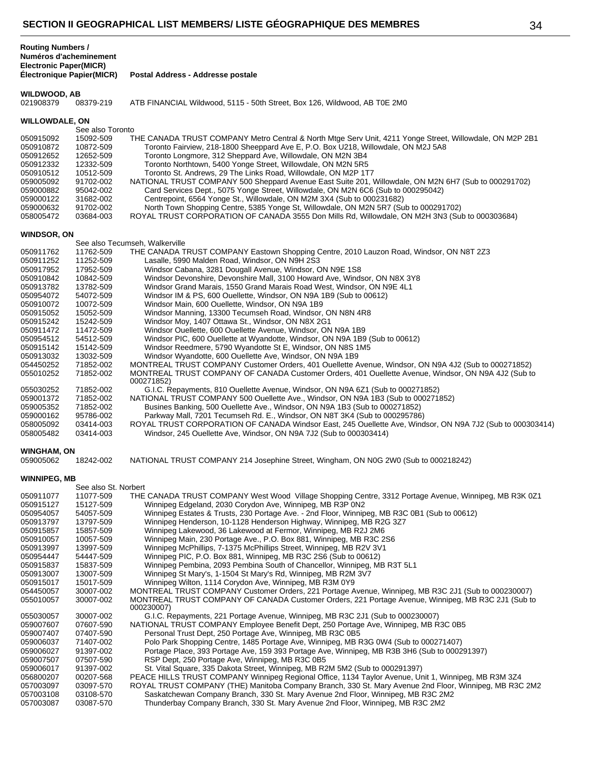**Routing Numbers / Numéros d'acheminement Electronic Paper(MICR) Électronique Papier(MICR)** | **Postal Address - Addresse postale**

### WILDWOOD, AB

| | | |
|---|---|---|
| 021908379 | 08379-219 | ATB FINANCIAL Wildwood, 5115 - 50th Street, Box 126, Wildwood, AB T0E 2M0 |

### WILLOWDALE, ON

See also Toronto

| | | |
|---|---|---|
| 050915092 | 15092-509 | THE CANADA TRUST COMPANY Metro Central & North Mtge Serv Unit, 4211 Yonge Street, Willowdale, ON M2P 2B1 |
| 050910872 | 10872-509 | Toronto Fairview, 218-1800 Sheeppard Ave E, P.O. Box U218, Willowdale, ON M2J 5A8 |
| 050912652 | 12652-509 | Toronto Longmore, 312 Sheppard Ave, Willowdale, ON M2N 3B4 |
| 050912332 | 12332-509 | Toronto Northtown, 5400 Yonge Street, Willowdale, ON M2N 5R5 |
| 050910512 | 10512-509 | Toronto St. Andrews, 29 The Links Road, Willowdale, ON M2P 1T7 |
| 059005092 | 91702-002 | NATIONAL TRUST COMPANY 500 Sheppard Avenue East Suite 201, Willowdale, ON M2N 6H7 (Sub to 000291702) |
| 059000882 | 95042-002 | Card Services Dept., 5075 Yonge Street, Willowdale, ON M2N 6C6 (Sub to 000295042) |
| 059000122 | 31682-002 | Centrepoint, 6564 Yonge St., Willowdale, ON M2M 3X4 (Sub to 000231682) |
| 059000632 | 91702-002 | North Town Shopping Centre, 5385 Yonge St, Willowdale, ON M2N 5R7 (Sub to 000291702) |
| 058005472 | 03684-003 | ROYAL TRUST CORPORATION OF CANADA 3555 Don Mills Rd, Willowdale, ON M2H 3N3 (Sub to 000303684) |

### WINDSOR, ON

See also Tecumseh, Walkerville

| | | |
|---|---|---|
| 050911762 | 11762-509 | THE CANADA TRUST COMPANY Eastown Shopping Centre, 2010 Lauzon Road, Windsor, ON N8T 2Z3 |
| 050911252 | 11252-509 | Lasalle, 5990 Malden Road, Windsor, ON N9H 2S3 |
| 050917952 | 17952-509 | Windsor Cabana, 3281 Dougall Avenue, Windsor, ON N9E 1S8 |
| 050910842 | 10842-509 | Windsor Devonshire, Devonshire Mall, 3100 Howard Ave, Windsor, ON N8X 3Y8 |
| 050913782 | 13782-509 | Windsor Grand Marais, 1550 Grand Marais Road West, Windsor, ON N9E 4L1 |
| 050954072 | 54072-509 | Windsor IM & PS, 600 Ouellette, Windsor, ON N9A 1B9 (Sub to 00612) |
| 050910072 | 10072-509 | Windsor Main, 600 Ouellette, Windsor, ON N9A 1B9 |
| 050915052 | 15052-509 | Windsor Manning, 13300 Tecumseh Road, Windsor, ON N8N 4R8 |
| 050915242 | 15242-509 | Windsor Moy, 1407 Ottawa St., Windsor, ON N8X 2G1 |
| 050911472 | 11472-509 | Windsor Ouellette, 600 Ouellette Avenue, Windsor, ON N9A 1B9 |
| 050954512 | 54512-509 | Windsor PIC, 600 Ouellette at Wyandotte, Windsor, ON N9A 1B9 (Sub to 00612) |
| 050915142 | 15142-509 | Windsor Reedmere, 5790 Wyandotte St E, Windsor, ON N8S 1M5 |
| 050913032 | 13032-509 | Windsor Wyandotte, 600 Ouellette Ave, Windsor, ON N9A 1B9 |
| 054450252 | 71852-002 | MONTREAL TRUST COMPANY Customer Orders, 401 Ouellette Avenue, Windsor, ON N9A 4J2 (Sub to 000271852) |
| 055010252 | 71852-002 | MONTREAL TRUST COMPANY OF CANADA Customer Orders, 401 Ouellette Avenue, Windsor, ON N9A 4J2 (Sub to 000271852) |
| 055030252 | 71852-002 | G.I.C. Repayments, 810 Ouellette Avenue, Windsor, ON N9A 6Z1 (Sub to 000271852) |
| 059001372 | 71852-002 | NATIONAL TRUST COMPANY 500 Ouellette Ave., Windsor, ON N9A 1B3 (Sub to 000271852) |
| 059005352 | 71852-002 | Busines Banking, 500 Ouellette Ave., Windsor, ON N9A 1B3 (Sub to 000271852) |
| 059000162 | 95786-002 | Parkway Mall, 7201 Tecumseh Rd. E., Windsor, ON N8T 3K4 (Sub to 000295786) |
| 058005092 | 03414-003 | ROYAL TRUST CORPORATION OF CANADA Windsor East, 245 Ouellette Ave, Windsor, ON N9A 7J2 (Sub to 000303414) |
| 058005482 | 03414-003 | Windsor, 245 Ouellette Ave, Windsor, ON N9A 7J2 (Sub to 000303414) |

### WINGHAM, ON

| | | |
|---|---|---|
| 059005062 | 18242-002 | NATIONAL TRUST COMPANY 214 Josephine Street, Wingham, ON N0G 2W0 (Sub to 000218242) |

### WINNIPEG, MB

See also St. Norbert

| | | |
|---|---|---|
| 050911077 | 11077-509 | THE CANADA TRUST COMPANY West Wood Village Shopping Centre, 3312 Portage Avenue, Winnipeg, MB R3K 0Z1 |
| 050915127 | 15127-509 | Winnipeg Edgeland, 2030 Corydon Ave, Winnipeg, MB R3P 0N2 |
| 050954057 | 54057-509 | Winnipeg Estates & Trusts, 230 Portage Ave. - 2nd Floor, Winnipeg, MB R3C 0B1 (Sub to 00612) |
| 050913797 | 13797-509 | Winnipeg Henderson, 10-1128 Henderson Highway, Winnipeg, MB R2G 3Z7 |
| 050915857 | 15857-509 | Winnipeg Lakewood, 36 Lakewood at Fermor, Winnipeg, MB R2J 2M6 |
| 050910057 | 10057-509 | Winnipeg Main, 230 Portage Ave., P.O. Box 881, Winnipeg, MB R3C 2S6 |
| 050913997 | 13997-509 | Winnipeg McPhillips, 7-1375 McPhillips Street, Winnipeg, MB R2V 3V1 |
| 050954447 | 54447-509 | Winnipeg PIC, P.O. Box 881, Winnipeg, MB R3C 2S6 (Sub to 00612) |
| 050915837 | 15837-509 | Winnipeg Pembina, 2093 Pembina South of Chancellor, Winnipeg, MB R3T 5L1 |
| 050913007 | 13007-509 | Winnipeg St Mary's, 1-1504 St Mary's Rd, Winnipeg, MB R2M 3V7 |
| 050915017 | 15017-509 | Winnipeg Wilton, 1114 Corydon Ave, Winnipeg, MB R3M 0Y9 |
| 054450057 | 30007-002 | MONTREAL TRUST COMPANY Customer Orders, 221 Portage Avenue, Winnipeg, MB R3C 2J1 (Sub to 000230007) |
| 055010057 | 30007-002 | MONTREAL TRUST COMPANY OF CANADA Customer Orders, 221 Portage Avenue, Winnipeg, MB R3C 2J1 (Sub to 000230007) |
| 055030057 | 30007-002 | G.I.C. Repayments, 221 Portage Avenue, Winnipeg, MB R3C 2J1 (Sub to 000230007) |
| 059007607 | 07607-590 | NATIONAL TRUST COMPANY Employee Benefit Dept, 250 Portage Ave, Winnipeg, MB R3C 0B5 |
| 059007407 | 07407-590 | Personal Trust Dept, 250 Portage Ave, Winnipeg, MB R3C 0B5 |
| 059006037 | 71407-002 | Polo Park Shopping Centre, 1485 Portage Ave, Winnipeg, MB R3G 0W4 (Sub to 000271407) |
| 059006027 | 91397-002 | Portage Place, 393 Portage Ave, 159 393 Portage Ave, Winnipeg, MB R3B 3H6 (Sub to 000291397) |
| 059007507 | 07507-590 | RSP Dept, 250 Portage Ave, Winnipeg, MB R3C 0B5 |
| 059006017 | 91397-002 | St. Vital Square, 335 Dakota Street, Winnipeg, MB R2M 5M2 (Sub to 000291397) |
| 056800207 | 00207-568 | PEACE HILLS TRUST COMPANY Winnipeg Regional Office, 1134 Taylor Avenue, Unit 1, Winnipeg, MB R3M 3Z4 |
| 057003097 | 03097-570 | ROYAL TRUST COMPANY (THE) Manitoba Company Branch, 330 St. Mary Avenue 2nd Floor, Winnipeg, MB R3C 2M2 |
| 057003108 | 03108-570 | Saskatchewan Company Branch, 330 St. Mary Avenue 2nd Floor, Winnipeg, MB R3C 2M2 |
| 057003087 | 03087-570 | Thunderbay Company Branch, 330 St. Mary Avenue 2nd Floor, Winnipeg, MB R3C 2M2 |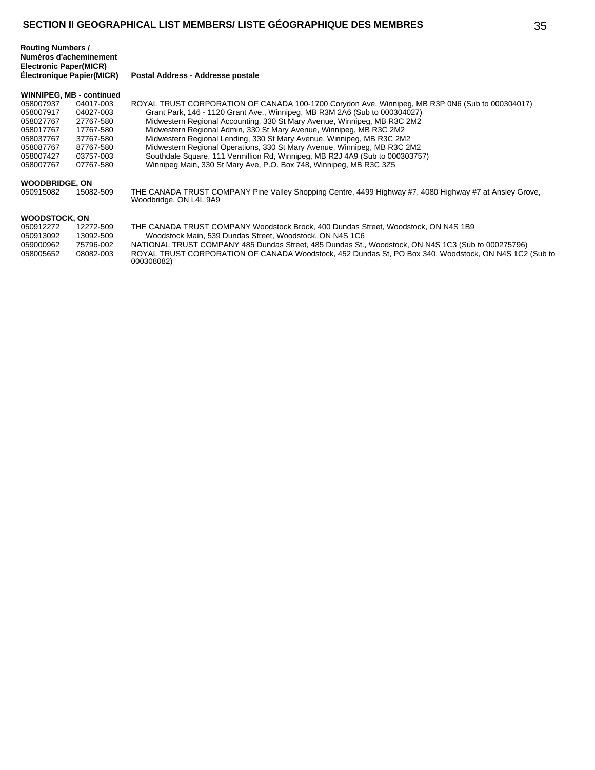| Routing Numbers / Numéros d'acheminement Electronic Paper(MICR) Électronique Papier(MICR) | | Postal Address - Addresse postale |
|---|---|---|
| **WINNIPEG, MB - continued** | | |
| 058007937 | 04017-003 | ROYAL TRUST CORPORATION OF CANADA 100-1700 Corydon Ave, Winnipeg, MB R3P 0N6 (Sub to 000304017) |
| 058007917 | 04027-003 | Grant Park, 146 - 1120 Grant Ave., Winnipeg, MB R3M 2A6 (Sub to 000304027) |
| 058027767 | 27767-580 | Midwestern Regional Accounting, 330 St Mary Avenue, Winnipeg, MB R3C 2M2 |
| 058017767 | 17767-580 | Midwestern Regional Admin, 330 St Mary Avenue, Winnipeg, MB R3C 2M2 |
| 058037767 | 37767-580 | Midwestern Regional Lending, 330 St Mary Avenue, Winnipeg, MB R3C 2M2 |
| 058087767 | 87767-580 | Midwestern Regional Operations, 330 St Mary Avenue, Winnipeg, MB R3C 2M2 |
| 058007427 | 03757-003 | Southdale Square, 111 Vermillion Rd, Winnipeg, MB R2J 4A9 (Sub to 000303757) |
| 058007767 | 07767-580 | Winnipeg Main, 330 St Mary Ave, P.O. Box 748, Winnipeg, MB R3C 3Z5 |
| **WOODBRIDGE, ON** | | |
| 050915082 | 15082-509 | THE CANADA TRUST COMPANY Pine Valley Shopping Centre, 4499 Highway #7, 4080 Highway #7 at Ansley Grove, Woodbridge, ON L4L 9A9 |
| **WOODSTOCK, ON** | | |
| 050912272 | 12272-509 | THE CANADA TRUST COMPANY Woodstock Brock, 400 Dundas Street, Woodstock, ON N4S 1B9 |
| 050913092 | 13092-509 | Woodstock Main, 539 Dundas Street, Woodstock, ON N4S 1C6 |
| 059000962 | 75796-002 | NATIONAL TRUST COMPANY 485 Dundas Street, 485 Dundas St., Woodstock, ON N4S 1C3 (Sub to 000275796) |
| 058005652 | 08082-003 | ROYAL TRUST CORPORATION OF CANADA Woodstock, 452 Dundas St, PO Box 340, Woodstock, ON N4S 1C2 (Sub to 000308082) |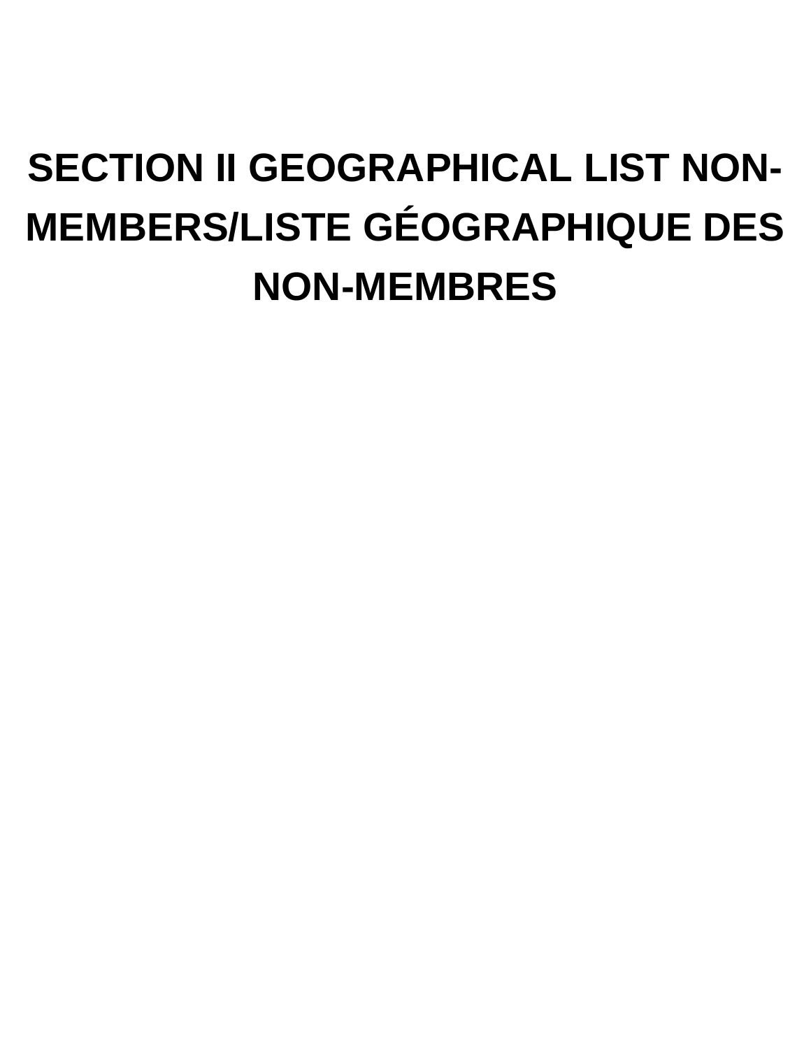# SECTION II GEOGRAPHICAL LIST NON-MEMBERS/LISTE GÉOGRAPHIQUE DES NON-MEMBRES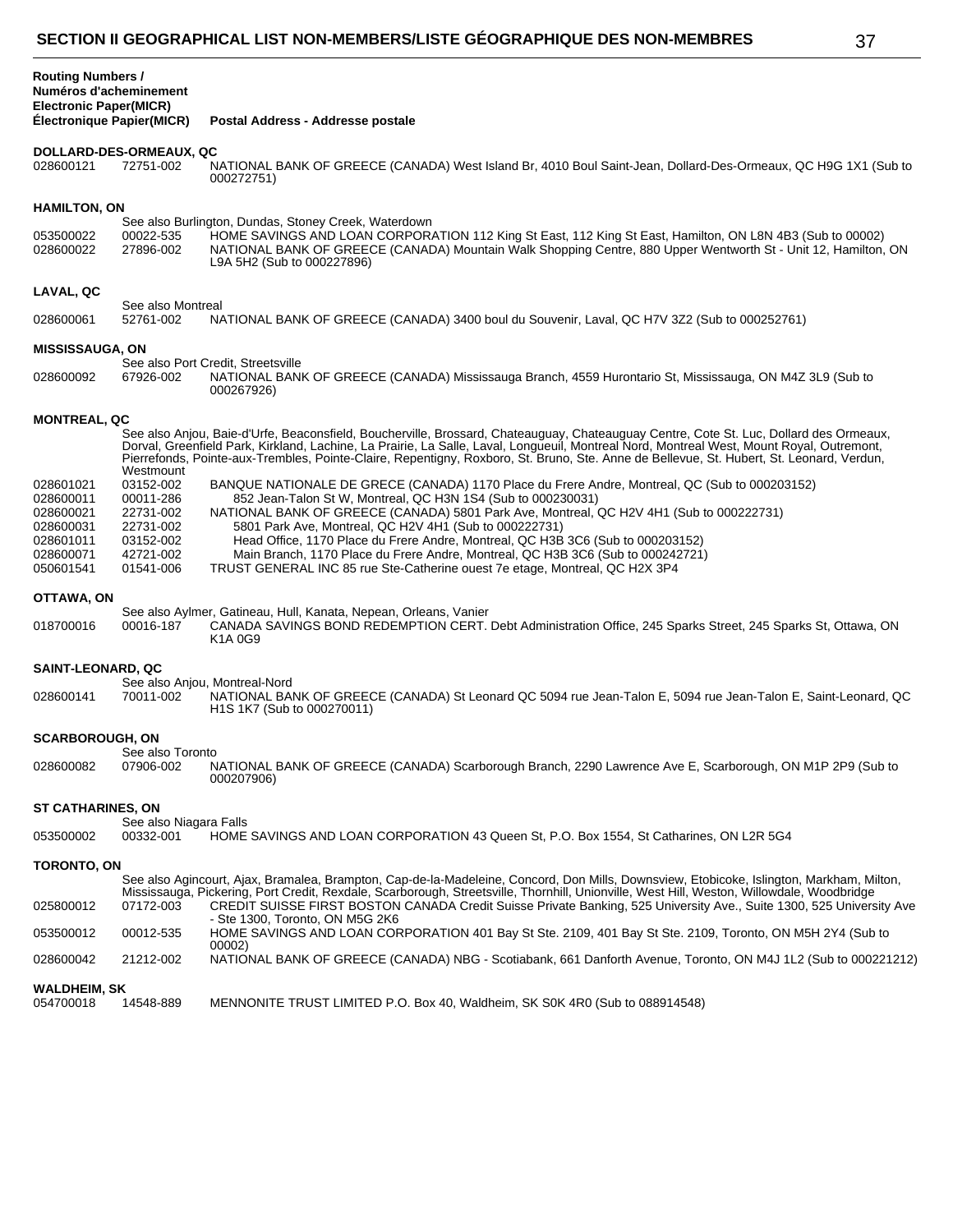## SECTION II GEOGRAPHICAL LIST NON-MEMBERS/LISTE GÉOGRAPHIQUE DES NON-MEMBRES

| Routing Numbers / Numéros d'acheminement Electronic Paper(MICR) Électronique Papier(MICR) | | Postal Address - Addresse postale |
|---|---|---|

**DOLLARD-DES-ORMEAUX, QC**

| | | |
|---|---|---|
| 028600121 | 72751-002 | NATIONAL BANK OF GREECE (CANADA) West Island Br, 4010 Boul Saint-Jean, Dollard-Des-Ormeaux, QC H9G 1X1 (Sub to 000272751) |

**HAMILTON, ON**

See also Burlington, Dundas, Stoney Creek, Waterdown

| | | |
|---|---|---|
| 053500022 | 00022-535 | HOME SAVINGS AND LOAN CORPORATION 112 King St East, 112 King St East, Hamilton, ON L8N 4B3 (Sub to 00002) |
| 028600022 | 27896-002 | NATIONAL BANK OF GREECE (CANADA) Mountain Walk Shopping Centre, 880 Upper Wentworth St - Unit 12, Hamilton, ON L9A 5H2 (Sub to 000227896) |

**LAVAL, QC**

See also Montreal

| | | |
|---|---|---|
| 028600061 | 52761-002 | NATIONAL BANK OF GREECE (CANADA) 3400 boul du Souvenir, Laval, QC H7V 3Z2 (Sub to 000252761) |

**MISSISSAUGA, ON**

See also Port Credit, Streetsville

| | | |
|---|---|---|
| 028600092 | 67926-002 | NATIONAL BANK OF GREECE (CANADA) Mississauga Branch, 4559 Hurontario St, Mississauga, ON M4Z 3L9 (Sub to 000267926) |

**MONTREAL, QC**

See also Anjou, Baie-d'Urfe, Beaconsfield, Boucherville, Brossard, Chateauguay, Chateauguay Centre, Cote St. Luc, Dollard des Ormeaux, Dorval, Greenfield Park, Kirkland, Lachine, La Prairie, La Salle, Laval, Longueuil, Montreal Nord, Montreal West, Mount Royal, Outremont, Pierrefonds, Pointe-aux-Trembles, Pointe-Claire, Repentigny, Roxboro, St. Bruno, Ste. Anne de Bellevue, St. Hubert, St. Leonard, Verdun, Westmount

| | | |
|---|---|---|
| 028601021 | 03152-002 | BANQUE NATIONALE DE GRECE (CANADA) 1170 Place du Frere Andre, Montreal, QC (Sub to 000203152) |
| 028600011 | 00011-286 | 852 Jean-Talon St W, Montreal, QC H3N 1S4 (Sub to 000230031) |
| 028600021 | 22731-002 | NATIONAL BANK OF GREECE (CANADA) 5801 Park Ave, Montreal, QC H2V 4H1 (Sub to 000222731) |
| 028600031 | 22731-002 | 5801 Park Ave, Montreal, QC H2V 4H1 (Sub to 000222731) |
| 028601011 | 03152-002 | Head Office, 1170 Place du Frere Andre, Montreal, QC H3B 3C6 (Sub to 000203152) |
| 028600071 | 42721-002 | Main Branch, 1170 Place du Frere Andre, Montreal, QC H3B 3C6 (Sub to 000242721) |
| 050601541 | 01541-006 | TRUST GENERAL INC 85 rue Ste-Catherine ouest 7e etage, Montreal, QC H2X 3P4 |

**OTTAWA, ON**

See also Aylmer, Gatineau, Hull, Kanata, Nepean, Orleans, Vanier

| | | |
|---|---|---|
| 018700016 | 00016-187 | CANADA SAVINGS BOND REDEMPTION CERT. Debt Administration Office, 245 Sparks Street, 245 Sparks St, Ottawa, ON K1A 0G9 |

**SAINT-LEONARD, QC**

See also Anjou, Montreal-Nord

| | | |
|---|---|---|
| 028600141 | 70011-002 | NATIONAL BANK OF GREECE (CANADA) St Leonard QC 5094 rue Jean-Talon E, 5094 rue Jean-Talon E, Saint-Leonard, QC H1S 1K7 (Sub to 000270011) |

**SCARBOROUGH, ON**

See also Toronto

| | | |
|---|---|---|
| 028600082 | 07906-002 | NATIONAL BANK OF GREECE (CANADA) Scarborough Branch, 2290 Lawrence Ave E, Scarborough, ON M1P 2P9 (Sub to 000207906) |

**ST CATHARINES, ON**

See also Niagara Falls

| | | |
|---|---|---|
| 053500002 | 00332-001 | HOME SAVINGS AND LOAN CORPORATION 43 Queen St, P.O. Box 1554, St Catharines, ON L2R 5G4 |

**TORONTO, ON**

See also Agincourt, Ajax, Bramalea, Brampton, Cap-de-la-Madeleine, Concord, Don Mills, Downsview, Etobicoke, Islington, Markham, Milton, Mississauga, Pickering, Port Credit, Rexdale, Scarborough, Streetsville, Thornhill, Unionville, West Hill, Weston, Willowdale, Woodbridge

| | | |
|---|---|---|
| 025800012 | 07172-003 | CREDIT SUISSE FIRST BOSTON CANADA Credit Suisse Private Banking, 525 University Ave., Suite 1300, 525 University Ave - Ste 1300, Toronto, ON M5G 2K6 |
| 053500012 | 00012-535 | HOME SAVINGS AND LOAN CORPORATION 401 Bay St Ste. 2109, 401 Bay St Ste. 2109, Toronto, ON M5H 2Y4 (Sub to 00002) |
| 028600042 | 21212-002 | NATIONAL BANK OF GREECE (CANADA) NBG - Scotiabank, 661 Danforth Avenue, Toronto, ON M4J 1L2 (Sub to 000221212) |

**WALDHEIM, SK**

| | | |
|---|---|---|
| 054700018 | 14548-889 | MENNONITE TRUST LIMITED P.O. Box 40, Waldheim, SK S0K 4R0 (Sub to 088914548) |